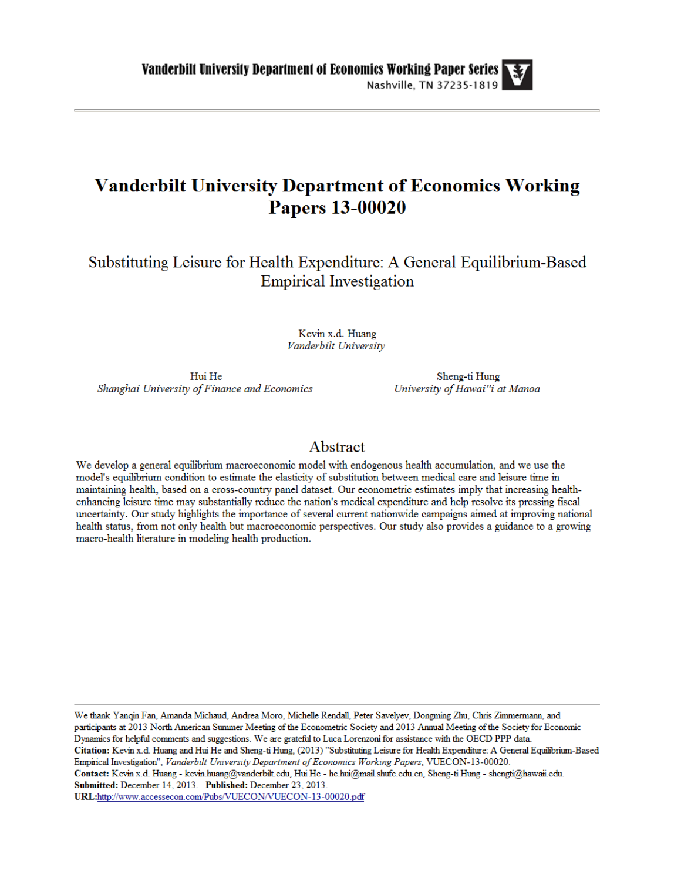Vanderbilt University Department of Economics Working Paper Series
Nashville, TN 37235-1819

# Vanderbilt University Department of Economics Working Papers 13-00020

## Substituting Leisure for Health Expenditure: A General Equilibrium-Based Empirical Investigation

Kevin x.d. Huang
*Vanderbilt University*

Hui He
*Shanghai University of Finance and Economics*

Sheng-ti Hung
*University of Hawai"i at Manoa*

## Abstract

We develop a general equilibrium macroeconomic model with endogenous health accumulation, and we use the model's equilibrium condition to estimate the elasticity of substitution between medical care and leisure time in maintaining health, based on a cross-country panel dataset. Our econometric estimates imply that increasing health-enhancing leisure time may substantially reduce the nation's medical expenditure and help resolve its pressing fiscal uncertainty. Our study highlights the importance of several current nationwide campaigns aimed at improving national health status, from not only health but macroeconomic perspectives. Our study also provides a guidance to a growing macro-health literature in modeling health production.

---

We thank Yanqin Fan, Amanda Michaud, Andrea Moro, Michelle Rendall, Peter Savelyev, Dongming Zhu, Chris Zimmermann, and participants at 2013 North American Summer Meeting of the Econometric Society and 2013 Annual Meeting of the Society for Economic Dynamics for helpful comments and suggestions. We are grateful to Luca Lorenzoni for assistance with the OECD PPP data.

**Citation:** Kevin x.d. Huang and Hui He and Sheng-ti Hung, (2013) "Substituting Leisure for Health Expenditure: A General Equilibrium-Based Empirical Investigation", *Vanderbilt University Department of Economics Working Papers*, VUECON-13-00020.

**Contact:** Kevin x.d. Huang - kevin.huang@vanderbilt.edu, Hui He - he.hui@mail.shufe.edu.cn, Sheng-ti Hung - shengti@hawaii.edu.

**Submitted:** December 14, 2013. **Published:** December 23, 2013.

**URL:** http://www.accessecon.com/Pubs/VUECON/VUECON-13-00020.pdf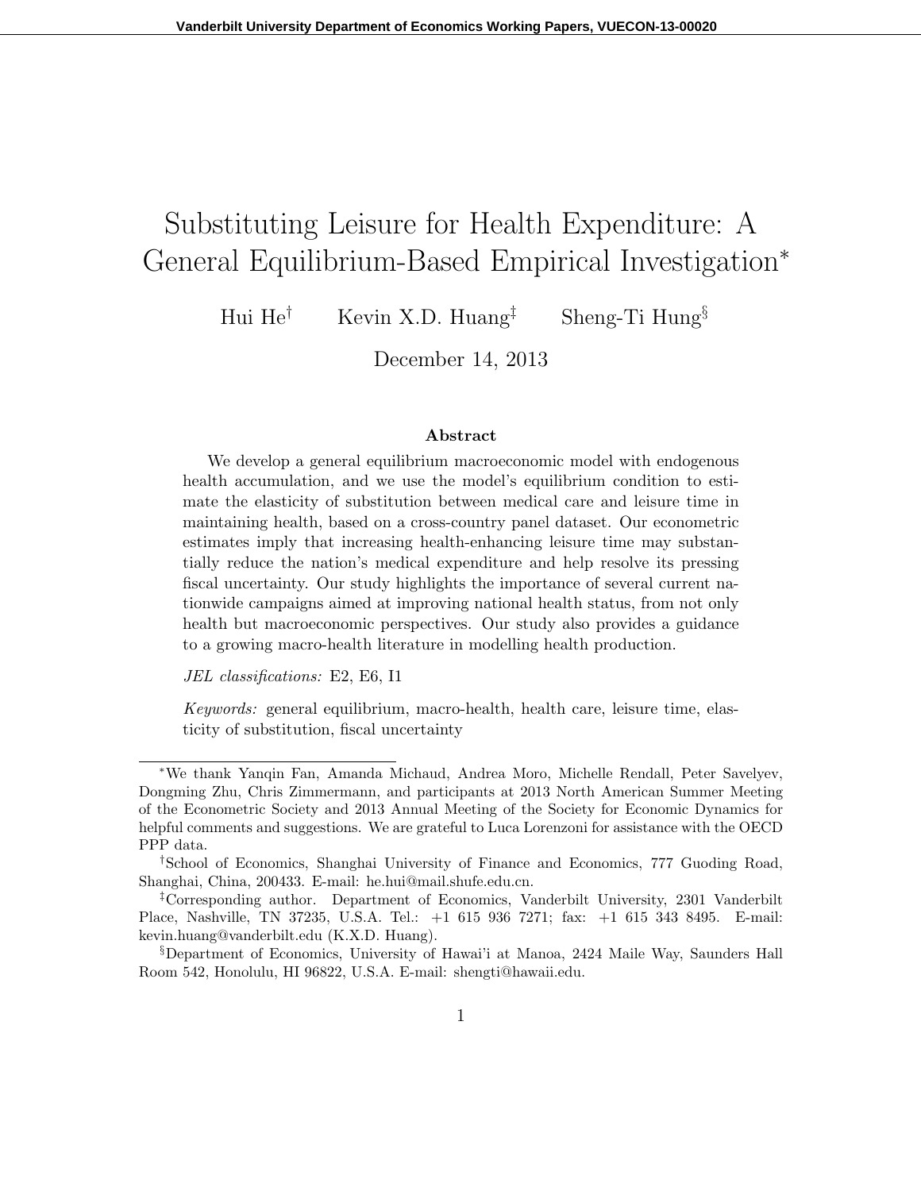# Substituting Leisure for Health Expenditure: A General Equilibrium-Based Empirical Investigation*

Hui He[†] Kevin X.D. Huang[‡] Sheng-Ti Hung[§]

December 14, 2013

### Abstract

We develop a general equilibrium macroeconomic model with endogenous health accumulation, and we use the model's equilibrium condition to estimate the elasticity of substitution between medical care and leisure time in maintaining health, based on a cross-country panel dataset. Our econometric estimates imply that increasing health-enhancing leisure time may substantially reduce the nation's medical expenditure and help resolve its pressing fiscal uncertainty. Our study highlights the importance of several current nationwide campaigns aimed at improving national health status, from not only health but macroeconomic perspectives. Our study also provides a guidance to a growing macro-health literature in modelling health production.

*JEL classifications:* E2, E6, I1

*Keywords:* general equilibrium, macro-health, health care, leisure time, elasticity of substitution, fiscal uncertainty

---

*We thank Yanqin Fan, Amanda Michaud, Andrea Moro, Michelle Rendall, Peter Savelyev, Dongming Zhu, Chris Zimmermann, and participants at 2013 North American Summer Meeting of the Econometric Society and 2013 Annual Meeting of the Society for Economic Dynamics for helpful comments and suggestions. We are grateful to Luca Lorenzoni for assistance with the OECD PPP data.

[†]School of Economics, Shanghai University of Finance and Economics, 777 Guoding Road, Shanghai, China, 200433. E-mail: he.hui@mail.shufe.edu.cn.

[‡]Corresponding author. Department of Economics, Vanderbilt University, 2301 Vanderbilt Place, Nashville, TN 37235, U.S.A. Tel.: +1 615 936 7271; fax: +1 615 343 8495. E-mail: kevin.huang@vanderbilt.edu (K.X.D. Huang).

[§]Department of Economics, University of Hawai'i at Manoa, 2424 Maile Way, Saunders Hall Room 542, Honolulu, HI 96822, U.S.A. E-mail: shengti@hawaii.edu.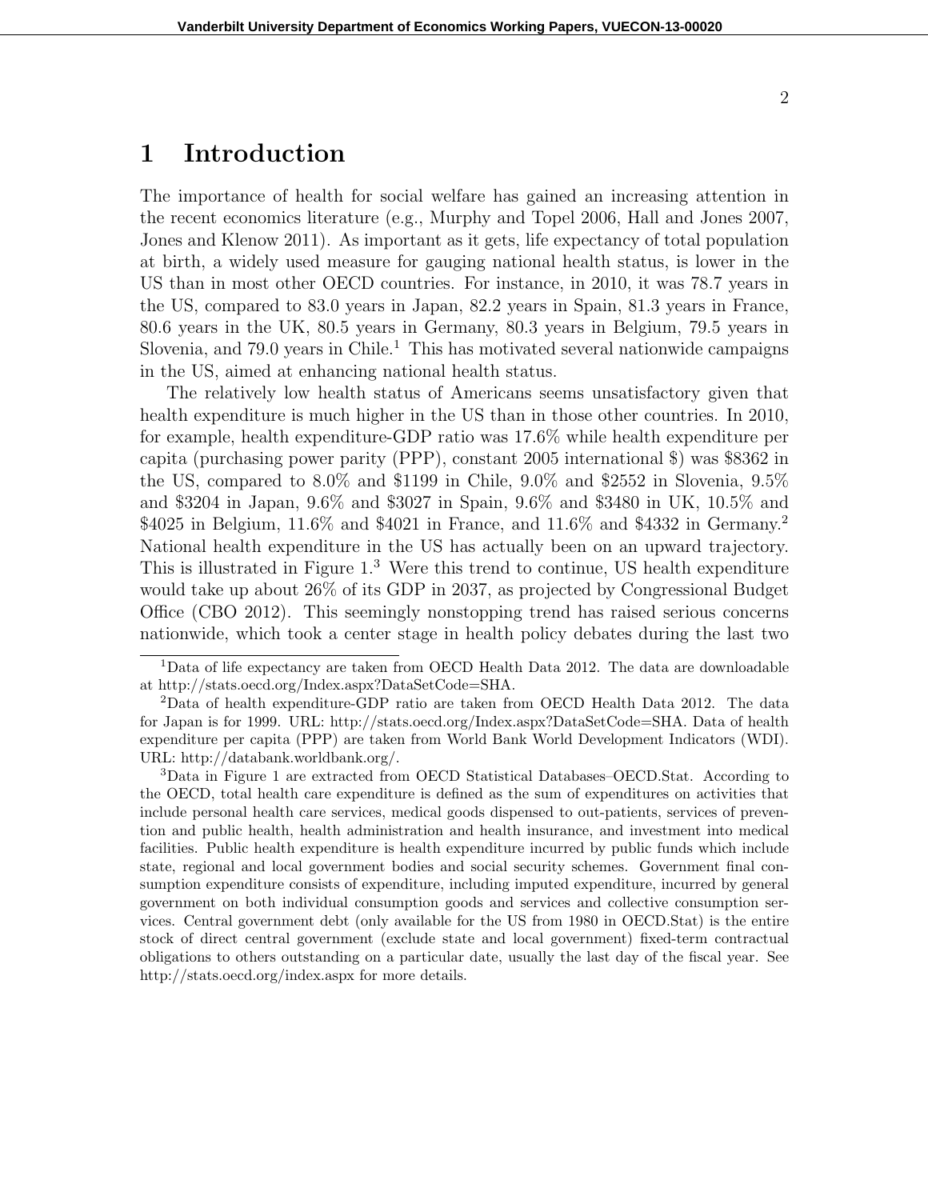# 1 Introduction

The importance of health for social welfare has gained an increasing attention in the recent economics literature (e.g., Murphy and Topel 2006, Hall and Jones 2007, Jones and Klenow 2011). As important as it gets, life expectancy of total population at birth, a widely used measure for gauging national health status, is lower in the US than in most other OECD countries. For instance, in 2010, it was 78.7 years in the US, compared to 83.0 years in Japan, 82.2 years in Spain, 81.3 years in France, 80.6 years in the UK, 80.5 years in Germany, 80.3 years in Belgium, 79.5 years in Slovenia, and 79.0 years in Chile.[1] This has motivated several nationwide campaigns in the US, aimed at enhancing national health status.

The relatively low health status of Americans seems unsatisfactory given that health expenditure is much higher in the US than in those other countries. In 2010, for example, health expenditure-GDP ratio was 17.6% while health expenditure per capita (purchasing power parity (PPP), constant 2005 international $) was $8362 in the US, compared to 8.0% and $1199 in Chile, 9.0% and $2552 in Slovenia, 9.5% and $3204 in Japan, 9.6% and $3027 in Spain, 9.6% and $3480 in UK, 10.5% and $4025 in Belgium, 11.6% and $4021 in France, and 11.6% and $4332 in Germany.[2] National health expenditure in the US has actually been on an upward trajectory. This is illustrated in Figure 1.[3] Were this trend to continue, US health expenditure would take up about 26% of its GDP in 2037, as projected by Congressional Budget Office (CBO 2012). This seemingly nonstopping trend has raised serious concerns nationwide, which took a center stage in health policy debates during the last two

---

[1] Data of life expectancy are taken from OECD Health Data 2012. The data are downloadable at http://stats.oecd.org/Index.aspx?DataSetCode=SHA.

[2] Data of health expenditure-GDP ratio are taken from OECD Health Data 2012. The data for Japan is for 1999. URL: http://stats.oecd.org/Index.aspx?DataSetCode=SHA. Data of health expenditure per capita (PPP) are taken from World Bank World Development Indicators (WDI). URL: http://databank.worldbank.org/.

[3] Data in Figure 1 are extracted from OECD Statistical Databases–OECD.Stat. According to the OECD, total health care expenditure is defined as the sum of expenditures on activities that include personal health care services, medical goods dispensed to out-patients, services of prevention and public health, health administration and health insurance, and investment into medical facilities. Public health expenditure is health expenditure incurred by public funds which include state, regional and local government bodies and social security schemes. Government final consumption expenditure consists of expenditure, including imputed expenditure, incurred by general government on both individual consumption goods and services and collective consumption services. Central government debt (only available for the US from 1980 in OECD.Stat) is the entire stock of direct central government (exclude state and local government) fixed-term contractual obligations to others outstanding on a particular date, usually the last day of the fiscal year. See http://stats.oecd.org/index.aspx for more details.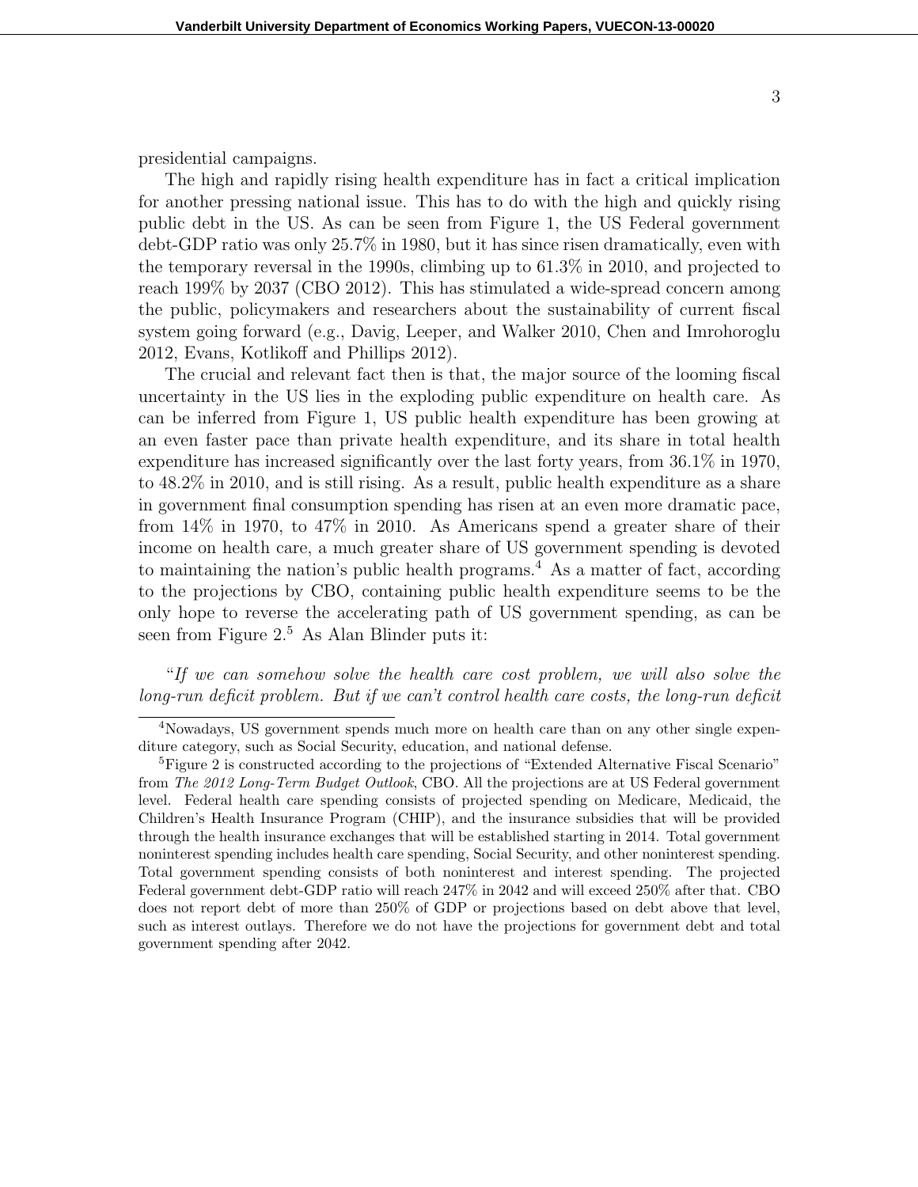presidential campaigns.

The high and rapidly rising health expenditure has in fact a critical implication for another pressing national issue. This has to do with the high and quickly rising public debt in the US. As can be seen from Figure 1, the US Federal government debt-GDP ratio was only 25.7% in 1980, but it has since risen dramatically, even with the temporary reversal in the 1990s, climbing up to 61.3% in 2010, and projected to reach 199% by 2037 (CBO 2012). This has stimulated a wide-spread concern among the public, policymakers and researchers about the sustainability of current fiscal system going forward (e.g., Davig, Leeper, and Walker 2010, Chen and Imrohoroglu 2012, Evans, Kotlikoff and Phillips 2012).

The crucial and relevant fact then is that, the major source of the looming fiscal uncertainty in the US lies in the exploding public expenditure on health care. As can be inferred from Figure 1, US public health expenditure has been growing at an even faster pace than private health expenditure, and its share in total health expenditure has increased significantly over the last forty years, from 36.1% in 1970, to 48.2% in 2010, and is still rising. As a result, public health expenditure as a share in government final consumption spending has risen at an even more dramatic pace, from 14% in 1970, to 47% in 2010. As Americans spend a greater share of their income on health care, a much greater share of US government spending is devoted to maintaining the nation's public health programs.[4] As a matter of fact, according to the projections by CBO, containing public health expenditure seems to be the only hope to reverse the accelerating path of US government spending, as can be seen from Figure 2.[5] As Alan Blinder puts it:

"*If we can somehow solve the health care cost problem, we will also solve the long-run deficit problem. But if we can't control health care costs, the long-run deficit*

[4] Nowadays, US government spends much more on health care than on any other single expenditure category, such as Social Security, education, and national defense.

[5] Figure 2 is constructed according to the projections of "Extended Alternative Fiscal Scenario" from *The 2012 Long-Term Budget Outlook*, CBO. All the projections are at US Federal government level. Federal health care spending consists of projected spending on Medicare, Medicaid, the Children's Health Insurance Program (CHIP), and the insurance subsidies that will be provided through the health insurance exchanges that will be established starting in 2014. Total government noninterest spending includes health care spending, Social Security, and other noninterest spending. Total government spending consists of both noninterest and interest spending. The projected Federal government debt-GDP ratio will reach 247% in 2042 and will exceed 250% after that. CBO does not report debt of more than 250% of GDP or projections based on debt above that level, such as interest outlays. Therefore we do not have the projections for government debt and total government spending after 2042.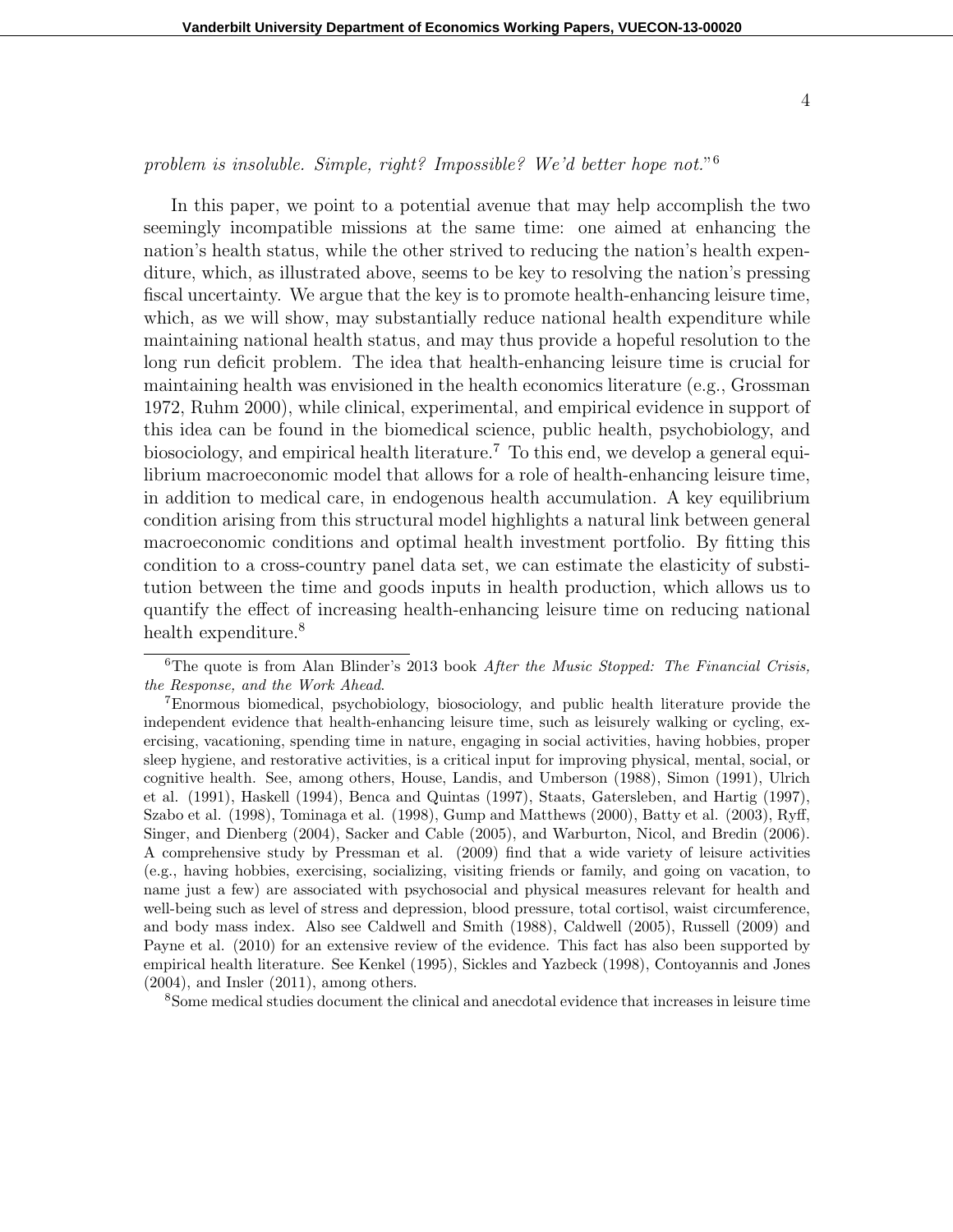*problem is insoluble. Simple, right? Impossible? We'd better hope not.*"[6]

In this paper, we point to a potential avenue that may help accomplish the two seemingly incompatible missions at the same time: one aimed at enhancing the nation's health status, while the other strived to reducing the nation's health expenditure, which, as illustrated above, seems to be key to resolving the nation's pressing fiscal uncertainty. We argue that the key is to promote health-enhancing leisure time, which, as we will show, may substantially reduce national health expenditure while maintaining national health status, and may thus provide a hopeful resolution to the long run deficit problem. The idea that health-enhancing leisure time is crucial for maintaining health was envisioned in the health economics literature (e.g., Grossman 1972, Ruhm 2000), while clinical, experimental, and empirical evidence in support of this idea can be found in the biomedical science, public health, psychobiology, and biosociology, and empirical health literature.[7] To this end, we develop a general equilibrium macroeconomic model that allows for a role of health-enhancing leisure time, in addition to medical care, in endogenous health accumulation. A key equilibrium condition arising from this structural model highlights a natural link between general macroeconomic conditions and optimal health investment portfolio. By fitting this condition to a cross-country panel data set, we can estimate the elasticity of substitution between the time and goods inputs in health production, which allows us to quantify the effect of increasing health-enhancing leisure time on reducing national health expenditure.[8]

---

[6]The quote is from Alan Blinder's 2013 book *After the Music Stopped: The Financial Crisis, the Response, and the Work Ahead*.

[7]Enormous biomedical, psychobiology, biosociology, and public health literature provide the independent evidence that health-enhancing leisure time, such as leisurely walking or cycling, exercising, vacationing, spending time in nature, engaging in social activities, having hobbies, proper sleep hygiene, and restorative activities, is a critical input for improving physical, mental, social, or cognitive health. See, among others, House, Landis, and Umberson (1988), Simon (1991), Ulrich et al. (1991), Haskell (1994), Benca and Quintas (1997), Staats, Gatersleben, and Hartig (1997), Szabo et al. (1998), Tominaga et al. (1998), Gump and Matthews (2000), Batty et al. (2003), Ryff, Singer, and Dienberg (2004), Sacker and Cable (2005), and Warburton, Nicol, and Bredin (2006). A comprehensive study by Pressman et al. (2009) find that a wide variety of leisure activities (e.g., having hobbies, exercising, socializing, visiting friends or family, and going on vacation, to name just a few) are associated with psychosocial and physical measures relevant for health and well-being such as level of stress and depression, blood pressure, total cortisol, waist circumference, and body mass index. Also see Caldwell and Smith (1988), Caldwell (2005), Russell (2009) and Payne et al. (2010) for an extensive review of the evidence. This fact has also been supported by empirical health literature. See Kenkel (1995), Sickles and Yazbeck (1998), Contoyannis and Jones (2004), and Insler (2011), among others.

[8]Some medical studies document the clinical and anecdotal evidence that increases in leisure time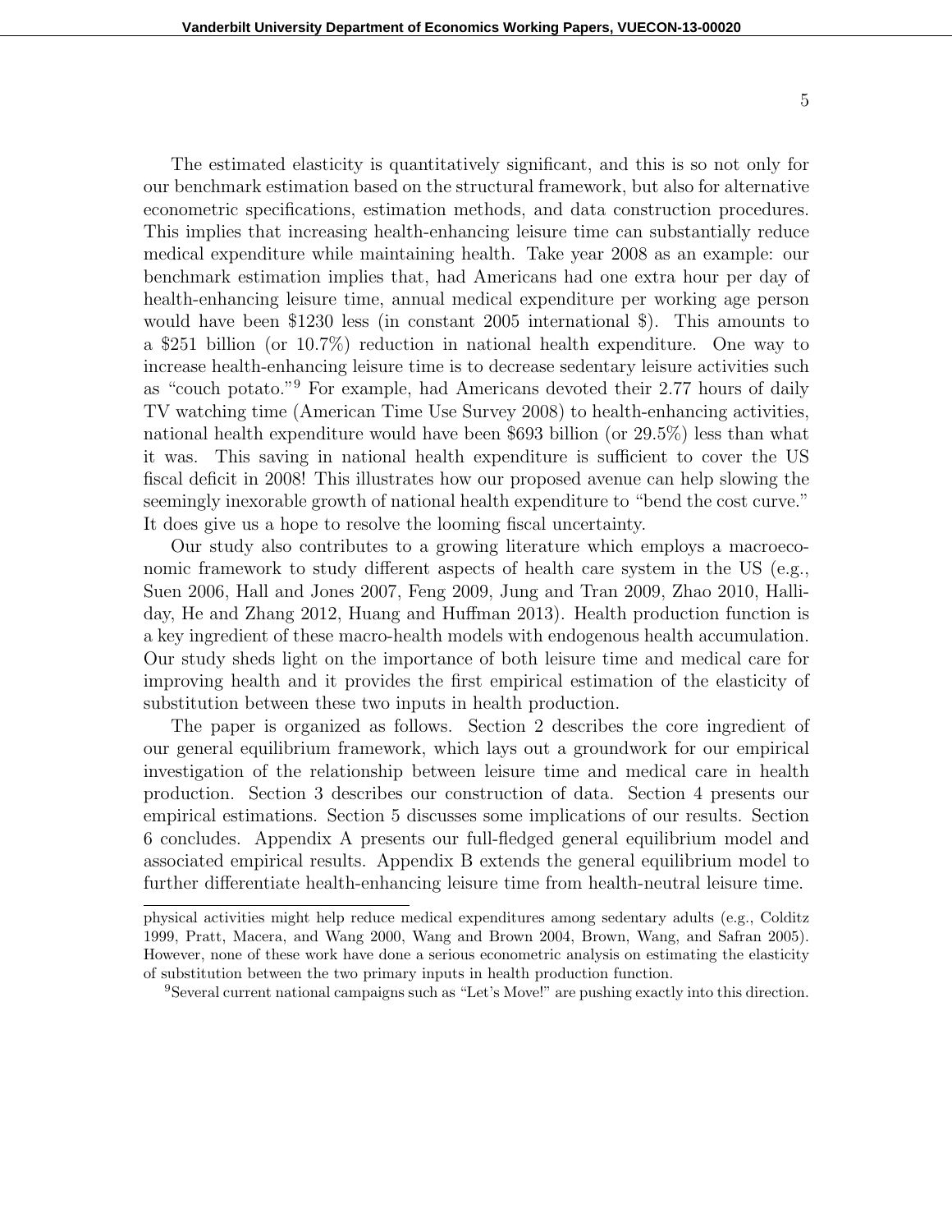The estimated elasticity is quantitatively significant, and this is so not only for our benchmark estimation based on the structural framework, but also for alternative econometric specifications, estimation methods, and data construction procedures. This implies that increasing health-enhancing leisure time can substantially reduce medical expenditure while maintaining health. Take year 2008 as an example: our benchmark estimation implies that, had Americans had one extra hour per day of health-enhancing leisure time, annual medical expenditure per working age person would have been \$1230 less (in constant 2005 international \$). This amounts to a \$251 billion (or 10.7%) reduction in national health expenditure. One way to increase health-enhancing leisure time is to decrease sedentary leisure activities such as "couch potato."[9] For example, had Americans devoted their 2.77 hours of daily TV watching time (American Time Use Survey 2008) to health-enhancing activities, national health expenditure would have been \$693 billion (or 29.5%) less than what it was. This saving in national health expenditure is sufficient to cover the US fiscal deficit in 2008! This illustrates how our proposed avenue can help slowing the seemingly inexorable growth of national health expenditure to "bend the cost curve." It does give us a hope to resolve the looming fiscal uncertainty.

Our study also contributes to a growing literature which employs a macroeconomic framework to study different aspects of health care system in the US (e.g., Suen 2006, Hall and Jones 2007, Feng 2009, Jung and Tran 2009, Zhao 2010, Halliday, He and Zhang 2012, Huang and Huffman 2013). Health production function is a key ingredient of these macro-health models with endogenous health accumulation. Our study sheds light on the importance of both leisure time and medical care for improving health and it provides the first empirical estimation of the elasticity of substitution between these two inputs in health production.

The paper is organized as follows. Section 2 describes the core ingredient of our general equilibrium framework, which lays out a groundwork for our empirical investigation of the relationship between leisure time and medical care in health production. Section 3 describes our construction of data. Section 4 presents our empirical estimations. Section 5 discusses some implications of our results. Section 6 concludes. Appendix A presents our full-fledged general equilibrium model and associated empirical results. Appendix B extends the general equilibrium model to further differentiate health-enhancing leisure time from health-neutral leisure time.

---

physical activities might help reduce medical expenditures among sedentary adults (e.g., Colditz 1999, Pratt, Macera, and Wang 2000, Wang and Brown 2004, Brown, Wang, and Safran 2005). However, none of these work have done a serious econometric analysis on estimating the elasticity of substitution between the two primary inputs in health production function.

[9] Several current national campaigns such as "Let's Move!" are pushing exactly into this direction.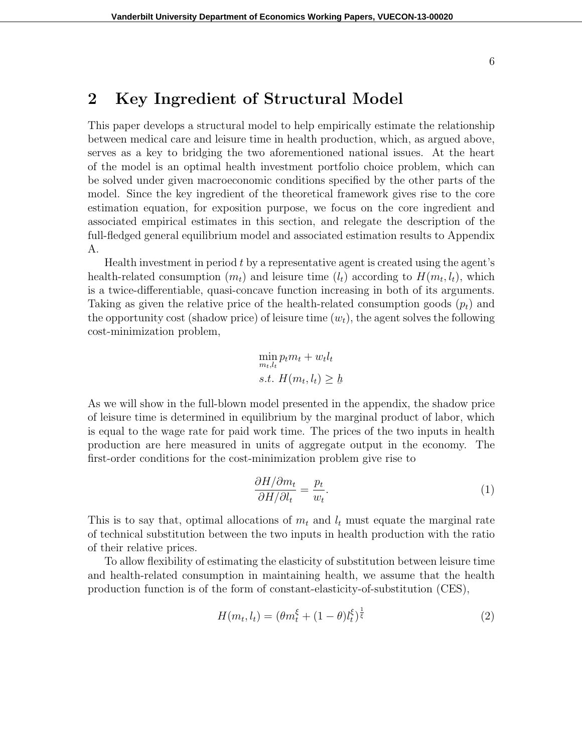## 2 Key Ingredient of Structural Model

This paper develops a structural model to help empirically estimate the relationship between medical care and leisure time in health production, which, as argued above, serves as a key to bridging the two aforementioned national issues. At the heart of the model is an optimal health investment portfolio choice problem, which can be solved under given macroeconomic conditions specified by the other parts of the model. Since the key ingredient of the theoretical framework gives rise to the core estimation equation, for exposition purpose, we focus on the core ingredient and associated empirical estimates in this section, and relegate the description of the full-fledged general equilibrium model and associated estimation results to Appendix A.

Health investment in period $t$ by a representative agent is created using the agent's health-related consumption ($m_t$) and leisure time ($l_t$) according to $H(m_t, l_t)$, which is a twice-differentiable, quasi-concave function increasing in both of its arguments. Taking as given the relative price of the health-related consumption goods ($p_t$) and the opportunity cost (shadow price) of leisure time ($w_t$), the agent solves the following cost-minimization problem,

$$
\begin{aligned}
&\min_{m_t, l_t} p_t m_t + w_t l_t \\
&s.t.\ H(m_t, l_t) \geq \underline{h}
\end{aligned}
$$

As we will show in the full-blown model presented in the appendix, the shadow price of leisure time is determined in equilibrium by the marginal product of labor, which is equal to the wage rate for paid work time. The prices of the two inputs in health production are here measured in units of aggregate output in the economy. The first-order conditions for the cost-minimization problem give rise to

$$
\frac{\partial H / \partial m_t}{\partial H / \partial l_t} = \frac{p_t}{w_t}. \tag{1}
$$

This is to say that, optimal allocations of $m_t$ and $l_t$ must equate the marginal rate of technical substitution between the two inputs in health production with the ratio of their relative prices.

To allow flexibility of estimating the elasticity of substitution between leisure time and health-related consumption in maintaining health, we assume that the health production function is of the form of constant-elasticity-of-substitution (CES),

$$
H(m_t, l_t) = (\theta m_t^{\xi} + (1 - \theta) l_t^{\xi})^{\frac{1}{\xi}} \tag{2}
$$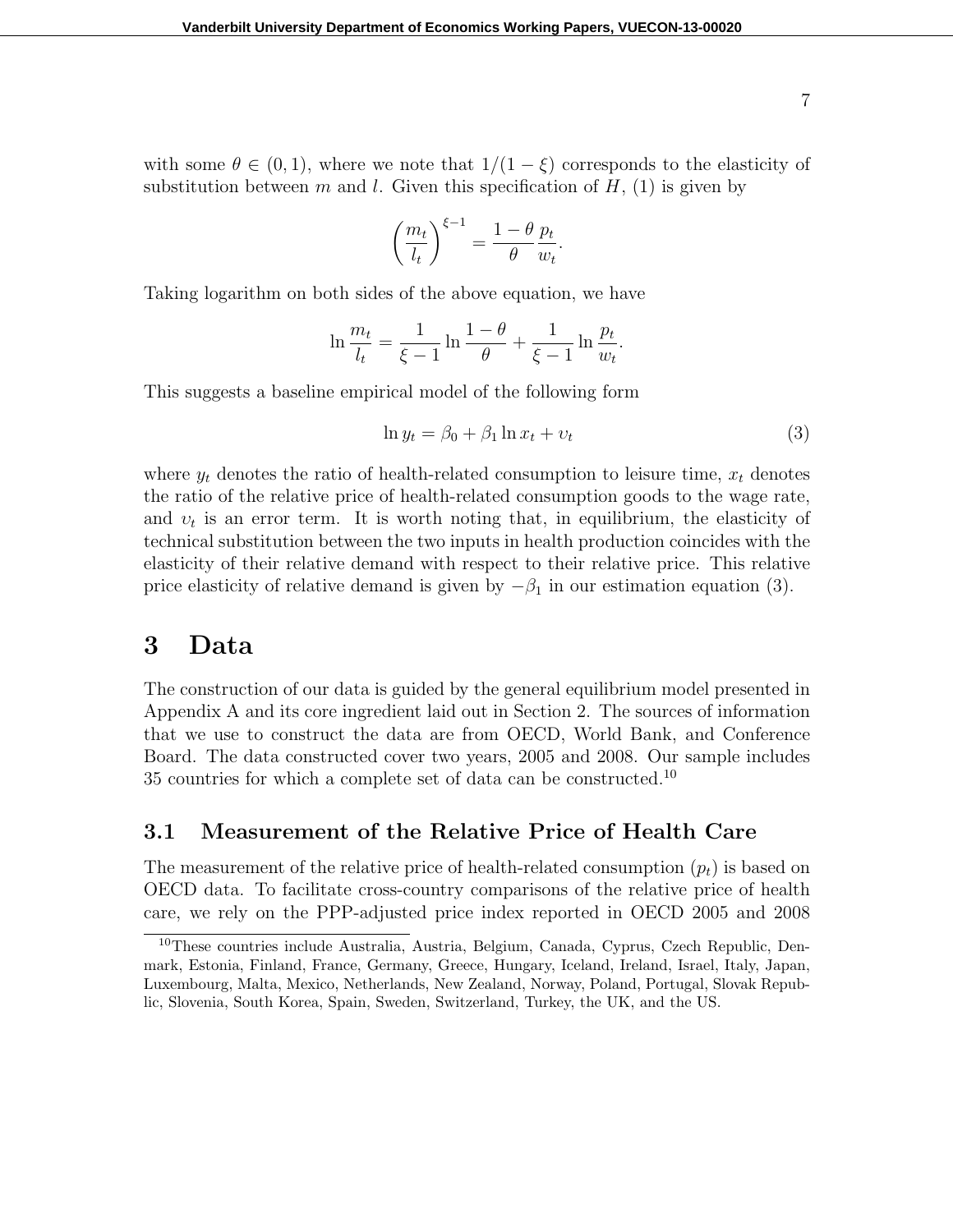with some $\theta \in (0, 1)$, where we note that $1/(1 - \xi)$ corresponds to the elasticity of substitution between $m$ and $l$. Given this specification of $H$, (1) is given by

$$\left(\frac{m_t}{l_t}\right)^{\xi - 1} = \frac{1 - \theta}{\theta} \frac{p_t}{w_t}.$$

Taking logarithm on both sides of the above equation, we have

$$\ln \frac{m_t}{l_t} = \frac{1}{\xi - 1} \ln \frac{1 - \theta}{\theta} + \frac{1}{\xi - 1} \ln \frac{p_t}{w_t}.$$

This suggests a baseline empirical model of the following form

$$\ln y_t = \beta_0 + \beta_1 \ln x_t + \upsilon_t \tag{3}$$

where $y_t$ denotes the ratio of health-related consumption to leisure time, $x_t$ denotes the ratio of the relative price of health-related consumption goods to the wage rate, and $\upsilon_t$ is an error term. It is worth noting that, in equilibrium, the elasticity of technical substitution between the two inputs in health production coincides with the elasticity of their relative demand with respect to their relative price. This relative price elasticity of relative demand is given by $-\beta_1$ in our estimation equation (3).

# 3 Data

The construction of our data is guided by the general equilibrium model presented in Appendix A and its core ingredient laid out in Section 2. The sources of information that we use to construct the data are from OECD, World Bank, and Conference Board. The data constructed cover two years, 2005 and 2008. Our sample includes 35 countries for which a complete set of data can be constructed.[10]

## 3.1 Measurement of the Relative Price of Health Care

The measurement of the relative price of health-related consumption ($p_t$) is based on OECD data. To facilitate cross-country comparisons of the relative price of health care, we rely on the PPP-adjusted price index reported in OECD 2005 and 2008

[10] These countries include Australia, Austria, Belgium, Canada, Cyprus, Czech Republic, Denmark, Estonia, Finland, France, Germany, Greece, Hungary, Iceland, Ireland, Israel, Italy, Japan, Luxembourg, Malta, Mexico, Netherlands, New Zealand, Norway, Poland, Portugal, Slovak Republic, Slovenia, South Korea, Spain, Sweden, Switzerland, Turkey, the UK, and the US.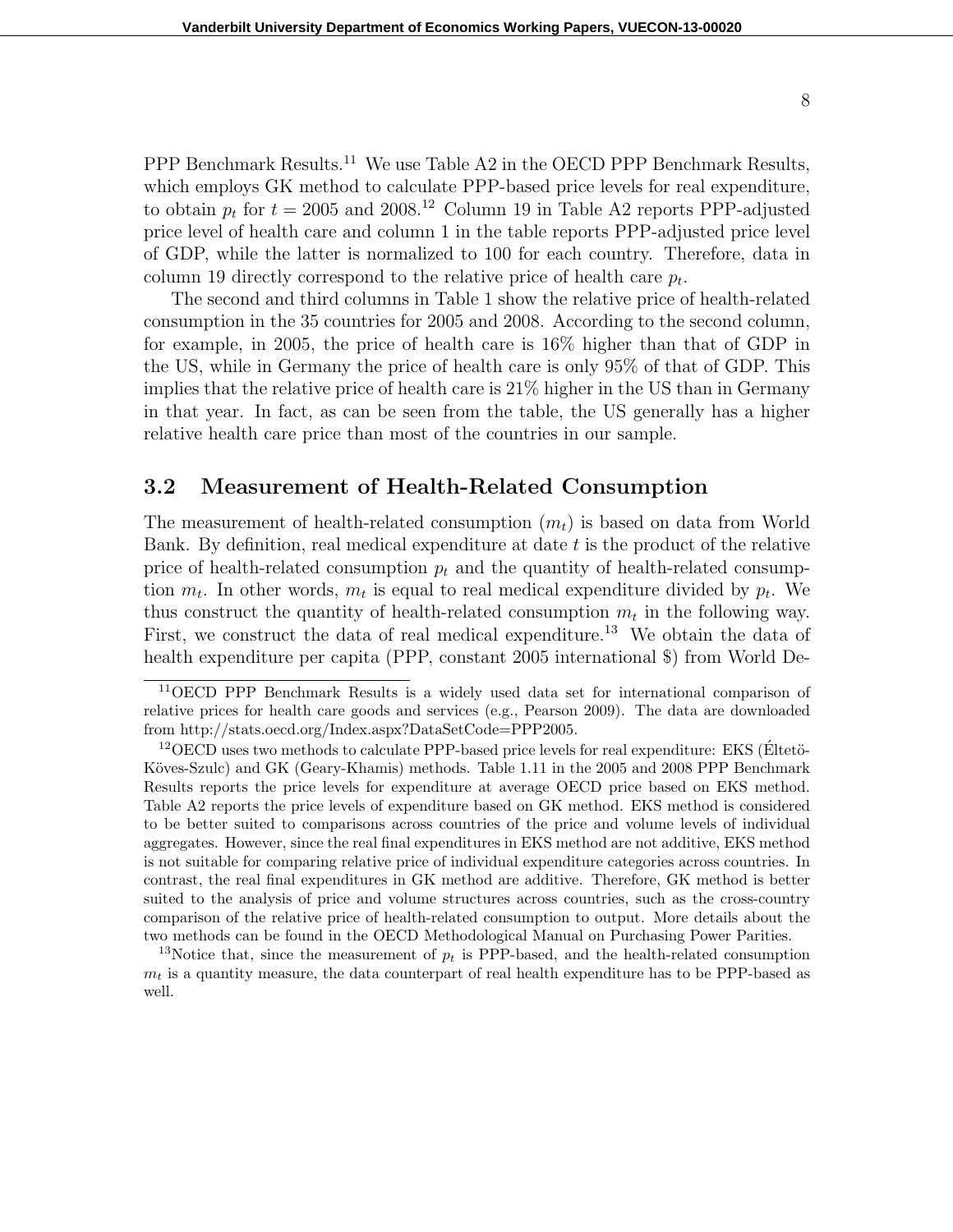PPP Benchmark Results.[11] We use Table A2 in the OECD PPP Benchmark Results, which employs GK method to calculate PPP-based price levels for real expenditure, to obtain $p_t$ for $t = 2005$ and 2008.[12] Column 19 in Table A2 reports PPP-adjusted price level of health care and column 1 in the table reports PPP-adjusted price level of GDP, while the latter is normalized to 100 for each country. Therefore, data in column 19 directly correspond to the relative price of health care $p_t$.

The second and third columns in Table 1 show the relative price of health-related consumption in the 35 countries for 2005 and 2008. According to the second column, for example, in 2005, the price of health care is 16% higher than that of GDP in the US, while in Germany the price of health care is only 95% of that of GDP. This implies that the relative price of health care is 21% higher in the US than in Germany in that year. In fact, as can be seen from the table, the US generally has a higher relative health care price than most of the countries in our sample.

## 3.2 Measurement of Health-Related Consumption

The measurement of health-related consumption ($m_t$) is based on data from World Bank. By definition, real medical expenditure at date $t$ is the product of the relative price of health-related consumption $p_t$ and the quantity of health-related consumption $m_t$. In other words, $m_t$ is equal to real medical expenditure divided by $p_t$. We thus construct the quantity of health-related consumption $m_t$ in the following way. First, we construct the data of real medical expenditure.[13] We obtain the data of health expenditure per capita (PPP, constant 2005 international $) from World De-

[11] OECD PPP Benchmark Results is a widely used data set for international comparison of relative prices for health care goods and services (e.g., Pearson 2009). The data are downloaded from http://stats.oecd.org/Index.aspx?DataSetCode=PPP2005.

[12] OECD uses two methods to calculate PPP-based price levels for real expenditure: EKS (Éltető-Köves-Szulc) and GK (Geary-Khamis) methods. Table 1.11 in the 2005 and 2008 PPP Benchmark Results reports the price levels for expenditure at average OECD price based on EKS method. Table A2 reports the price levels of expenditure based on GK method. EKS method is considered to be better suited to comparisons across countries of the price and volume levels of individual aggregates. However, since the real final expenditures in EKS method are not additive, EKS method is not suitable for comparing relative price of individual expenditure categories across countries. In contrast, the real final expenditures in GK method are additive. Therefore, GK method is better suited to the analysis of price and volume structures across countries, such as the cross-country comparison of the relative price of health-related consumption to output. More details about the two methods can be found in the OECD Methodological Manual on Purchasing Power Parities.

[13] Notice that, since the measurement of $p_t$ is PPP-based, and the health-related consumption $m_t$ is a quantity measure, the data counterpart of real health expenditure has to be PPP-based as well.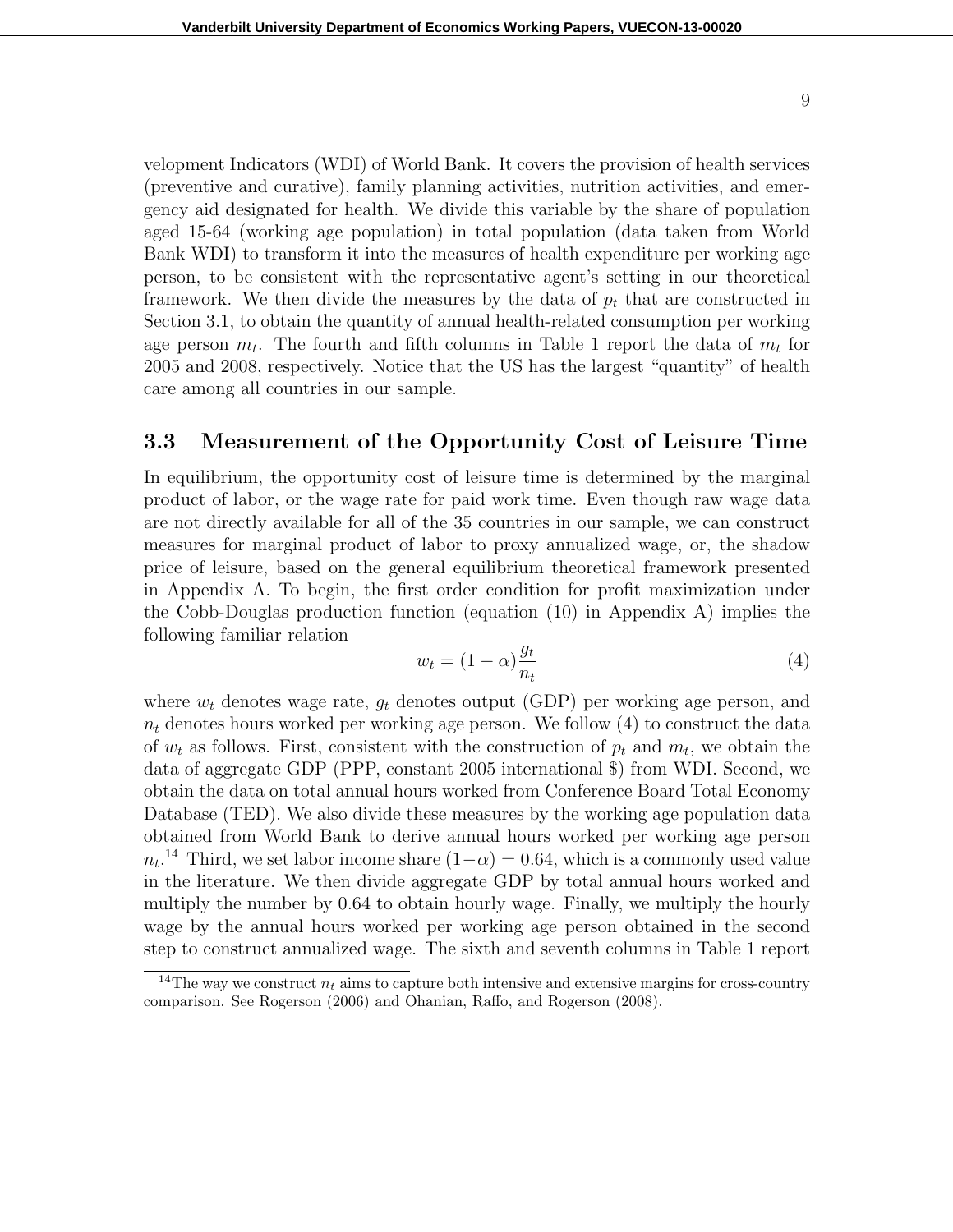velopment Indicators (WDI) of World Bank. It covers the provision of health services (preventive and curative), family planning activities, nutrition activities, and emergency aid designated for health. We divide this variable by the share of population aged 15-64 (working age population) in total population (data taken from World Bank WDI) to transform it into the measures of health expenditure per working age person, to be consistent with the representative agent's setting in our theoretical framework. We then divide the measures by the data of $p_t$ that are constructed in Section 3.1, to obtain the quantity of annual health-related consumption per working age person $m_t$. The fourth and fifth columns in Table 1 report the data of $m_t$ for 2005 and 2008, respectively. Notice that the US has the largest "quantity" of health care among all countries in our sample.

### 3.3 Measurement of the Opportunity Cost of Leisure Time

In equilibrium, the opportunity cost of leisure time is determined by the marginal product of labor, or the wage rate for paid work time. Even though raw wage data are not directly available for all of the 35 countries in our sample, we can construct measures for marginal product of labor to proxy annualized wage, or, the shadow price of leisure, based on the general equilibrium theoretical framework presented in Appendix A. To begin, the first order condition for profit maximization under the Cobb-Douglas production function (equation (10) in Appendix A) implies the following familiar relation

$$w_t = (1 - \alpha)\frac{g_t}{n_t} \tag{4}$$

where $w_t$ denotes wage rate, $g_t$ denotes output (GDP) per working age person, and $n_t$ denotes hours worked per working age person. We follow (4) to construct the data of $w_t$ as follows. First, consistent with the construction of $p_t$ and $m_t$, we obtain the data of aggregate GDP (PPP, constant 2005 international $) from WDI. Second, we obtain the data on total annual hours worked from Conference Board Total Economy Database (TED). We also divide these measures by the working age population data obtained from World Bank to derive annual hours worked per working age person $n_t$.[14] Third, we set labor income share $(1-\alpha) = 0.64$, which is a commonly used value in the literature. We then divide aggregate GDP by total annual hours worked and multiply the number by 0.64 to obtain hourly wage. Finally, we multiply the hourly wage by the annual hours worked per working age person obtained in the second step to construct annualized wage. The sixth and seventh columns in Table 1 report

[14] The way we construct $n_t$ aims to capture both intensive and extensive margins for cross-country comparison. See Rogerson (2006) and Ohanian, Raffo, and Rogerson (2008).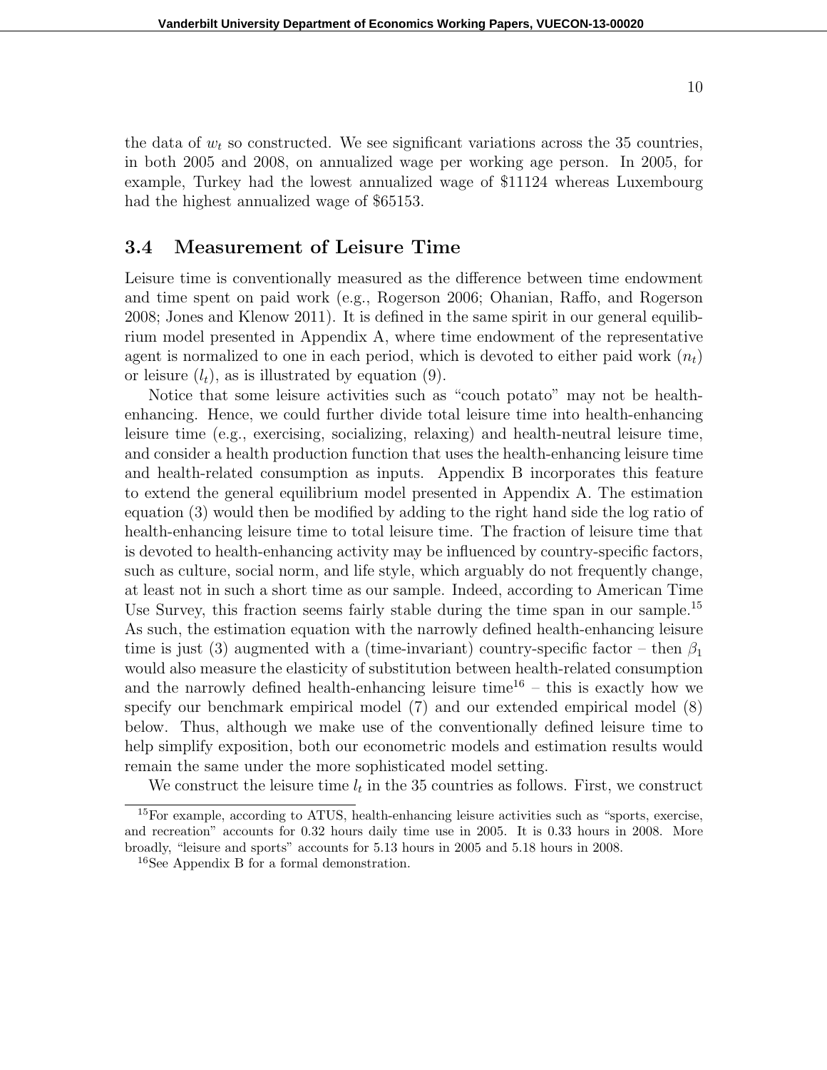the data of $w_t$ so constructed. We see significant variations across the 35 countries, in both 2005 and 2008, on annualized wage per working age person. In 2005, for example, Turkey had the lowest annualized wage of \$11124 whereas Luxembourg had the highest annualized wage of \$65153.

### 3.4 Measurement of Leisure Time

Leisure time is conventionally measured as the difference between time endowment and time spent on paid work (e.g., Rogerson 2006; Ohanian, Raffo, and Rogerson 2008; Jones and Klenow 2011). It is defined in the same spirit in our general equilibrium model presented in Appendix A, where time endowment of the representative agent is normalized to one in each period, which is devoted to either paid work ($n_t$) or leisure ($l_t$), as is illustrated by equation (9).

Notice that some leisure activities such as "couch potato" may not be health-enhancing. Hence, we could further divide total leisure time into health-enhancing leisure time (e.g., exercising, socializing, relaxing) and health-neutral leisure time, and consider a health production function that uses the health-enhancing leisure time and health-related consumption as inputs. Appendix B incorporates this feature to extend the general equilibrium model presented in Appendix A. The estimation equation (3) would then be modified by adding to the right hand side the log ratio of health-enhancing leisure time to total leisure time. The fraction of leisure time that is devoted to health-enhancing activity may be influenced by country-specific factors, such as culture, social norm, and life style, which arguably do not frequently change, at least not in such a short time as our sample. Indeed, according to American Time Use Survey, this fraction seems fairly stable during the time span in our sample.[15] As such, the estimation equation with the narrowly defined health-enhancing leisure time is just (3) augmented with a (time-invariant) country-specific factor – then $\beta_1$ would also measure the elasticity of substitution between health-related consumption and the narrowly defined health-enhancing leisure time[16] – this is exactly how we specify our benchmark empirical model (7) and our extended empirical model (8) below. Thus, although we make use of the conventionally defined leisure time to help simplify exposition, both our econometric models and estimation results would remain the same under the more sophisticated model setting.

We construct the leisure time $l_t$ in the 35 countries as follows. First, we construct

[15] For example, according to ATUS, health-enhancing leisure activities such as "sports, exercise, and recreation" accounts for 0.32 hours daily time use in 2005. It is 0.33 hours in 2008. More broadly, "leisure and sports" accounts for 5.13 hours in 2005 and 5.18 hours in 2008.

[16] See Appendix B for a formal demonstration.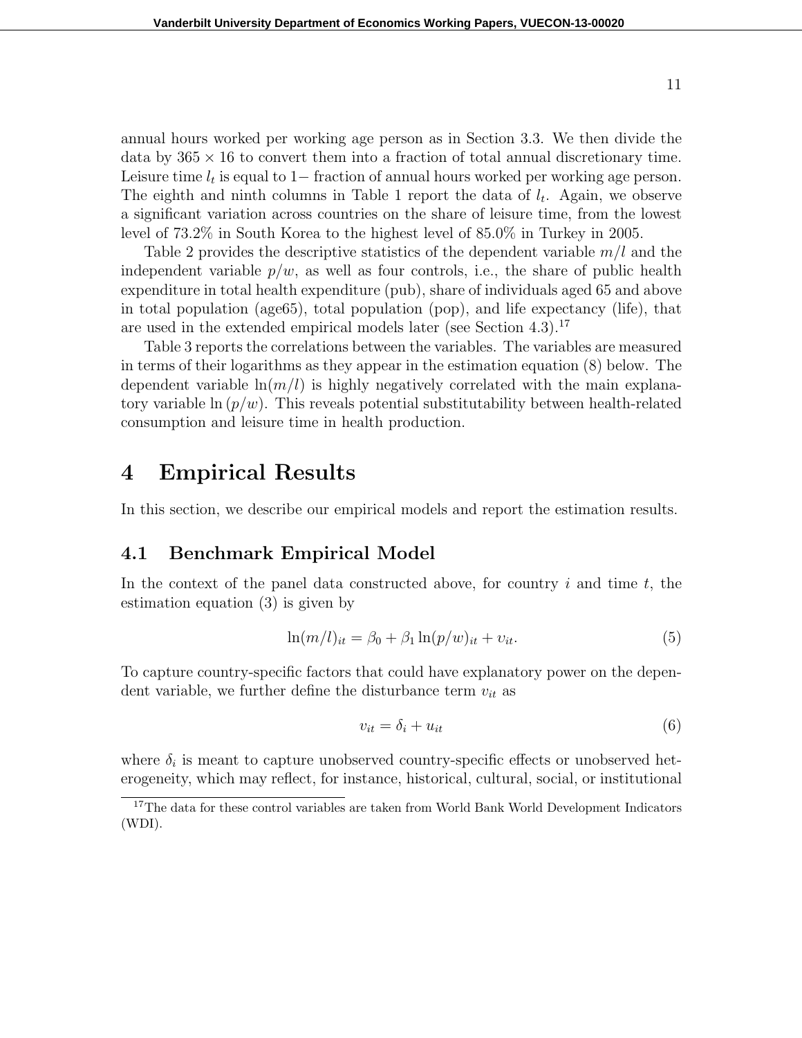annual hours worked per working age person as in Section 3.3. We then divide the data by $365 \times 16$ to convert them into a fraction of total annual discretionary time. Leisure time $l_t$ is equal to $1-$ fraction of annual hours worked per working age person. The eighth and ninth columns in Table 1 report the data of $l_t$. Again, we observe a significant variation across countries on the share of leisure time, from the lowest level of 73.2% in South Korea to the highest level of 85.0% in Turkey in 2005.

Table 2 provides the descriptive statistics of the dependent variable $m/l$ and the independent variable $p/w$, as well as four controls, i.e., the share of public health expenditure in total health expenditure (pub), share of individuals aged 65 and above in total population (age65), total population (pop), and life expectancy (life), that are used in the extended empirical models later (see Section 4.3).[17]

Table 3 reports the correlations between the variables. The variables are measured in terms of their logarithms as they appear in the estimation equation (8) below. The dependent variable $\ln(m/l)$ is highly negatively correlated with the main explanatory variable $\ln(p/w)$. This reveals potential substitutability between health-related consumption and leisure time in health production.

# 4 Empirical Results

In this section, we describe our empirical models and report the estimation results.

## 4.1 Benchmark Empirical Model

In the context of the panel data constructed above, for country $i$ and time $t$, the estimation equation (3) is given by

$$\ln(m/l)_{it} = \beta_0 + \beta_1 \ln(p/w)_{it} + \upsilon_{it}. \tag{5}$$

To capture country-specific factors that could have explanatory power on the dependent variable, we further define the disturbance term $\upsilon_{it}$ as

$$\upsilon_{it} = \delta_i + u_{it} \tag{6}$$

where $\delta_i$ is meant to capture unobserved country-specific effects or unobserved heterogeneity, which may reflect, for instance, historical, cultural, social, or institutional

[17] The data for these control variables are taken from World Bank World Development Indicators (WDI).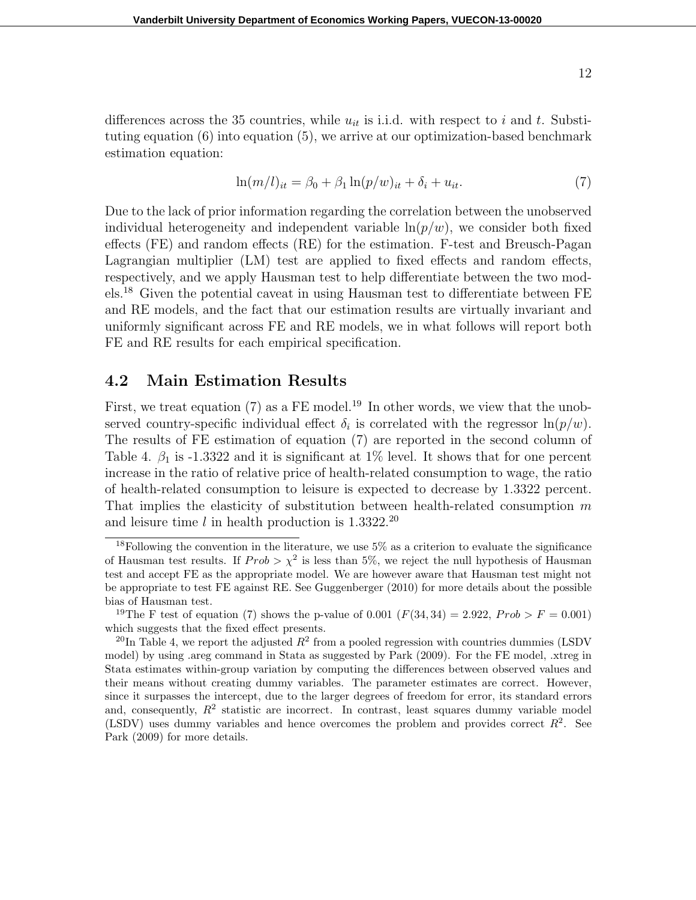differences across the 35 countries, while $u_{it}$ is i.i.d. with respect to $i$ and $t$. Substituting equation (6) into equation (5), we arrive at our optimization-based benchmark estimation equation:

$$\ln(m/l)_{it} = \beta_0 + \beta_1 \ln(p/w)_{it} + \delta_i + u_{it}. \tag{7}$$

Due to the lack of prior information regarding the correlation between the unobserved individual heterogeneity and independent variable $\ln(p/w)$, we consider both fixed effects (FE) and random effects (RE) for the estimation. F-test and Breusch-Pagan Lagrangian multiplier (LM) test are applied to fixed effects and random effects, respectively, and we apply Hausman test to help differentiate between the two models.[18] Given the potential caveat in using Hausman test to differentiate between FE and RE models, and the fact that our estimation results are virtually invariant and uniformly significant across FE and RE models, we in what follows will report both FE and RE results for each empirical specification.

## 4.2 Main Estimation Results

First, we treat equation (7) as a FE model.[19] In other words, we view that the unobserved country-specific individual effect $\delta_i$ is correlated with the regressor $\ln(p/w)$. The results of FE estimation of equation (7) are reported in the second column of Table 4. $\beta_1$ is -1.3322 and it is significant at 1% level. It shows that for one percent increase in the ratio of relative price of health-related consumption to wage, the ratio of health-related consumption to leisure is expected to decrease by 1.3322 percent. That implies the elasticity of substitution between health-related consumption $m$ and leisure time $l$ in health production is 1.3322.[20]

---

[18] Following the convention in the literature, we use 5% as a criterion to evaluate the significance of Hausman test results. If $Prob > \chi^2$ is less than 5%, we reject the null hypothesis of Hausman test and accept FE as the appropriate model. We are however aware that Hausman test might not be appropriate to test FE against RE. See Guggenberger (2010) for more details about the possible bias of Hausman test.

[19] The F test of equation (7) shows the p-value of 0.001 ($F(34, 34) = 2.922$, $Prob > F = 0.001$) which suggests that the fixed effect presents.

[20] In Table 4, we report the adjusted $R^2$ from a pooled regression with countries dummies (LSDV model) by using .areg command in Stata as suggested by Park (2009). For the FE model, .xtreg in Stata estimates within-group variation by computing the differences between observed values and their means without creating dummy variables. The parameter estimates are correct. However, since it surpasses the intercept, due to the larger degrees of freedom for error, its standard errors and, consequently, $R^2$ statistic are incorrect. In contrast, least squares dummy variable model (LSDV) uses dummy variables and hence overcomes the problem and provides correct $R^2$. See Park (2009) for more details.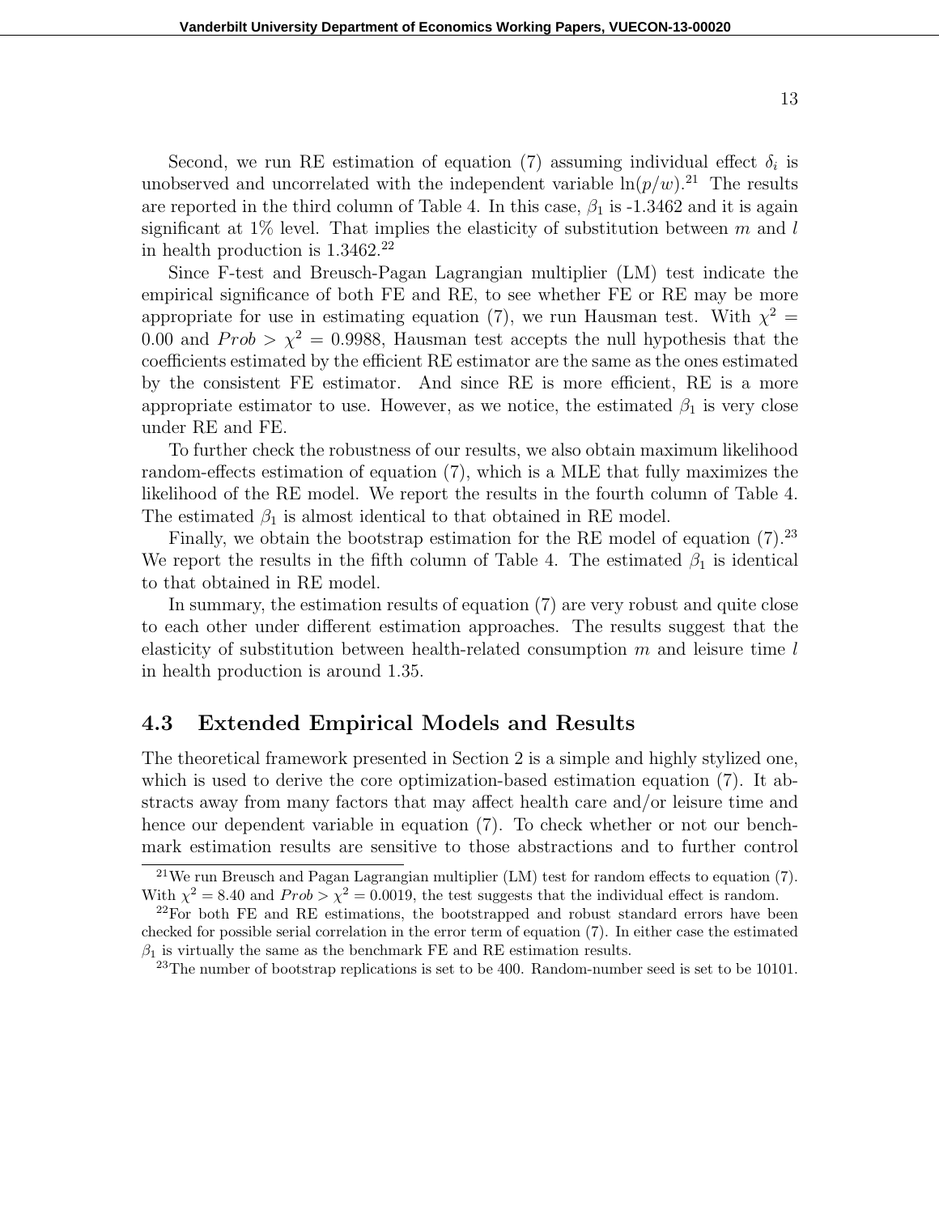Second, we run RE estimation of equation (7) assuming individual effect $\delta_i$ is unobserved and uncorrelated with the independent variable $\ln(p/w)$.[21] The results are reported in the third column of Table 4. In this case, $\beta_1$ is -1.3462 and it is again significant at 1% level. That implies the elasticity of substitution between $m$ and $l$ in health production is 1.3462.[22]

Since F-test and Breusch-Pagan Lagrangian multiplier (LM) test indicate the empirical significance of both FE and RE, to see whether FE or RE may be more appropriate for use in estimating equation (7), we run Hausman test. With $\chi^2 = 0.00$ and $Prob > \chi^2 = 0.9988$, Hausman test accepts the null hypothesis that the coefficients estimated by the efficient RE estimator are the same as the ones estimated by the consistent FE estimator. And since RE is more efficient, RE is a more appropriate estimator to use. However, as we notice, the estimated $\beta_1$ is very close under RE and FE.

To further check the robustness of our results, we also obtain maximum likelihood random-effects estimation of equation (7), which is a MLE that fully maximizes the likelihood of the RE model. We report the results in the fourth column of Table 4. The estimated $\beta_1$ is almost identical to that obtained in RE model.

Finally, we obtain the bootstrap estimation for the RE model of equation (7).[23] We report the results in the fifth column of Table 4. The estimated $\beta_1$ is identical to that obtained in RE model.

In summary, the estimation results of equation (7) are very robust and quite close to each other under different estimation approaches. The results suggest that the elasticity of substitution between health-related consumption $m$ and leisure time $l$ in health production is around 1.35.

### 4.3 Extended Empirical Models and Results

The theoretical framework presented in Section 2 is a simple and highly stylized one, which is used to derive the core optimization-based estimation equation (7). It abstracts away from many factors that may affect health care and/or leisure time and hence our dependent variable in equation (7). To check whether or not our benchmark estimation results are sensitive to those abstractions and to further control

---

[21] We run Breusch and Pagan Lagrangian multiplier (LM) test for random effects to equation (7). With $\chi^2 = 8.40$ and $Prob > \chi^2 = 0.0019$, the test suggests that the individual effect is random.

[22] For both FE and RE estimations, the bootstrapped and robust standard errors have been checked for possible serial correlation in the error term of equation (7). In either case the estimated $\beta_1$ is virtually the same as the benchmark FE and RE estimation results.

[23] The number of bootstrap replications is set to be 400. Random-number seed is set to be 10101.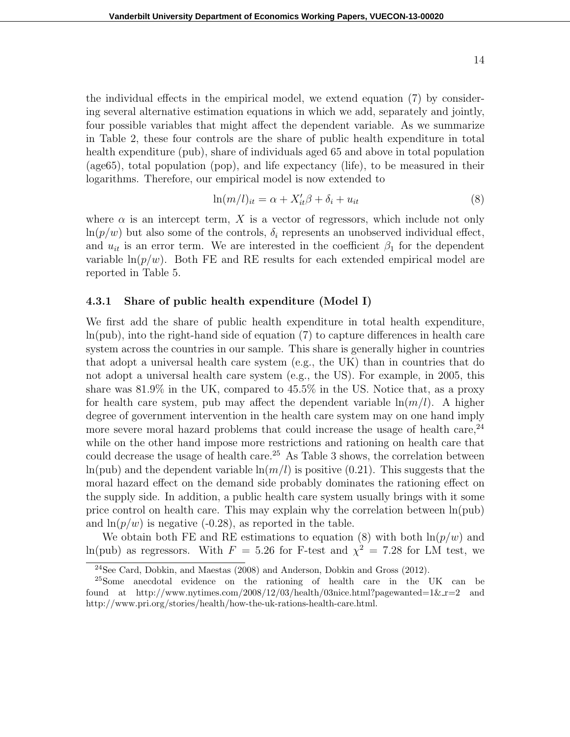the individual effects in the empirical model, we extend equation (7) by considering several alternative estimation equations in which we add, separately and jointly, four possible variables that might affect the dependent variable. As we summarize in Table 2, these four controls are the share of public health expenditure in total health expenditure (pub), share of individuals aged 65 and above in total population (age65), total population (pop), and life expectancy (life), to be measured in their logarithms. Therefore, our empirical model is now extended to

$$\ln(m/l)_{it} = \alpha + X'_{it}\beta + \delta_i + u_{it} \tag{8}$$

where $\alpha$ is an intercept term, $X$ is a vector of regressors, which include not only $\ln(p/w)$ but also some of the controls, $\delta_i$ represents an unobserved individual effect, and $u_{it}$ is an error term. We are interested in the coefficient $\beta_1$ for the dependent variable $\ln(p/w)$. Both FE and RE results for each extended empirical model are reported in Table 5.

### 4.3.1 Share of public health expenditure (Model I)

We first add the share of public health expenditure in total health expenditure, ln(pub), into the right-hand side of equation (7) to capture differences in health care system across the countries in our sample. This share is generally higher in countries that adopt a universal health care system (e.g., the UK) than in countries that do not adopt a universal health care system (e.g., the US). For example, in 2005, this share was 81.9% in the UK, compared to 45.5% in the US. Notice that, as a proxy for health care system, pub may affect the dependent variable $\ln(m/l)$. A higher degree of government intervention in the health care system may on one hand imply more severe moral hazard problems that could increase the usage of health care,[24] while on the other hand impose more restrictions and rationing on health care that could decrease the usage of health care.[25] As Table 3 shows, the correlation between ln(pub) and the dependent variable $\ln(m/l)$ is positive (0.21). This suggests that the moral hazard effect on the demand side probably dominates the rationing effect on the supply side. In addition, a public health care system usually brings with it some price control on health care. This may explain why the correlation between ln(pub) and $\ln(p/w)$ is negative (-0.28), as reported in the table.

We obtain both FE and RE estimations to equation (8) with both $\ln(p/w)$ and ln(pub) as regressors. With $F = 5.26$ for F-test and $\chi^2 = 7.28$ for LM test, we

[24] See Card, Dobkin, and Maestas (2008) and Anderson, Dobkin and Gross (2012).

[25] Some anecdotal evidence on the rationing of health care in the UK can be found at http://www.nytimes.com/2008/12/03/health/03nice.html?pagewanted=1&_r=2 and http://www.pri.org/stories/health/how-the-uk-rations-health-care.html.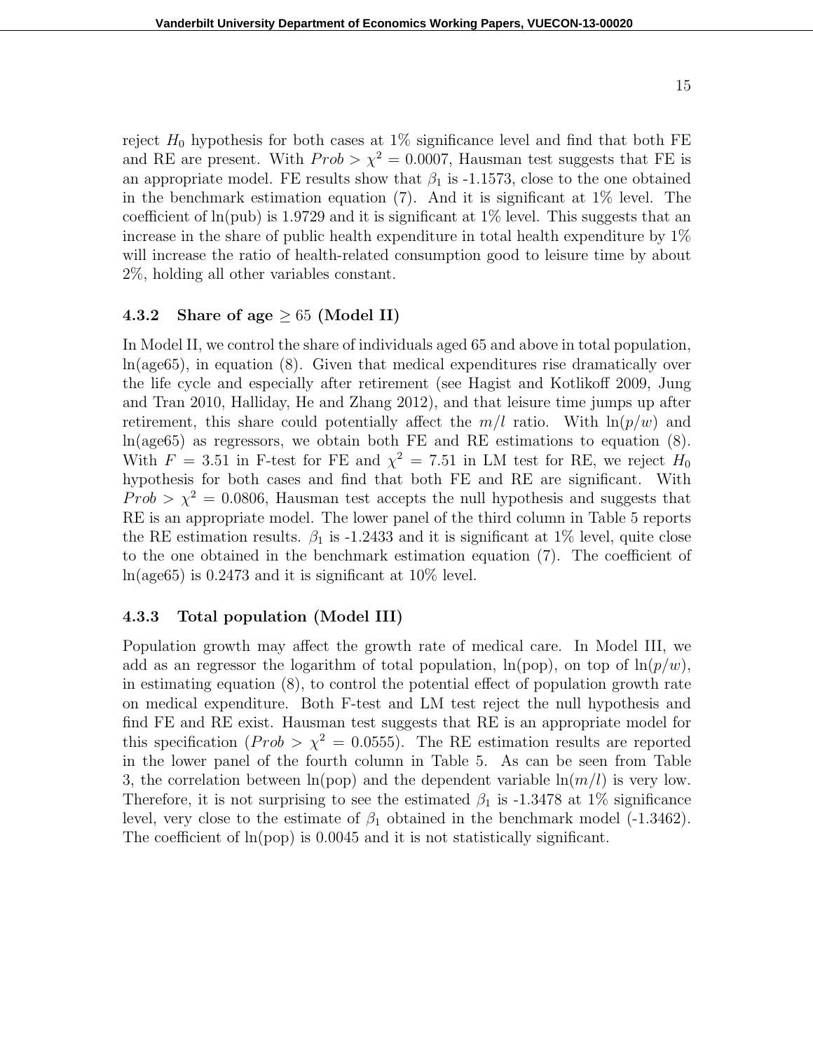reject $H_0$ hypothesis for both cases at 1% significance level and find that both FE and RE are present. With $Prob > \chi^2 = 0.0007$, Hausman test suggests that FE is an appropriate model. FE results show that $\beta_1$ is -1.1573, close to the one obtained in the benchmark estimation equation (7). And it is significant at 1% level. The coefficient of ln(pub) is 1.9729 and it is significant at 1% level. This suggests that an increase in the share of public health expenditure in total health expenditure by 1% will increase the ratio of health-related consumption good to leisure time by about 2%, holding all other variables constant.

### 4.3.2 Share of age $\geq 65$ (Model II)

In Model II, we control the share of individuals aged 65 and above in total population, ln(age65), in equation (8). Given that medical expenditures rise dramatically over the life cycle and especially after retirement (see Hagist and Kotlikoff 2009, Jung and Tran 2010, Halliday, He and Zhang 2012), and that leisure time jumps up after retirement, this share could potentially affect the $m/l$ ratio. With $\ln(p/w)$ and ln(age65) as regressors, we obtain both FE and RE estimations to equation (8). With $F = 3.51$ in F-test for FE and $\chi^2 = 7.51$ in LM test for RE, we reject $H_0$ hypothesis for both cases and find that both FE and RE are significant. With $Prob > \chi^2 = 0.0806$, Hausman test accepts the null hypothesis and suggests that RE is an appropriate model. The lower panel of the third column in Table 5 reports the RE estimation results. $\beta_1$ is -1.2433 and it is significant at 1% level, quite close to the one obtained in the benchmark estimation equation (7). The coefficient of ln(age65) is 0.2473 and it is significant at 10% level.

### 4.3.3 Total population (Model III)

Population growth may affect the growth rate of medical care. In Model III, we add as an regressor the logarithm of total population, ln(pop), on top of $\ln(p/w)$, in estimating equation (8), to control the potential effect of population growth rate on medical expenditure. Both F-test and LM test reject the null hypothesis and find FE and RE exist. Hausman test suggests that RE is an appropriate model for this specification ($Prob > \chi^2 = 0.0555$). The RE estimation results are reported in the lower panel of the fourth column in Table 5. As can be seen from Table 3, the correlation between ln(pop) and the dependent variable $\ln(m/l)$ is very low. Therefore, it is not surprising to see the estimated $\beta_1$ is -1.3478 at 1% significance level, very close to the estimate of $\beta_1$ obtained in the benchmark model (-1.3462). The coefficient of ln(pop) is 0.0045 and it is not statistically significant.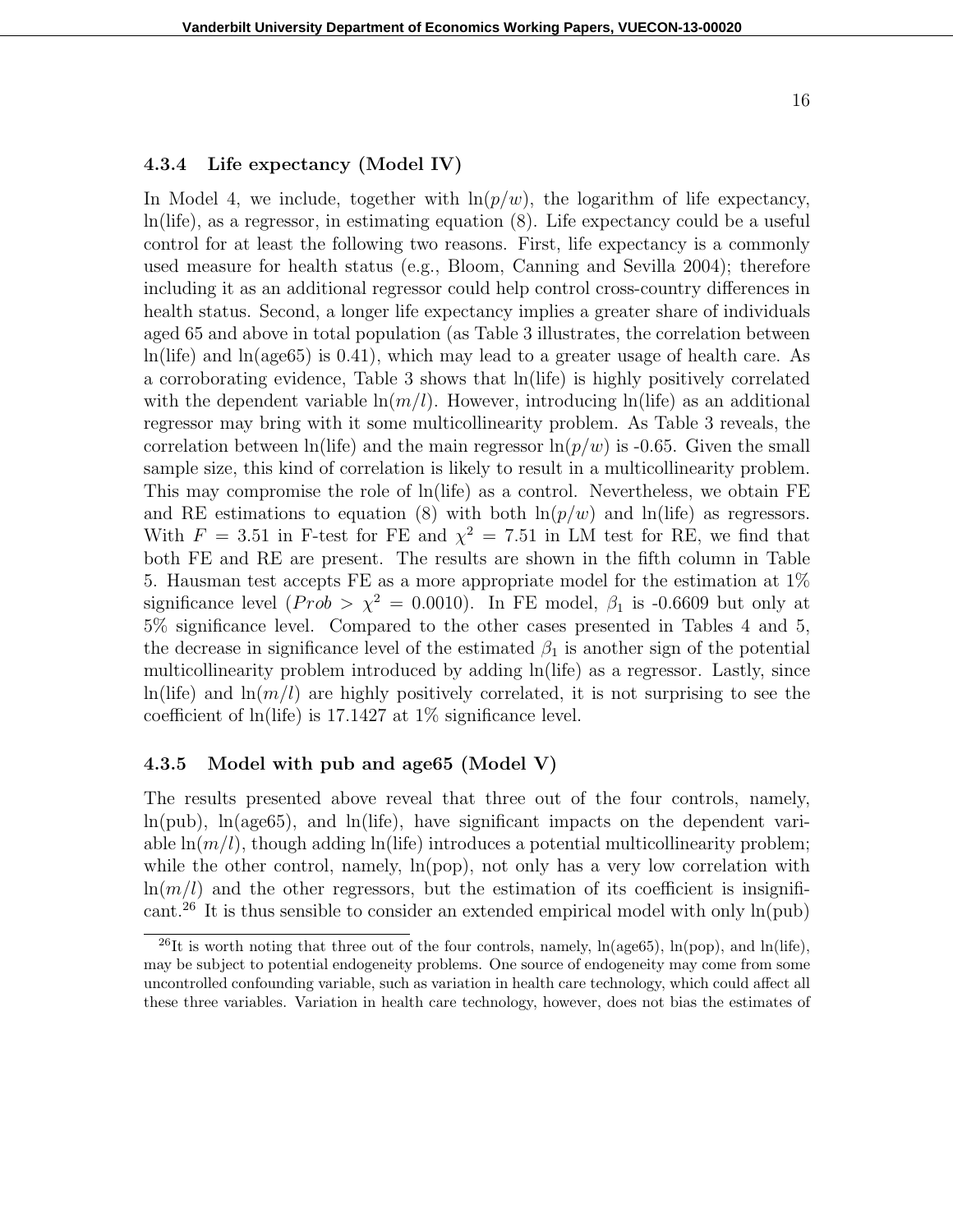#### 4.3.4 Life expectancy (Model IV)

In Model 4, we include, together with $\ln(p/w)$, the logarithm of life expectancy, ln(life), as a regressor, in estimating equation (8). Life expectancy could be a useful control for at least the following two reasons. First, life expectancy is a commonly used measure for health status (e.g., Bloom, Canning and Sevilla 2004); therefore including it as an additional regressor could help control cross-country differences in health status. Second, a longer life expectancy implies a greater share of individuals aged 65 and above in total population (as Table 3 illustrates, the correlation between ln(life) and ln(age65) is 0.41), which may lead to a greater usage of health care. As a corroborating evidence, Table 3 shows that ln(life) is highly positively correlated with the dependent variable $\ln(m/l)$. However, introducing ln(life) as an additional regressor may bring with it some multicollinearity problem. As Table 3 reveals, the correlation between ln(life) and the main regressor $\ln(p/w)$ is -0.65. Given the small sample size, this kind of correlation is likely to result in a multicollinearity problem. This may compromise the role of ln(life) as a control. Nevertheless, we obtain FE and RE estimations to equation (8) with both $\ln(p/w)$ and ln(life) as regressors. With $F = 3.51$ in F-test for FE and $\chi^2 = 7.51$ in LM test for RE, we find that both FE and RE are present. The results are shown in the fifth column in Table 5. Hausman test accepts FE as a more appropriate model for the estimation at 1% significance level ($Prob > \chi^2 = 0.0010$). In FE model, $\beta_1$ is -0.6609 but only at 5% significance level. Compared to the other cases presented in Tables 4 and 5, the decrease in significance level of the estimated $\beta_1$ is another sign of the potential multicollinearity problem introduced by adding ln(life) as a regressor. Lastly, since ln(life) and $\ln(m/l)$ are highly positively correlated, it is not surprising to see the coefficient of ln(life) is 17.1427 at 1% significance level.

#### 4.3.5 Model with pub and age65 (Model V)

The results presented above reveal that three out of the four controls, namely, ln(pub), ln(age65), and ln(life), have significant impacts on the dependent variable $\ln(m/l)$, though adding ln(life) introduces a potential multicollinearity problem; while the other control, namely, ln(pop), not only has a very low correlation with $\ln(m/l)$ and the other regressors, but the estimation of its coefficient is insignificant.[26] It is thus sensible to consider an extended empirical model with only ln(pub)

[26] It is worth noting that three out of the four controls, namely, ln(age65), ln(pop), and ln(life), may be subject to potential endogeneity problems. One source of endogeneity may come from some uncontrolled confounding variable, such as variation in health care technology, which could affect all these three variables. Variation in health care technology, however, does not bias the estimates of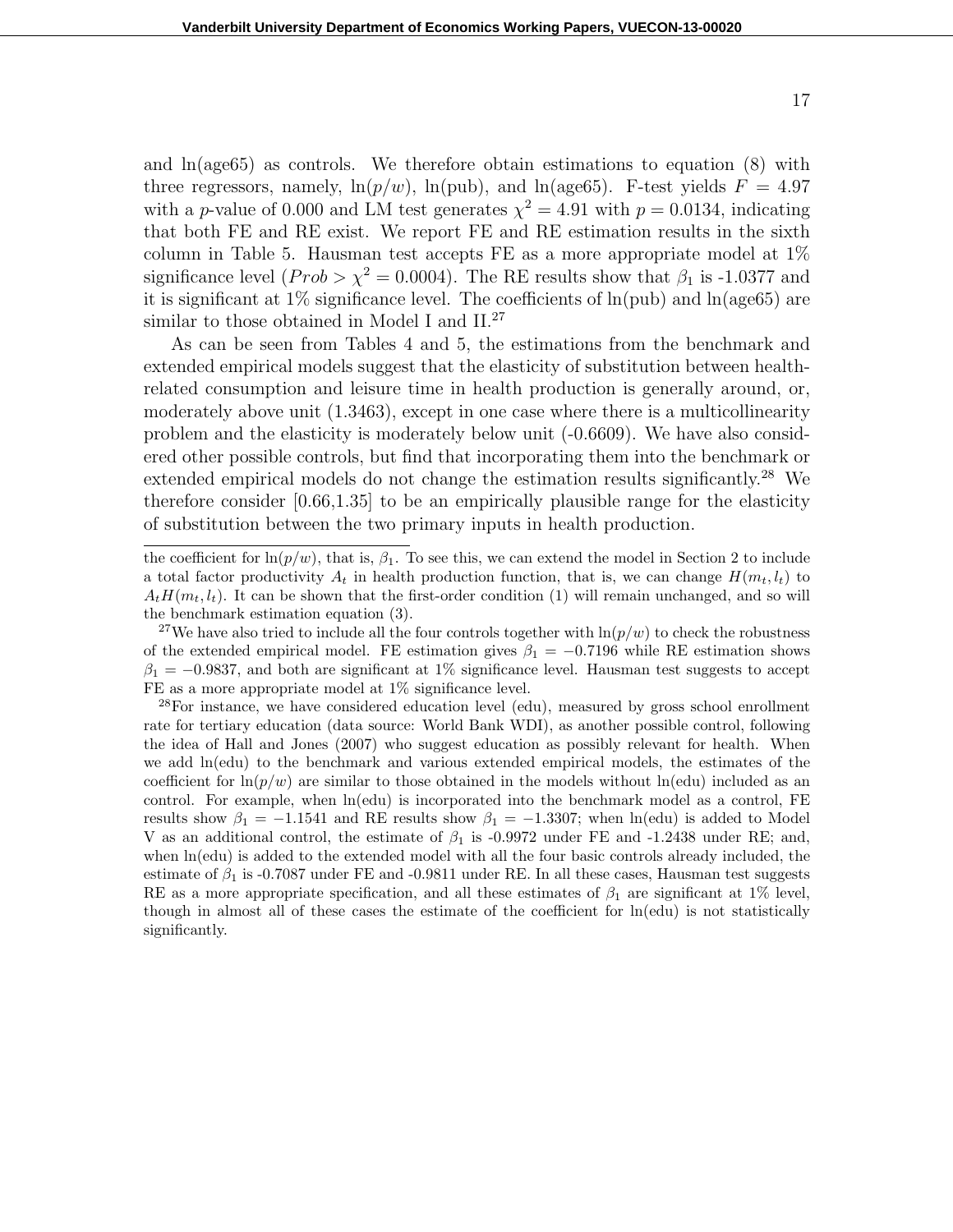and ln(age65) as controls. We therefore obtain estimations to equation (8) with three regressors, namely, $\ln(p/w)$, ln(pub), and ln(age65). F-test yields $F = 4.97$ with a $p$-value of 0.000 and LM test generates $\chi^2 = 4.91$ with $p = 0.0134$, indicating that both FE and RE exist. We report FE and RE estimation results in the sixth column in Table 5. Hausman test accepts FE as a more appropriate model at 1% significance level ($Prob > \chi^2 = 0.0004$). The RE results show that $\beta_1$ is -1.0377 and it is significant at 1% significance level. The coefficients of ln(pub) and ln(age65) are similar to those obtained in Model I and II.[27]

As can be seen from Tables 4 and 5, the estimations from the benchmark and extended empirical models suggest that the elasticity of substitution between health-related consumption and leisure time in health production is generally around, or, moderately above unit (1.3463), except in one case where there is a multicollinearity problem and the elasticity is moderately below unit (-0.6609). We have also considered other possible controls, but find that incorporating them into the benchmark or extended empirical models do not change the estimation results significantly.[28] We therefore consider [0.66,1.35] to be an empirically plausible range for the elasticity of substitution between the two primary inputs in health production.

---

the coefficient for $\ln(p/w)$, that is, $\beta_1$. To see this, we can extend the model in Section 2 to include a total factor productivity $A_t$ in health production function, that is, we can change $H(m_t, l_t)$ to $A_t H(m_t, l_t)$. It can be shown that the first-order condition (1) will remain unchanged, and so will the benchmark estimation equation (3).

[27] We have also tried to include all the four controls together with $\ln(p/w)$ to check the robustness of the extended empirical model. FE estimation gives $\beta_1 = -0.7196$ while RE estimation shows $\beta_1 = -0.9837$, and both are significant at 1% significance level. Hausman test suggests to accept FE as a more appropriate model at 1% significance level.

[28] For instance, we have considered education level (edu), measured by gross school enrollment rate for tertiary education (data source: World Bank WDI), as another possible control, following the idea of Hall and Jones (2007) who suggest education as possibly relevant for health. When we add ln(edu) to the benchmark and various extended empirical models, the estimates of the coefficient for $\ln(p/w)$ are similar to those obtained in the models without ln(edu) included as an control. For example, when ln(edu) is incorporated into the benchmark model as a control, FE results show $\beta_1 = -1.1541$ and RE results show $\beta_1 = -1.3307$; when ln(edu) is added to Model V as an additional control, the estimate of $\beta_1$ is -0.9972 under FE and -1.2438 under RE; and, when ln(edu) is added to the extended model with all the four basic controls already included, the estimate of $\beta_1$ is -0.7087 under FE and -0.9811 under RE. In all these cases, Hausman test suggests RE as a more appropriate specification, and all these estimates of $\beta_1$ are significant at 1% level, though in almost all of these cases the estimate of the coefficient for ln(edu) is not statistically significantly.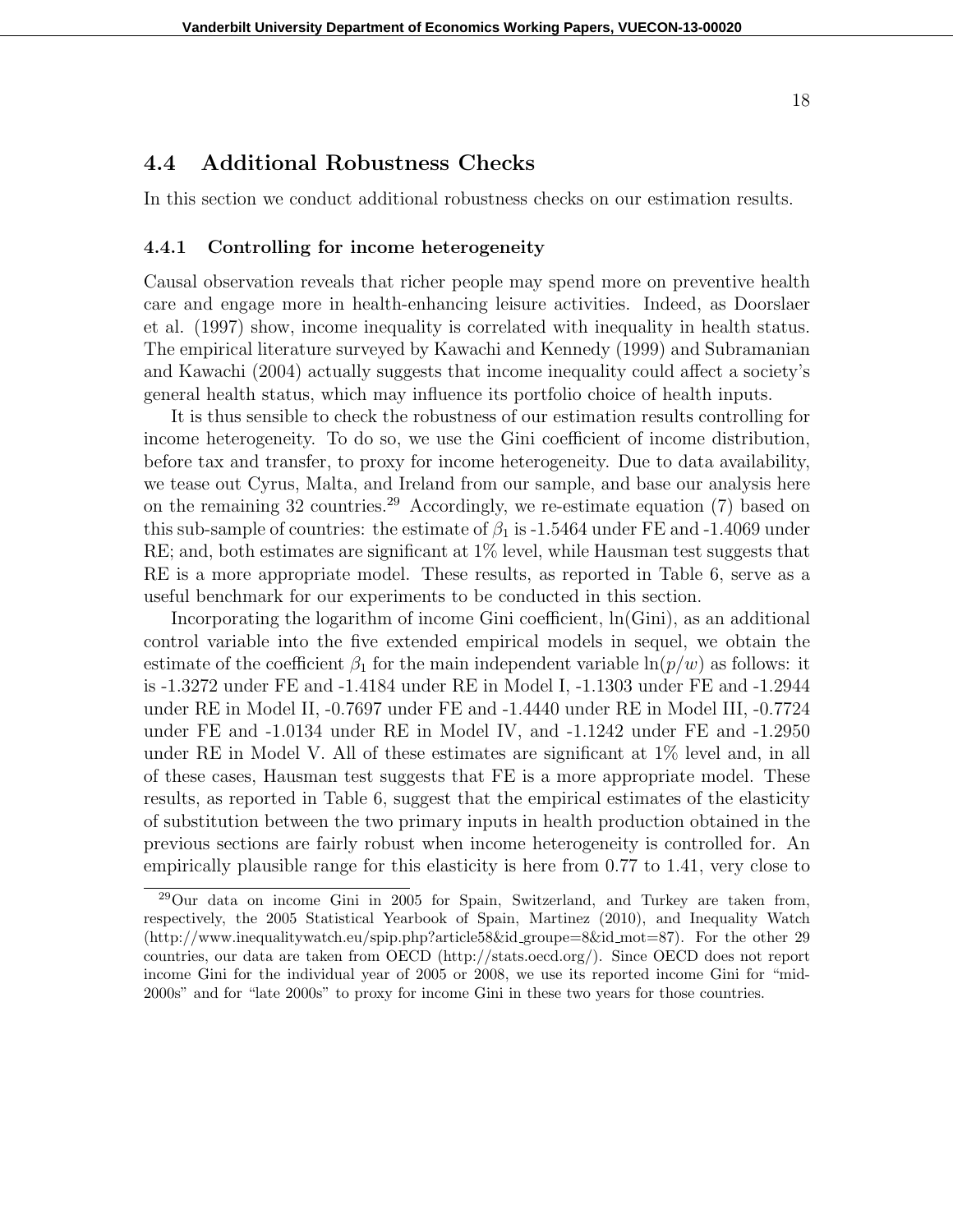## 4.4 Additional Robustness Checks

In this section we conduct additional robustness checks on our estimation results.

### 4.4.1 Controlling for income heterogeneity

Causal observation reveals that richer people may spend more on preventive health care and engage more in health-enhancing leisure activities. Indeed, as Doorslaer et al. (1997) show, income inequality is correlated with inequality in health status. The empirical literature surveyed by Kawachi and Kennedy (1999) and Subramanian and Kawachi (2004) actually suggests that income inequality could affect a society's general health status, which may influence its portfolio choice of health inputs.

It is thus sensible to check the robustness of our estimation results controlling for income heterogeneity. To do so, we use the Gini coefficient of income distribution, before tax and transfer, to proxy for income heterogeneity. Due to data availability, we tease out Cyrus, Malta, and Ireland from our sample, and base our analysis here on the remaining 32 countries.[29] Accordingly, we re-estimate equation (7) based on this sub-sample of countries: the estimate of $\beta_1$ is -1.5464 under FE and -1.4069 under RE; and, both estimates are significant at 1% level, while Hausman test suggests that RE is a more appropriate model. These results, as reported in Table 6, serve as a useful benchmark for our experiments to be conducted in this section.

Incorporating the logarithm of income Gini coefficient, ln(Gini), as an additional control variable into the five extended empirical models in sequel, we obtain the estimate of the coefficient $\beta_1$ for the main independent variable $\ln(p/w)$ as follows: it is -1.3272 under FE and -1.4184 under RE in Model I, -1.1303 under FE and -1.2944 under RE in Model II, -0.7697 under FE and -1.4440 under RE in Model III, -0.7724 under FE and -1.0134 under RE in Model IV, and -1.1242 under FE and -1.2950 under RE in Model V. All of these estimates are significant at 1% level and, in all of these cases, Hausman test suggests that FE is a more appropriate model. These results, as reported in Table 6, suggest that the empirical estimates of the elasticity of substitution between the two primary inputs in health production obtained in the previous sections are fairly robust when income heterogeneity is controlled for. An empirically plausible range for this elasticity is here from 0.77 to 1.41, very close to

[29] Our data on income Gini in 2005 for Spain, Switzerland, and Turkey are taken from, respectively, the 2005 Statistical Yearbook of Spain, Martinez (2010), and Inequality Watch (http://www.inequalitywatch.eu/spip.php?article58&id_groupe=8&id_mot=87). For the other 29 countries, our data are taken from OECD (http://stats.oecd.org/). Since OECD does not report income Gini for the individual year of 2005 or 2008, we use its reported income Gini for "mid-2000s" and for "late 2000s" to proxy for income Gini in these two years for those countries.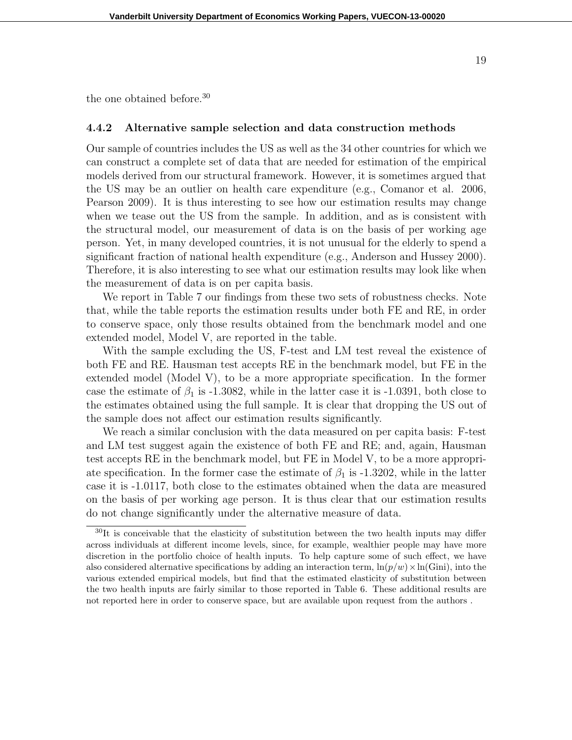the one obtained before.[30]

### 4.4.2 Alternative sample selection and data construction methods

Our sample of countries includes the US as well as the 34 other countries for which we can construct a complete set of data that are needed for estimation of the empirical models derived from our structural framework. However, it is sometimes argued that the US may be an outlier on health care expenditure (e.g., Comanor et al. 2006, Pearson 2009). It is thus interesting to see how our estimation results may change when we tease out the US from the sample. In addition, and as is consistent with the structural model, our measurement of data is on the basis of per working age person. Yet, in many developed countries, it is not unusual for the elderly to spend a significant fraction of national health expenditure (e.g., Anderson and Hussey 2000). Therefore, it is also interesting to see what our estimation results may look like when the measurement of data is on per capita basis.

We report in Table 7 our findings from these two sets of robustness checks. Note that, while the table reports the estimation results under both FE and RE, in order to conserve space, only those results obtained from the benchmark model and one extended model, Model V, are reported in the table.

With the sample excluding the US, F-test and LM test reveal the existence of both FE and RE. Hausman test accepts RE in the benchmark model, but FE in the extended model (Model V), to be a more appropriate specification. In the former case the estimate of $\beta_1$ is -1.3082, while in the latter case it is -1.0391, both close to the estimates obtained using the full sample. It is clear that dropping the US out of the sample does not affect our estimation results significantly.

We reach a similar conclusion with the data measured on per capita basis: F-test and LM test suggest again the existence of both FE and RE; and, again, Hausman test accepts RE in the benchmark model, but FE in Model V, to be a more appropriate specification. In the former case the estimate of $\beta_1$ is -1.3202, while in the latter case it is -1.0117, both close to the estimates obtained when the data are measured on the basis of per working age person. It is thus clear that our estimation results do not change significantly under the alternative measure of data.

[30] It is conceivable that the elasticity of substitution between the two health inputs may differ across individuals at different income levels, since, for example, wealthier people may have more discretion in the portfolio choice of health inputs. To help capture some of such effect, we have also considered alternative specifications by adding an interaction term, $\ln(p/w) \times \ln(\text{Gini})$, into the various extended empirical models, but find that the estimated elasticity of substitution between the two health inputs are fairly similar to those reported in Table 6. These additional results are not reported here in order to conserve space, but are available upon request from the authors .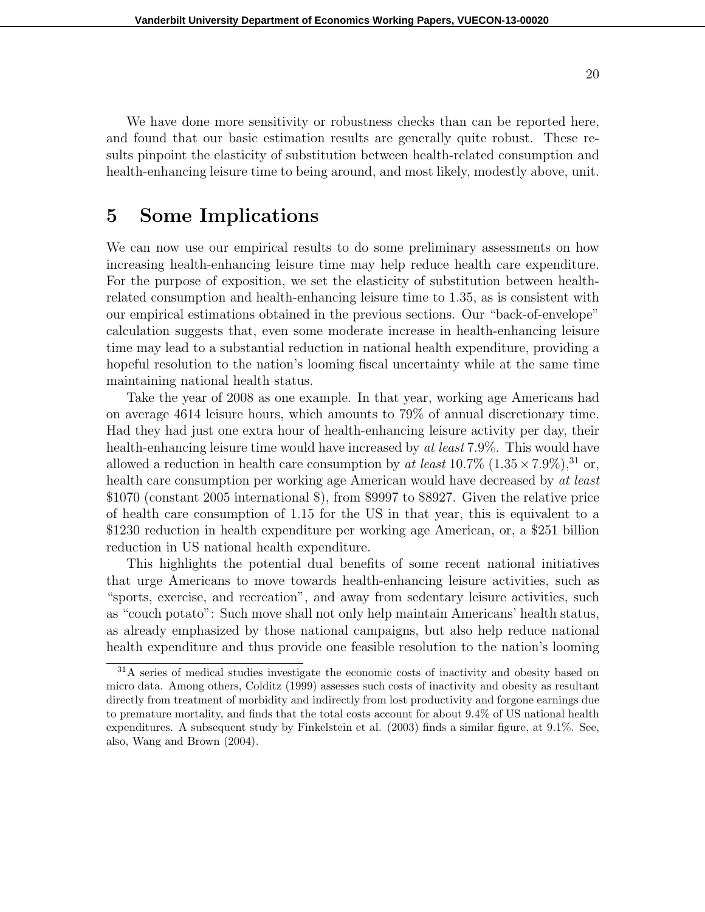We have done more sensitivity or robustness checks than can be reported here, and found that our basic estimation results are generally quite robust. These results pinpoint the elasticity of substitution between health-related consumption and health-enhancing leisure time to being around, and most likely, modestly above, unit.

# 5 Some Implications

We can now use our empirical results to do some preliminary assessments on how increasing health-enhancing leisure time may help reduce health care expenditure. For the purpose of exposition, we set the elasticity of substitution between health-related consumption and health-enhancing leisure time to 1.35, as is consistent with our empirical estimations obtained in the previous sections. Our "back-of-envelope" calculation suggests that, even some moderate increase in health-enhancing leisure time may lead to a substantial reduction in national health expenditure, providing a hopeful resolution to the nation's looming fiscal uncertainty while at the same time maintaining national health status.

Take the year of 2008 as one example. In that year, working age Americans had on average 4614 leisure hours, which amounts to 79% of annual discretionary time. Had they had just one extra hour of health-enhancing leisure activity per day, their health-enhancing leisure time would have increased by *at least* 7.9%. This would have allowed a reduction in health care consumption by *at least* 10.7% ($1.35 \times 7.9\%$),[31] or, health care consumption per working age American would have decreased by *at least* \$1070 (constant 2005 international \$), from \$9997 to \$8927. Given the relative price of health care consumption of 1.15 for the US in that year, this is equivalent to a \$1230 reduction in health expenditure per working age American, or, a \$251 billion reduction in US national health expenditure.

This highlights the potential dual benefits of some recent national initiatives that urge Americans to move towards health-enhancing leisure activities, such as "sports, exercise, and recreation", and away from sedentary leisure activities, such as "couch potato": Such move shall not only help maintain Americans' health status, as already emphasized by those national campaigns, but also help reduce national health expenditure and thus provide one feasible resolution to the nation's looming

[31] A series of medical studies investigate the economic costs of inactivity and obesity based on micro data. Among others, Colditz (1999) assesses such costs of inactivity and obesity as resultant directly from treatment of morbidity and indirectly from lost productivity and forgone earnings due to premature mortality, and finds that the total costs account for about 9.4% of US national health expenditures. A subsequent study by Finkelstein et al. (2003) finds a similar figure, at 9.1%. See, also, Wang and Brown (2004).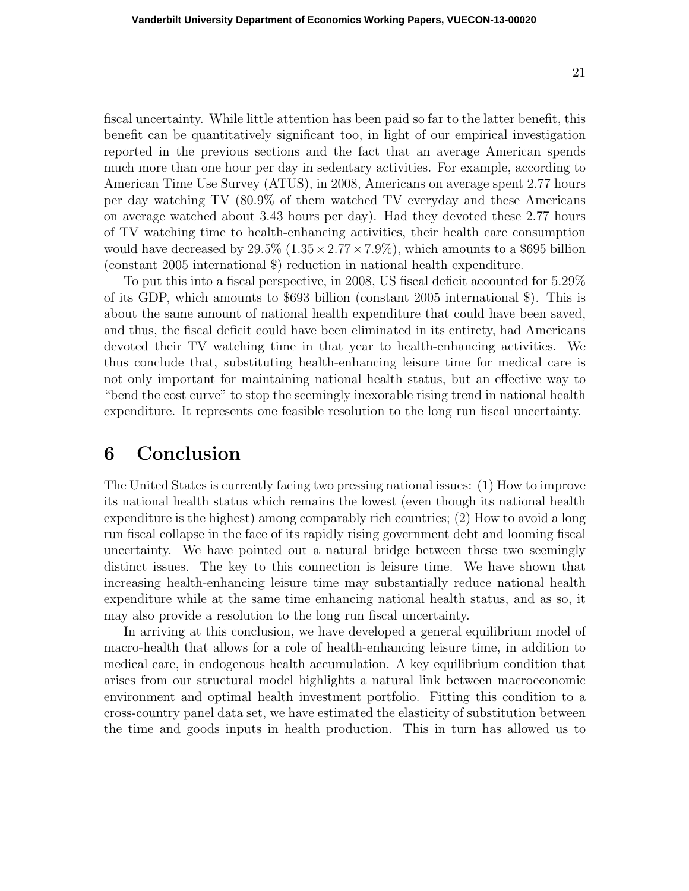fiscal uncertainty. While little attention has been paid so far to the latter benefit, this benefit can be quantitatively significant too, in light of our empirical investigation reported in the previous sections and the fact that an average American spends much more than one hour per day in sedentary activities. For example, according to American Time Use Survey (ATUS), in 2008, Americans on average spent 2.77 hours per day watching TV (80.9% of them watched TV everyday and these Americans on average watched about 3.43 hours per day). Had they devoted these 2.77 hours of TV watching time to health-enhancing activities, their health care consumption would have decreased by 29.5% ($1.35 \times 2.77 \times 7.9\%$), which amounts to a \$695 billion (constant 2005 international \$) reduction in national health expenditure.

To put this into a fiscal perspective, in 2008, US fiscal deficit accounted for 5.29% of its GDP, which amounts to \$693 billion (constant 2005 international \$). This is about the same amount of national health expenditure that could have been saved, and thus, the fiscal deficit could have been eliminated in its entirety, had Americans devoted their TV watching time in that year to health-enhancing activities. We thus conclude that, substituting health-enhancing leisure time for medical care is not only important for maintaining national health status, but an effective way to "bend the cost curve" to stop the seemingly inexorable rising trend in national health expenditure. It represents one feasible resolution to the long run fiscal uncertainty.

# 6 Conclusion

The United States is currently facing two pressing national issues: (1) How to improve its national health status which remains the lowest (even though its national health expenditure is the highest) among comparably rich countries; (2) How to avoid a long run fiscal collapse in the face of its rapidly rising government debt and looming fiscal uncertainty. We have pointed out a natural bridge between these two seemingly distinct issues. The key to this connection is leisure time. We have shown that increasing health-enhancing leisure time may substantially reduce national health expenditure while at the same time enhancing national health status, and as so, it may also provide a resolution to the long run fiscal uncertainty.

In arriving at this conclusion, we have developed a general equilibrium model of macro-health that allows for a role of health-enhancing leisure time, in addition to medical care, in endogenous health accumulation. A key equilibrium condition that arises from our structural model highlights a natural link between macroeconomic environment and optimal health investment portfolio. Fitting this condition to a cross-country panel data set, we have estimated the elasticity of substitution between the time and goods inputs in health production. This in turn has allowed us to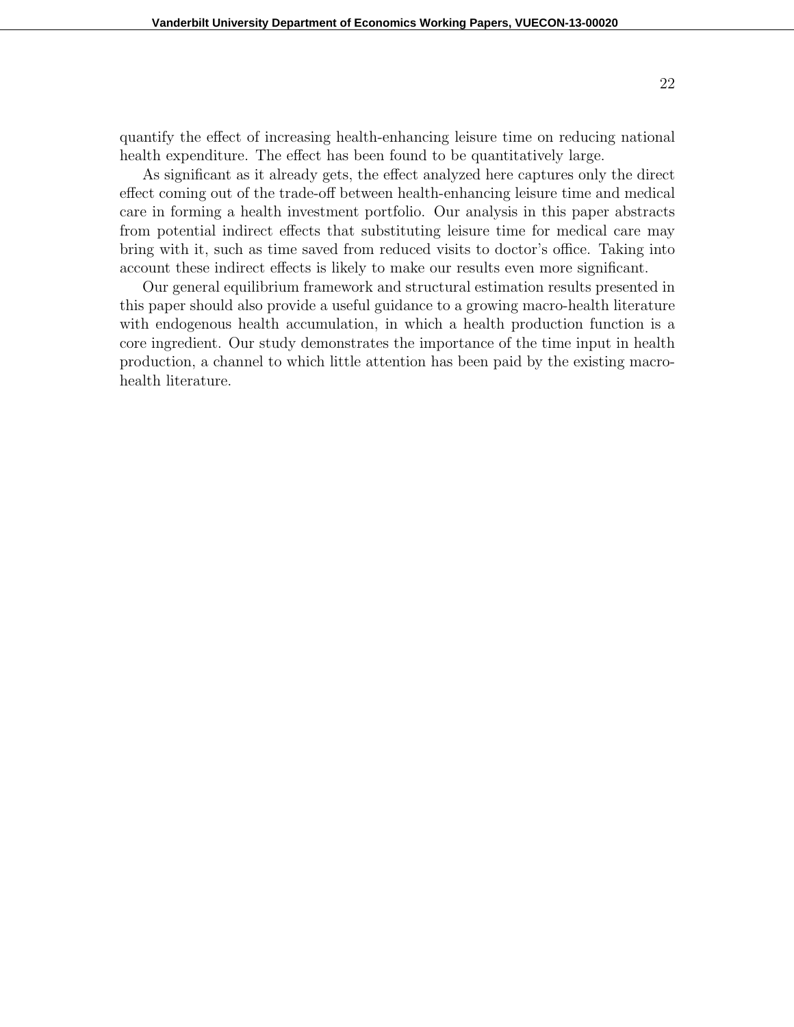quantify the effect of increasing health-enhancing leisure time on reducing national health expenditure. The effect has been found to be quantitatively large.

As significant as it already gets, the effect analyzed here captures only the direct effect coming out of the trade-off between health-enhancing leisure time and medical care in forming a health investment portfolio. Our analysis in this paper abstracts from potential indirect effects that substituting leisure time for medical care may bring with it, such as time saved from reduced visits to doctor's office. Taking into account these indirect effects is likely to make our results even more significant.

Our general equilibrium framework and structural estimation results presented in this paper should also provide a useful guidance to a growing macro-health literature with endogenous health accumulation, in which a health production function is a core ingredient. Our study demonstrates the importance of the time input in health production, a channel to which little attention has been paid by the existing macro-health literature.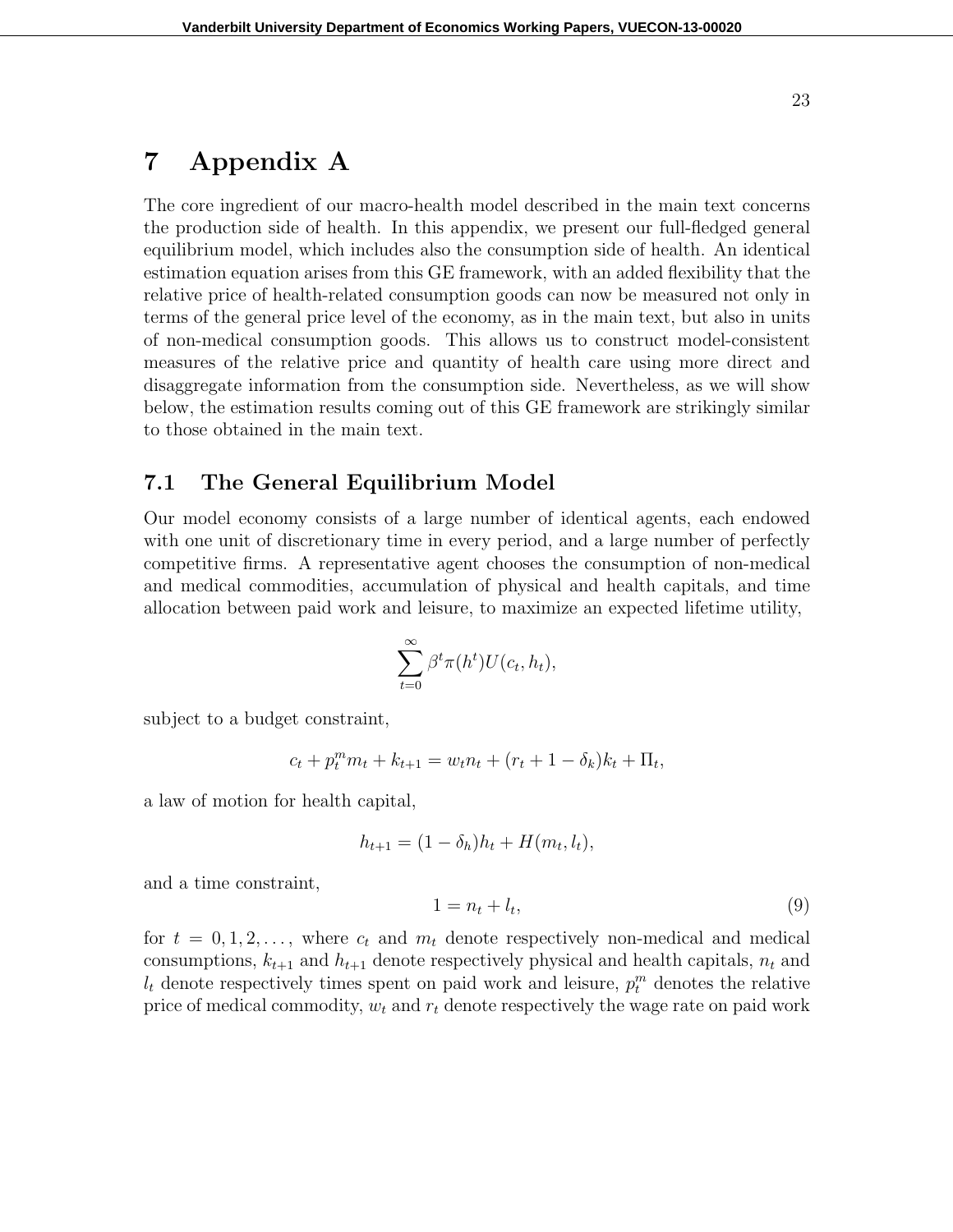# 7 Appendix A

The core ingredient of our macro-health model described in the main text concerns the production side of health. In this appendix, we present our full-fledged general equilibrium model, which includes also the consumption side of health. An identical estimation equation arises from this GE framework, with an added flexibility that the relative price of health-related consumption goods can now be measured not only in terms of the general price level of the economy, as in the main text, but also in units of non-medical consumption goods. This allows us to construct model-consistent measures of the relative price and quantity of health care using more direct and disaggregate information from the consumption side. Nevertheless, as we will show below, the estimation results coming out of this GE framework are strikingly similar to those obtained in the main text.

## 7.1 The General Equilibrium Model

Our model economy consists of a large number of identical agents, each endowed with one unit of discretionary time in every period, and a large number of perfectly competitive firms. A representative agent chooses the consumption of non-medical and medical commodities, accumulation of physical and health capitals, and time allocation between paid work and leisure, to maximize an expected lifetime utility,

$$\sum_{t=0}^{\infty} \beta^t \pi(h^t) U(c_t, h_t),$$

subject to a budget constraint,

$$c_t + p_t^m m_t + k_{t+1} = w_t n_t + (r_t + 1 - \delta_k) k_t + \Pi_t,$$

a law of motion for health capital,

$$h_{t+1} = (1 - \delta_h) h_t + H(m_t, l_t),$$

and a time constraint,

$$1 = n_t + l_t, \tag{9}$$

for $t = 0, 1, 2, \ldots,$ where $c_t$ and $m_t$ denote respectively non-medical and medical consumptions, $k_{t+1}$ and $h_{t+1}$ denote respectively physical and health capitals, $n_t$ and $l_t$ denote respectively times spent on paid work and leisure, $p_t^m$ denotes the relative price of medical commodity, $w_t$ and $r_t$ denote respectively the wage rate on paid work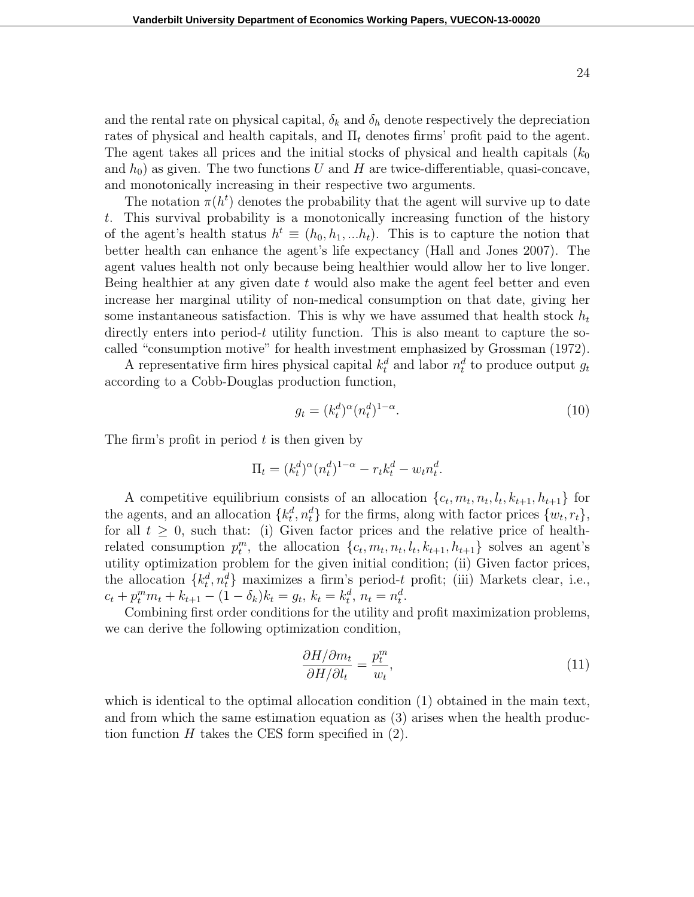and the rental rate on physical capital, $\delta_k$ and $\delta_h$ denote respectively the depreciation rates of physical and health capitals, and $\Pi_t$ denotes firms' profit paid to the agent. The agent takes all prices and the initial stocks of physical and health capitals ($k_0$ and $h_0$) as given. The two functions $U$ and $H$ are twice-differentiable, quasi-concave, and monotonically increasing in their respective two arguments.

The notation $\pi(h^t)$ denotes the probability that the agent will survive up to date $t$. This survival probability is a monotonically increasing function of the history of the agent's health status $h^t \equiv (h_0, h_1, ...h_t)$. This is to capture the notion that better health can enhance the agent's life expectancy (Hall and Jones 2007). The agent values health not only because being healthier would allow her to live longer. Being healthier at any given date $t$ would also make the agent feel better and even increase her marginal utility of non-medical consumption on that date, giving her some instantaneous satisfaction. This is why we have assumed that health stock $h_t$ directly enters into period-$t$ utility function. This is also meant to capture the so-called "consumption motive" for health investment emphasized by Grossman (1972).

A representative firm hires physical capital $k_t^d$ and labor $n_t^d$ to produce output $g_t$ according to a Cobb-Douglas production function,

$$g_t = (k_t^d)^\alpha (n_t^d)^{1-\alpha}. \tag{10}$$

The firm's profit in period $t$ is then given by

$$\Pi_t = (k_t^d)^\alpha (n_t^d)^{1-\alpha} - r_t k_t^d - w_t n_t^d.$$

A competitive equilibrium consists of an allocation $\{c_t, m_t, n_t, l_t, k_{t+1}, h_{t+1}\}$ for the agents, and an allocation $\{k_t^d, n_t^d\}$ for the firms, along with factor prices $\{w_t, r_t\}$, for all $t \geq 0$, such that: (i) Given factor prices and the relative price of health-related consumption $p_t^m$, the allocation $\{c_t, m_t, n_t, l_t, k_{t+1}, h_{t+1}\}$ solves an agent's utility optimization problem for the given initial condition; (ii) Given factor prices, the allocation $\{k_t^d, n_t^d\}$ maximizes a firm's period-$t$ profit; (iii) Markets clear, i.e., $c_t + p_t^m m_t + k_{t+1} - (1-\delta_k)k_t = g_t$, $k_t = k_t^d$, $n_t = n_t^d$.

Combining first order conditions for the utility and profit maximization problems, we can derive the following optimization condition,

$$\frac{\partial H/\partial m_t}{\partial H/\partial l_t} = \frac{p_t^m}{w_t}, \tag{11}$$

which is identical to the optimal allocation condition (1) obtained in the main text, and from which the same estimation equation as (3) arises when the health production function $H$ takes the CES form specified in (2).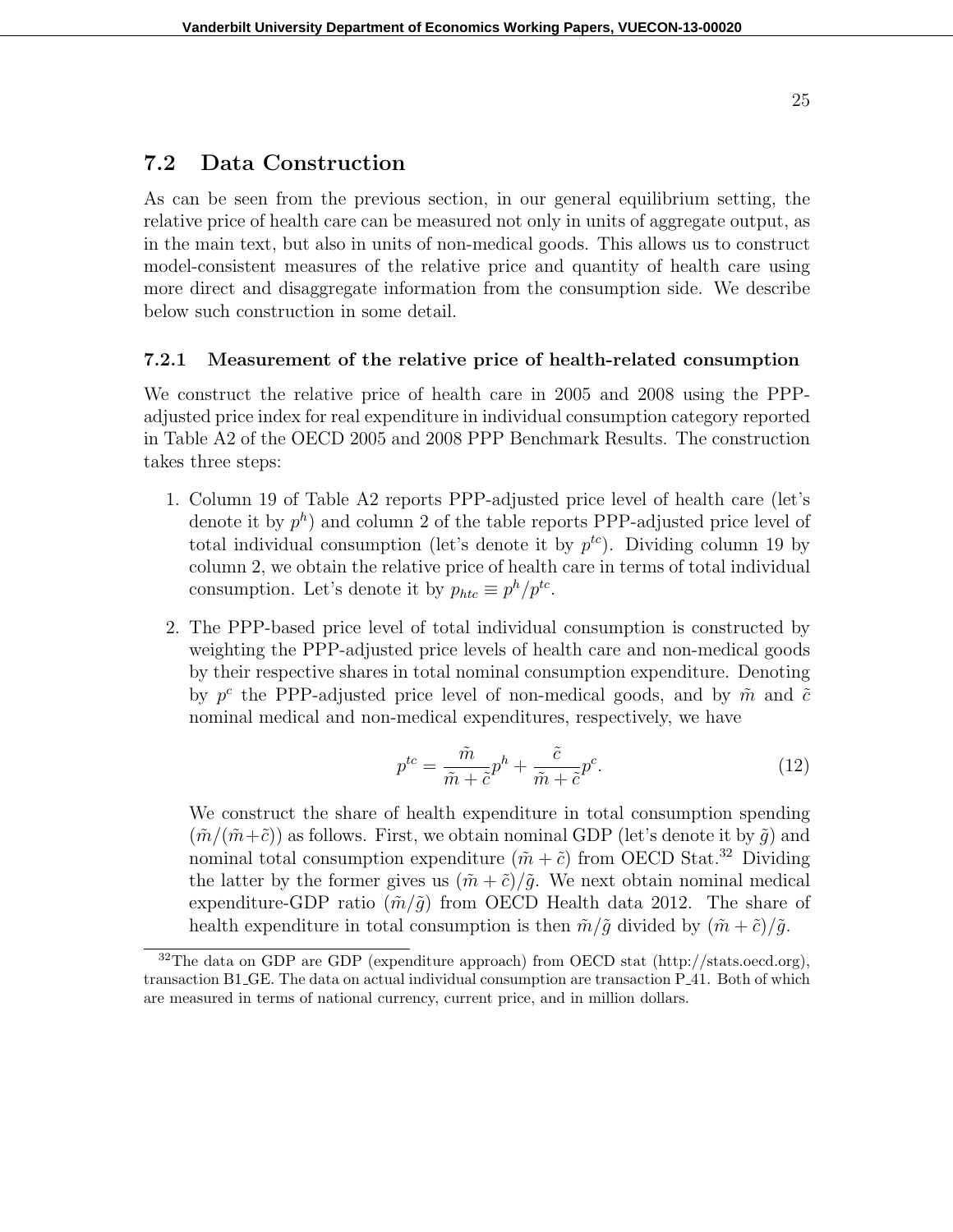## 7.2 Data Construction

As can be seen from the previous section, in our general equilibrium setting, the relative price of health care can be measured not only in units of aggregate output, as in the main text, but also in units of non-medical goods. This allows us to construct model-consistent measures of the relative price and quantity of health care using more direct and disaggregate information from the consumption side. We describe below such construction in some detail.

### 7.2.1 Measurement of the relative price of health-related consumption

We construct the relative price of health care in 2005 and 2008 using the PPP-adjusted price index for real expenditure in individual consumption category reported in Table A2 of the OECD 2005 and 2008 PPP Benchmark Results. The construction takes three steps:

1. Column 19 of Table A2 reports PPP-adjusted price level of health care (let's denote it by $p^h$) and column 2 of the table reports PPP-adjusted price level of total individual consumption (let's denote it by $p^{tc}$). Dividing column 19 by column 2, we obtain the relative price of health care in terms of total individual consumption. Let's denote it by $p_{htc} \equiv p^h/p^{tc}$.

2. The PPP-based price level of total individual consumption is constructed by weighting the PPP-adjusted price levels of health care and non-medical goods by their respective shares in total nominal consumption expenditure. Denoting by $p^c$ the PPP-adjusted price level of non-medical goods, and by $\tilde{m}$ and $\tilde{c}$ nominal medical and non-medical expenditures, respectively, we have

$$p^{tc} = \frac{\tilde{m}}{\tilde{m} + \tilde{c}} p^h + \frac{\tilde{c}}{\tilde{m} + \tilde{c}} p^c. \tag{12}$$

   We construct the share of health expenditure in total consumption spending ($\tilde{m}/(\tilde{m}+\tilde{c})$) as follows. First, we obtain nominal GDP (let's denote it by $\tilde{g}$) and nominal total consumption expenditure ($\tilde{m} + \tilde{c}$) from OECD Stat.[32] Dividing the latter by the former gives us $(\tilde{m} + \tilde{c})/\tilde{g}$. We next obtain nominal medical expenditure-GDP ratio ($\tilde{m}/\tilde{g}$) from OECD Health data 2012. The share of health expenditure in total consumption is then $\tilde{m}/\tilde{g}$ divided by $(\tilde{m} + \tilde{c})/\tilde{g}$.

[32] The data on GDP are GDP (expenditure approach) from OECD stat (http://stats.oecd.org), transaction B1_GE. The data on actual individual consumption are transaction P_41. Both of which are measured in terms of national currency, current price, and in million dollars.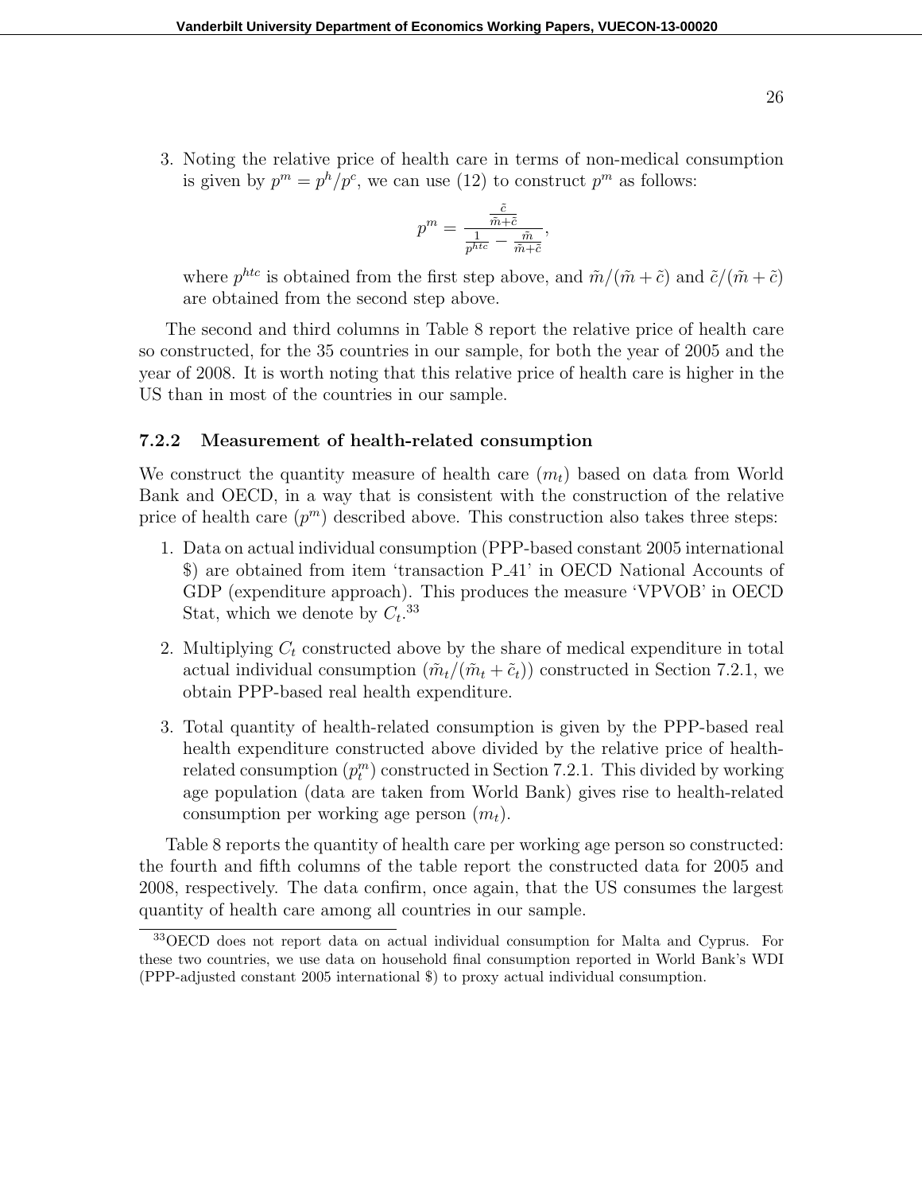3. Noting the relative price of health care in terms of non-medical consumption is given by $p^m = p^h/p^c$, we can use (12) to construct $p^m$ as follows:

$$p^m = \frac{\frac{\tilde{c}}{\tilde{m}+\tilde{c}}}{\frac{1}{p^{htc}} - \frac{\tilde{m}}{\tilde{m}+\tilde{c}}},$$

   where $p^{htc}$ is obtained from the first step above, and $\tilde{m}/(\tilde{m}+\tilde{c})$ and $\tilde{c}/(\tilde{m}+\tilde{c})$ are obtained from the second step above.

The second and third columns in Table 8 report the relative price of health care so constructed, for the 35 countries in our sample, for both the year of 2005 and the year of 2008. It is worth noting that this relative price of health care is higher in the US than in most of the countries in our sample.

### 7.2.2 Measurement of health-related consumption

We construct the quantity measure of health care ($m_t$) based on data from World Bank and OECD, in a way that is consistent with the construction of the relative price of health care ($p^m$) described above. This construction also takes three steps:

1. Data on actual individual consumption (PPP-based constant 2005 international \$) are obtained from item 'transaction P_41' in OECD National Accounts of GDP (expenditure approach). This produces the measure 'VPVOB' in OECD Stat, which we denote by $C_t$.[33]

2. Multiplying $C_t$ constructed above by the share of medical expenditure in total actual individual consumption ($\tilde{m}_t/(\tilde{m}_t + \tilde{c}_t)$) constructed in Section 7.2.1, we obtain PPP-based real health expenditure.

3. Total quantity of health-related consumption is given by the PPP-based real health expenditure constructed above divided by the relative price of health-related consumption ($p^m_t$) constructed in Section 7.2.1. This divided by working age population (data are taken from World Bank) gives rise to health-related consumption per working age person ($m_t$).

Table 8 reports the quantity of health care per working age person so constructed: the fourth and fifth columns of the table report the constructed data for 2005 and 2008, respectively. The data confirm, once again, that the US consumes the largest quantity of health care among all countries in our sample.

[33] OECD does not report data on actual individual consumption for Malta and Cyprus. For these two countries, we use data on household final consumption reported in World Bank's WDI (PPP-adjusted constant 2005 international \$) to proxy actual individual consumption.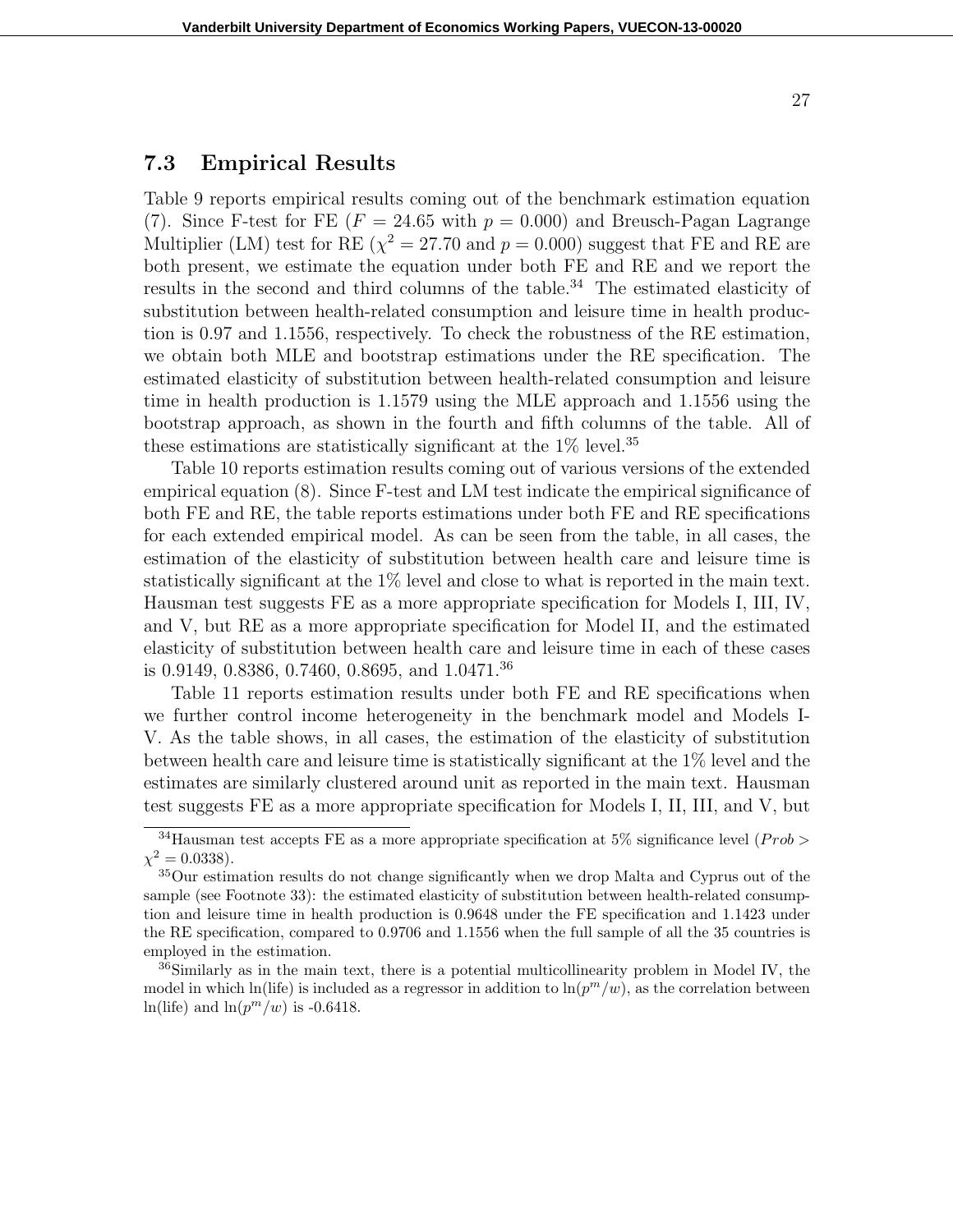### 7.3 Empirical Results

Table 9 reports empirical results coming out of the benchmark estimation equation (7). Since F-test for FE ($F = 24.65$ with $p = 0.000$) and Breusch-Pagan Lagrange Multiplier (LM) test for RE ($\chi^2 = 27.70$ and $p = 0.000$) suggest that FE and RE are both present, we estimate the equation under both FE and RE and we report the results in the second and third columns of the table.[34] The estimated elasticity of substitution between health-related consumption and leisure time in health production is 0.97 and 1.1556, respectively. To check the robustness of the RE estimation, we obtain both MLE and bootstrap estimations under the RE specification. The estimated elasticity of substitution between health-related consumption and leisure time in health production is 1.1579 using the MLE approach and 1.1556 using the bootstrap approach, as shown in the fourth and fifth columns of the table. All of these estimations are statistically significant at the 1% level.[35]

Table 10 reports estimation results coming out of various versions of the extended empirical equation (8). Since F-test and LM test indicate the empirical significance of both FE and RE, the table reports estimations under both FE and RE specifications for each extended empirical model. As can be seen from the table, in all cases, the estimation of the elasticity of substitution between health care and leisure time is statistically significant at the 1% level and close to what is reported in the main text. Hausman test suggests FE as a more appropriate specification for Models I, III, IV, and V, but RE as a more appropriate specification for Model II, and the estimated elasticity of substitution between health care and leisure time in each of these cases is 0.9149, 0.8386, 0.7460, 0.8695, and 1.0471.[36]

Table 11 reports estimation results under both FE and RE specifications when we further control income heterogeneity in the benchmark model and Models I-V. As the table shows, in all cases, the estimation of the elasticity of substitution between health care and leisure time is statistically significant at the 1% level and the estimates are similarly clustered around unit as reported in the main text. Hausman test suggests FE as a more appropriate specification for Models I, II, III, and V, but

---

[34] Hausman test accepts FE as a more appropriate specification at 5% significance level ($Prob > \chi^2 = 0.0338$).

[35] Our estimation results do not change significantly when we drop Malta and Cyprus out of the sample (see Footnote 33): the estimated elasticity of substitution between health-related consumption and leisure time in health production is 0.9648 under the FE specification and 1.1423 under the RE specification, compared to 0.9706 and 1.1556 when the full sample of all the 35 countries is employed in the estimation.

[36] Similarly as in the main text, there is a potential multicollinearity problem in Model IV, the model in which ln(life) is included as a regressor in addition to $\ln(p^m/w)$, as the correlation between ln(life) and $\ln(p^m/w)$ is -0.6418.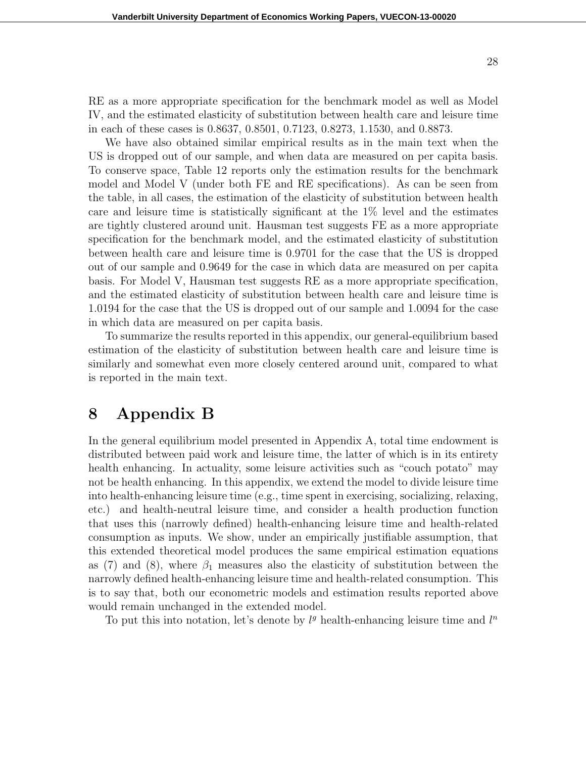RE as a more appropriate specification for the benchmark model as well as Model IV, and the estimated elasticity of substitution between health care and leisure time in each of these cases is 0.8637, 0.8501, 0.7123, 0.8273, 1.1530, and 0.8873.

We have also obtained similar empirical results as in the main text when the US is dropped out of our sample, and when data are measured on per capita basis. To conserve space, Table 12 reports only the estimation results for the benchmark model and Model V (under both FE and RE specifications). As can be seen from the table, in all cases, the estimation of the elasticity of substitution between health care and leisure time is statistically significant at the 1% level and the estimates are tightly clustered around unit. Hausman test suggests FE as a more appropriate specification for the benchmark model, and the estimated elasticity of substitution between health care and leisure time is 0.9701 for the case that the US is dropped out of our sample and 0.9649 for the case in which data are measured on per capita basis. For Model V, Hausman test suggests RE as a more appropriate specification, and the estimated elasticity of substitution between health care and leisure time is 1.0194 for the case that the US is dropped out of our sample and 1.0094 for the case in which data are measured on per capita basis.

To summarize the results reported in this appendix, our general-equilibrium based estimation of the elasticity of substitution between health care and leisure time is similarly and somewhat even more closely centered around unit, compared to what is reported in the main text.

# 8 Appendix B

In the general equilibrium model presented in Appendix A, total time endowment is distributed between paid work and leisure time, the latter of which is in its entirety health enhancing. In actuality, some leisure activities such as "couch potato" may not be health enhancing. In this appendix, we extend the model to divide leisure time into health-enhancing leisure time (e.g., time spent in exercising, socializing, relaxing, etc.) and health-neutral leisure time, and consider a health production function that uses this (narrowly defined) health-enhancing leisure time and health-related consumption as inputs. We show, under an empirically justifiable assumption, that this extended theoretical model produces the same empirical estimation equations as (7) and (8), where $\beta_1$ measures also the elasticity of substitution between the narrowly defined health-enhancing leisure time and health-related consumption. This is to say that, both our econometric models and estimation results reported above would remain unchanged in the extended model.

To put this into notation, let's denote by $l^g$ health-enhancing leisure time and $l^n$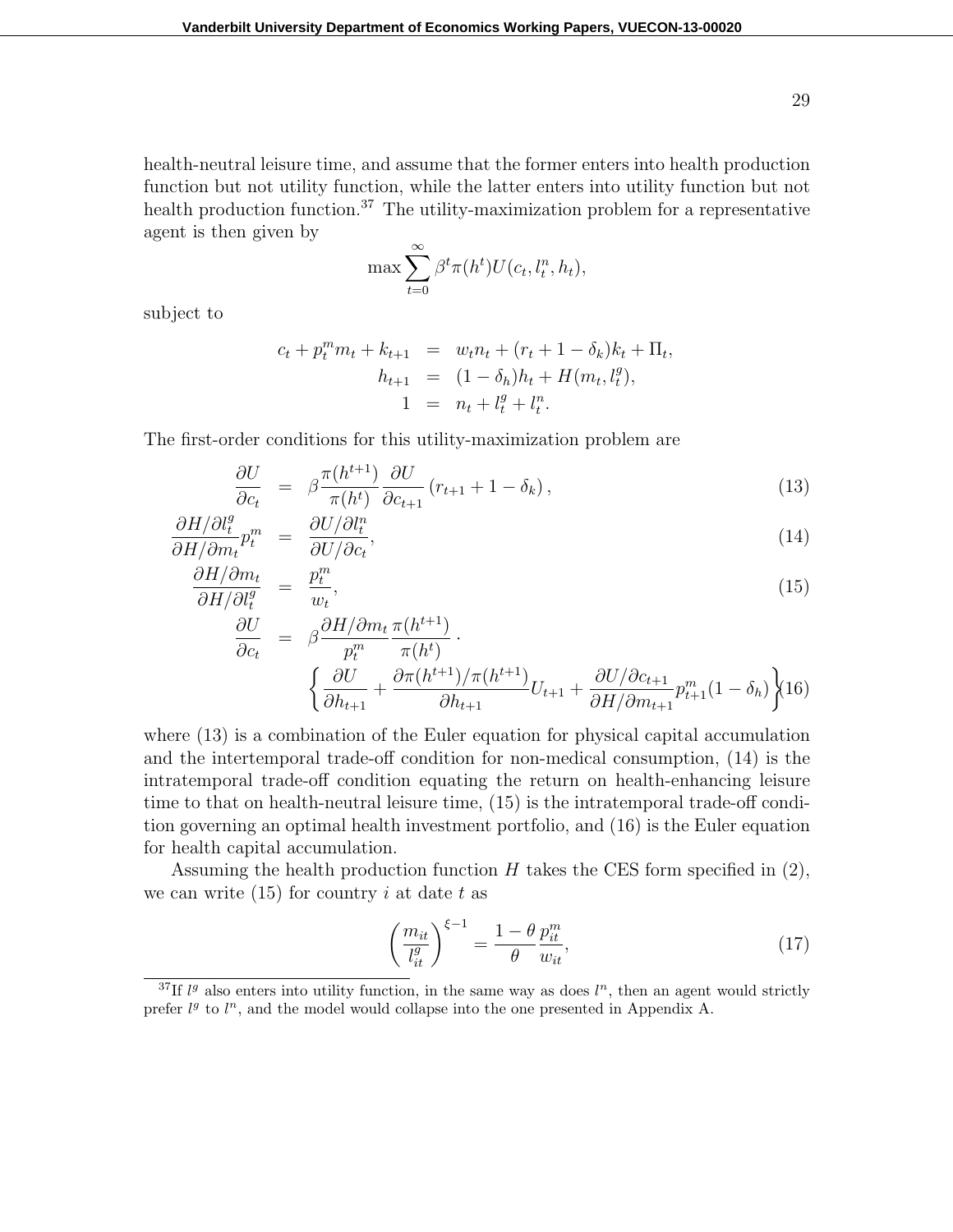health-neutral leisure time, and assume that the former enters into health production function but not utility function, while the latter enters into utility function but not health production function.[37] The utility-maximization problem for a representative agent is then given by

$$\max \sum_{t=0}^{\infty} \beta^t \pi(h^t) U(c_t, l_t^n, h_t),$$

subject to

$$\begin{aligned}
c_t + p_t^m m_t + k_{t+1} &= w_t n_t + (r_t + 1 - \delta_k) k_t + \Pi_t, \\
h_{t+1} &= (1 - \delta_h) h_t + H(m_t, l_t^g), \\
1 &= n_t + l_t^g + l_t^n.
\end{aligned}$$

The first-order conditions for this utility-maximization problem are

$$\frac{\partial U}{\partial c_t} = \beta \frac{\pi(h^{t+1})}{\pi(h^t)} \frac{\partial U}{\partial c_{t+1}} \left( r_{t+1} + 1 - \delta_k \right), \tag{13}$$

$$\frac{\partial H / \partial l_t^g}{\partial H / \partial m_t} p_t^m = \frac{\partial U / \partial l_t^n}{\partial U / \partial c_t}, \tag{14}$$

$$\frac{\partial H / \partial m_t}{\partial H / \partial l_t^g} = \frac{p_t^m}{w_t}, \tag{15}$$

$$\frac{\partial U}{\partial c_t} = \beta \frac{\partial H / \partial m_t}{p_t^m} \frac{\pi(h^{t+1})}{\pi(h^t)} \cdot \left\{ \frac{\partial U}{\partial h_{t+1}} + \frac{\partial \pi(h^{t+1}) / \pi(h^{t+1})}{\partial h_{t+1}} U_{t+1} + \frac{\partial U / \partial c_{t+1}}{\partial H / \partial m_{t+1}} p_{t+1}^m (1 - \delta_h) \right\} \tag{16}$$

where (13) is a combination of the Euler equation for physical capital accumulation and the intertemporal trade-off condition for non-medical consumption, (14) is the intratemporal trade-off condition equating the return on health-enhancing leisure time to that on health-neutral leisure time, (15) is the intratemporal trade-off condition governing an optimal health investment portfolio, and (16) is the Euler equation for health capital accumulation.

Assuming the health production function $H$ takes the CES form specified in (2), we can write (15) for country $i$ at date $t$ as

$$\left( \frac{m_{it}}{l_{it}^g} \right)^{\xi - 1} = \frac{1 - \theta}{\theta} \frac{p_{it}^m}{w_{it}}, \tag{17}$$

[37] If $l^g$ also enters into utility function, in the same way as does $l^n$, then an agent would strictly prefer $l^g$ to $l^n$, and the model would collapse into the one presented in Appendix A.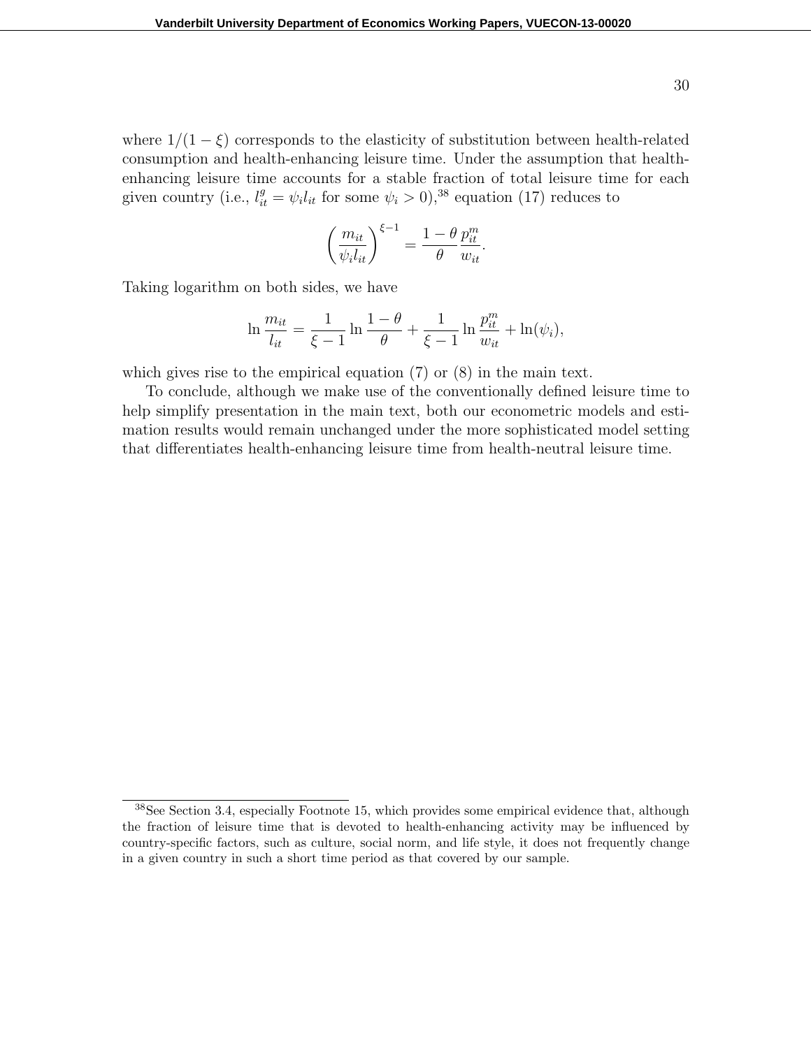where $1/(1-\xi)$ corresponds to the elasticity of substitution between health-related consumption and health-enhancing leisure time. Under the assumption that health-enhancing leisure time accounts for a stable fraction of total leisure time for each given country (i.e., $l_{it}^{g} = \psi_i l_{it}$ for some $\psi_i > 0$),[38] equation (17) reduces to

$$\left(\frac{m_{it}}{\psi_i l_{it}}\right)^{\xi-1} = \frac{1-\theta}{\theta}\frac{p_{it}^{m}}{w_{it}}.$$

Taking logarithm on both sides, we have

$$\ln\frac{m_{it}}{l_{it}} = \frac{1}{\xi-1}\ln\frac{1-\theta}{\theta} + \frac{1}{\xi-1}\ln\frac{p_{it}^{m}}{w_{it}} + \ln(\psi_i),$$

which gives rise to the empirical equation (7) or (8) in the main text.

To conclude, although we make use of the conventionally defined leisure time to help simplify presentation in the main text, both our econometric models and estimation results would remain unchanged under the more sophisticated model setting that differentiates health-enhancing leisure time from health-neutral leisure time.

[38] See Section 3.4, especially Footnote 15, which provides some empirical evidence that, although the fraction of leisure time that is devoted to health-enhancing activity may be influenced by country-specific factors, such as culture, social norm, and life style, it does not frequently change in a given country in such a short time period as that covered by our sample.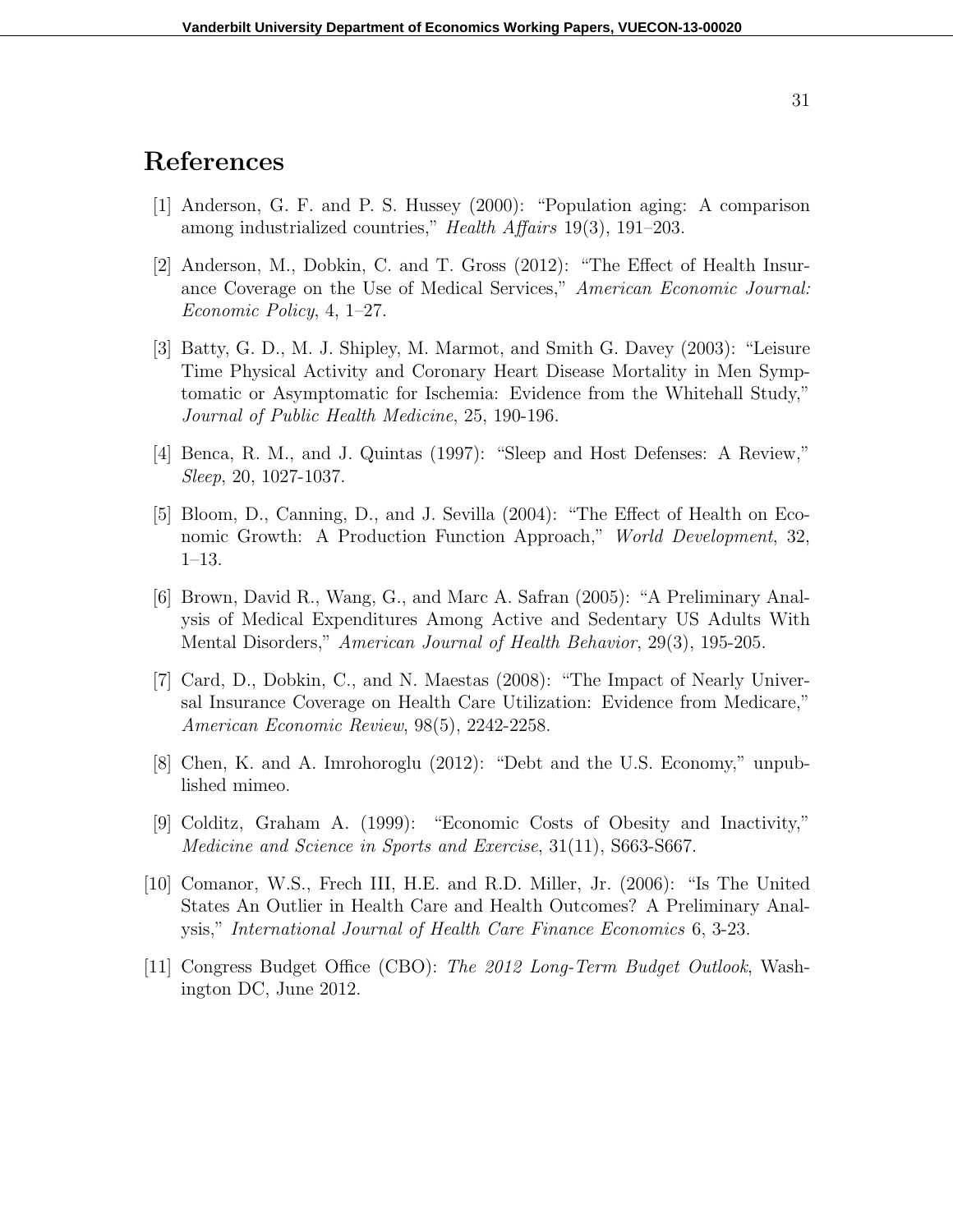# References

[1] Anderson, G. F. and P. S. Hussey (2000): "Population aging: A comparison among industrialized countries," *Health Affairs* 19(3), 191–203.

[2] Anderson, M., Dobkin, C. and T. Gross (2012): "The Effect of Health Insurance Coverage on the Use of Medical Services," *American Economic Journal: Economic Policy*, 4, 1–27.

[3] Batty, G. D., M. J. Shipley, M. Marmot, and Smith G. Davey (2003): "Leisure Time Physical Activity and Coronary Heart Disease Mortality in Men Symptomatic or Asymptomatic for Ischemia: Evidence from the Whitehall Study," *Journal of Public Health Medicine*, 25, 190-196.

[4] Benca, R. M., and J. Quintas (1997): "Sleep and Host Defenses: A Review," *Sleep*, 20, 1027-1037.

[5] Bloom, D., Canning, D., and J. Sevilla (2004): "The Effect of Health on Economic Growth: A Production Function Approach," *World Development*, 32, 1–13.

[6] Brown, David R., Wang, G., and Marc A. Safran (2005): "A Preliminary Analysis of Medical Expenditures Among Active and Sedentary US Adults With Mental Disorders," *American Journal of Health Behavior*, 29(3), 195-205.

[7] Card, D., Dobkin, C., and N. Maestas (2008): "The Impact of Nearly Universal Insurance Coverage on Health Care Utilization: Evidence from Medicare," *American Economic Review*, 98(5), 2242-2258.

[8] Chen, K. and A. Imrohoroglu (2012): "Debt and the U.S. Economy," unpublished mimeo.

[9] Colditz, Graham A. (1999): "Economic Costs of Obesity and Inactivity," *Medicine and Science in Sports and Exercise*, 31(11), S663-S667.

[10] Comanor, W.S., Frech III, H.E. and R.D. Miller, Jr. (2006): "Is The United States An Outlier in Health Care and Health Outcomes? A Preliminary Analysis," *International Journal of Health Care Finance Economics* 6, 3-23.

[11] Congress Budget Office (CBO): *The 2012 Long-Term Budget Outlook*, Washington DC, June 2012.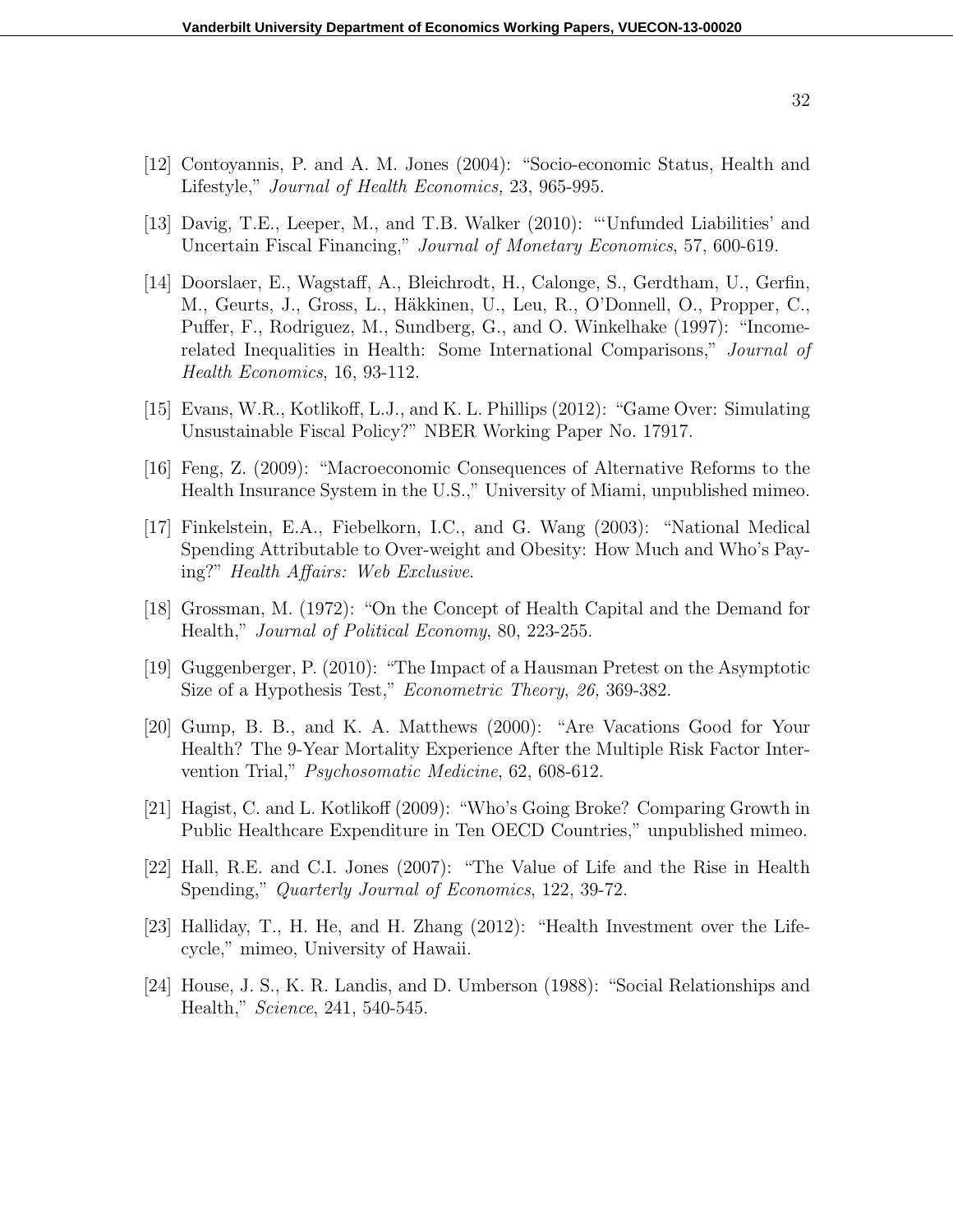[12] Contoyannis, P. and A. M. Jones (2004): "Socio-economic Status, Health and Lifestyle," *Journal of Health Economics,* 23, 965-995.

[13] Davig, T.E., Leeper, M., and T.B. Walker (2010): "'Unfunded Liabilities' and Uncertain Fiscal Financing," *Journal of Monetary Economics*, 57, 600-619.

[14] Doorslaer, E., Wagstaff, A., Bleichrodt, H., Calonge, S., Gerdtham, U., Gerfin, M., Geurts, J., Gross, L., Häkkinen, U., Leu, R., O'Donnell, O., Propper, C., Puffer, F., Rodriguez, M., Sundberg, G., and O. Winkelhake (1997): "Income-related Inequalities in Health: Some International Comparisons," *Journal of Health Economics*, 16, 93-112.

[15] Evans, W.R., Kotlikoff, L.J., and K. L. Phillips (2012): "Game Over: Simulating Unsustainable Fiscal Policy?" NBER Working Paper No. 17917.

[16] Feng, Z. (2009): "Macroeconomic Consequences of Alternative Reforms to the Health Insurance System in the U.S.," University of Miami, unpublished mimeo.

[17] Finkelstein, E.A., Fiebelkorn, I.C., and G. Wang (2003): "National Medical Spending Attributable to Over-weight and Obesity: How Much and Who's Paying?" *Health Affairs: Web Exclusive*.

[18] Grossman, M. (1972): "On the Concept of Health Capital and the Demand for Health," *Journal of Political Economy*, 80, 223-255.

[19] Guggenberger, P. (2010): "The Impact of a Hausman Pretest on the Asymptotic Size of a Hypothesis Test," *Econometric Theory*, *26,* 369-382.

[20] Gump, B. B., and K. A. Matthews (2000): "Are Vacations Good for Your Health? The 9-Year Mortality Experience After the Multiple Risk Factor Intervention Trial," *Psychosomatic Medicine*, 62, 608-612.

[21] Hagist, C. and L. Kotlikoff (2009): "Who's Going Broke? Comparing Growth in Public Healthcare Expenditure in Ten OECD Countries," unpublished mimeo.

[22] Hall, R.E. and C.I. Jones (2007): "The Value of Life and the Rise in Health Spending," *Quarterly Journal of Economics*, 122, 39-72.

[23] Halliday, T., H. He, and H. Zhang (2012): "Health Investment over the Lifecycle," mimeo, University of Hawaii.

[24] House, J. S., K. R. Landis, and D. Umberson (1988): "Social Relationships and Health," *Science*, 241, 540-545.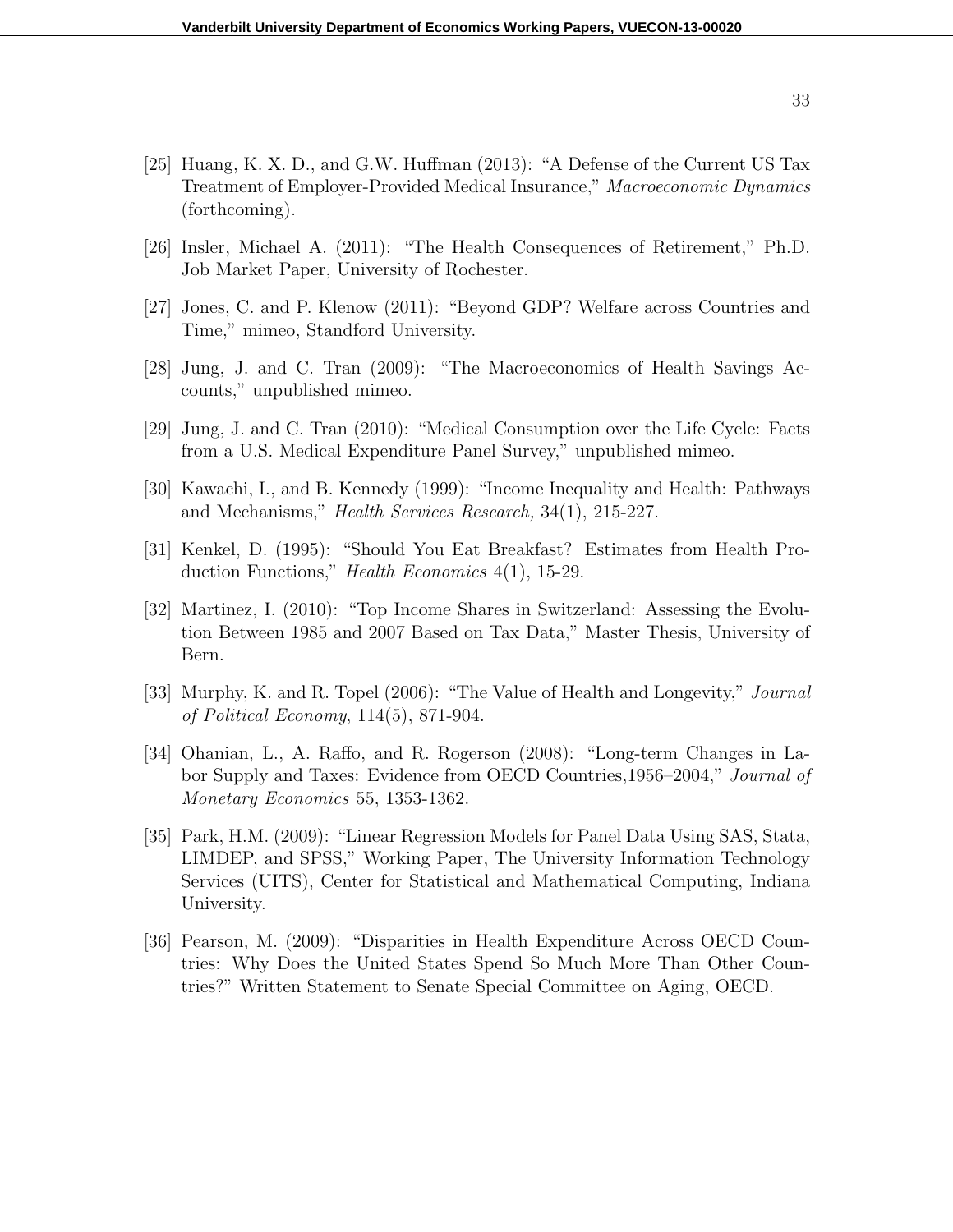[25] Huang, K. X. D., and G.W. Huffman (2013): "A Defense of the Current US Tax Treatment of Employer-Provided Medical Insurance," *Macroeconomic Dynamics* (forthcoming).

[26] Insler, Michael A. (2011): "The Health Consequences of Retirement," Ph.D. Job Market Paper, University of Rochester.

[27] Jones, C. and P. Klenow (2011): "Beyond GDP? Welfare across Countries and Time," mimeo, Standford University.

[28] Jung, J. and C. Tran (2009): "The Macroeconomics of Health Savings Accounts," unpublished mimeo.

[29] Jung, J. and C. Tran (2010): "Medical Consumption over the Life Cycle: Facts from a U.S. Medical Expenditure Panel Survey," unpublished mimeo.

[30] Kawachi, I., and B. Kennedy (1999): "Income Inequality and Health: Pathways and Mechanisms," *Health Services Research,* 34(1), 215-227.

[31] Kenkel, D. (1995): "Should You Eat Breakfast? Estimates from Health Production Functions," *Health Economics* 4(1), 15-29.

[32] Martinez, I. (2010): "Top Income Shares in Switzerland: Assessing the Evolution Between 1985 and 2007 Based on Tax Data," Master Thesis, University of Bern.

[33] Murphy, K. and R. Topel (2006): "The Value of Health and Longevity," *Journal of Political Economy*, 114(5), 871-904.

[34] Ohanian, L., A. Raffo, and R. Rogerson (2008): "Long-term Changes in Labor Supply and Taxes: Evidence from OECD Countries,1956–2004," *Journal of Monetary Economics* 55, 1353-1362.

[35] Park, H.M. (2009): "Linear Regression Models for Panel Data Using SAS, Stata, LIMDEP, and SPSS," Working Paper, The University Information Technology Services (UITS), Center for Statistical and Mathematical Computing, Indiana University.

[36] Pearson, M. (2009): "Disparities in Health Expenditure Across OECD Countries: Why Does the United States Spend So Much More Than Other Countries?" Written Statement to Senate Special Committee on Aging, OECD.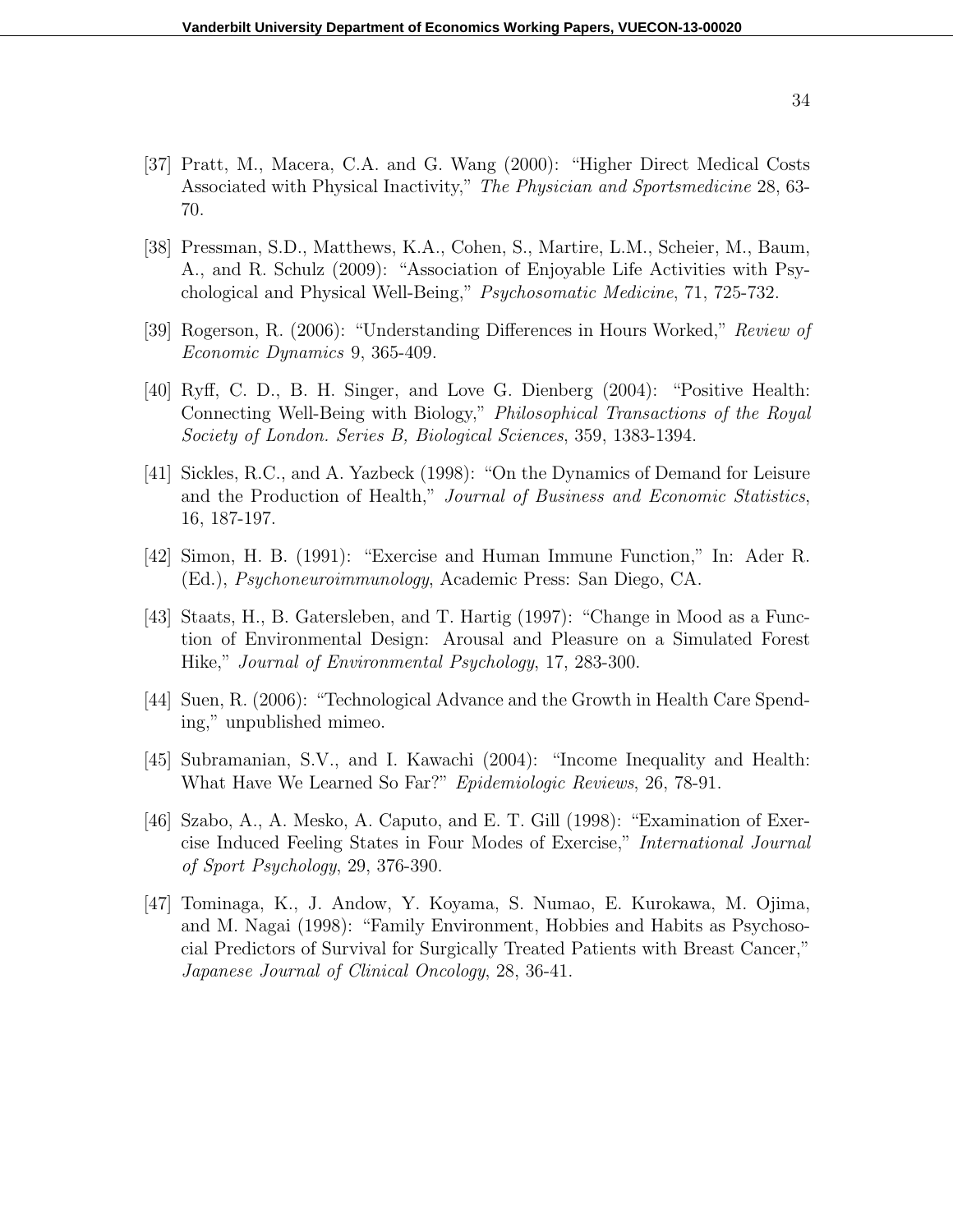[37] Pratt, M., Macera, C.A. and G. Wang (2000): "Higher Direct Medical Costs Associated with Physical Inactivity," *The Physician and Sportsmedicine* 28, 63-70.

[38] Pressman, S.D., Matthews, K.A., Cohen, S., Martire, L.M., Scheier, M., Baum, A., and R. Schulz (2009): "Association of Enjoyable Life Activities with Psychological and Physical Well-Being," *Psychosomatic Medicine*, 71, 725-732.

[39] Rogerson, R. (2006): "Understanding Differences in Hours Worked," *Review of Economic Dynamics* 9, 365-409.

[40] Ryff, C. D., B. H. Singer, and Love G. Dienberg (2004): "Positive Health: Connecting Well-Being with Biology," *Philosophical Transactions of the Royal Society of London. Series B, Biological Sciences*, 359, 1383-1394.

[41] Sickles, R.C., and A. Yazbeck (1998): "On the Dynamics of Demand for Leisure and the Production of Health," *Journal of Business and Economic Statistics*, 16, 187-197.

[42] Simon, H. B. (1991): "Exercise and Human Immune Function," In: Ader R. (Ed.), *Psychoneuroimmunology*, Academic Press: San Diego, CA.

[43] Staats, H., B. Gatersleben, and T. Hartig (1997): "Change in Mood as a Function of Environmental Design: Arousal and Pleasure on a Simulated Forest Hike," *Journal of Environmental Psychology*, 17, 283-300.

[44] Suen, R. (2006): "Technological Advance and the Growth in Health Care Spending," unpublished mimeo.

[45] Subramanian, S.V., and I. Kawachi (2004): "Income Inequality and Health: What Have We Learned So Far?" *Epidemiologic Reviews*, 26, 78-91.

[46] Szabo, A., A. Mesko, A. Caputo, and E. T. Gill (1998): "Examination of Exercise Induced Feeling States in Four Modes of Exercise," *International Journal of Sport Psychology*, 29, 376-390.

[47] Tominaga, K., J. Andow, Y. Koyama, S. Numao, E. Kurokawa, M. Ojima, and M. Nagai (1998): "Family Environment, Hobbies and Habits as Psychosocial Predictors of Survival for Surgically Treated Patients with Breast Cancer," *Japanese Journal of Clinical Oncology*, 28, 36-41.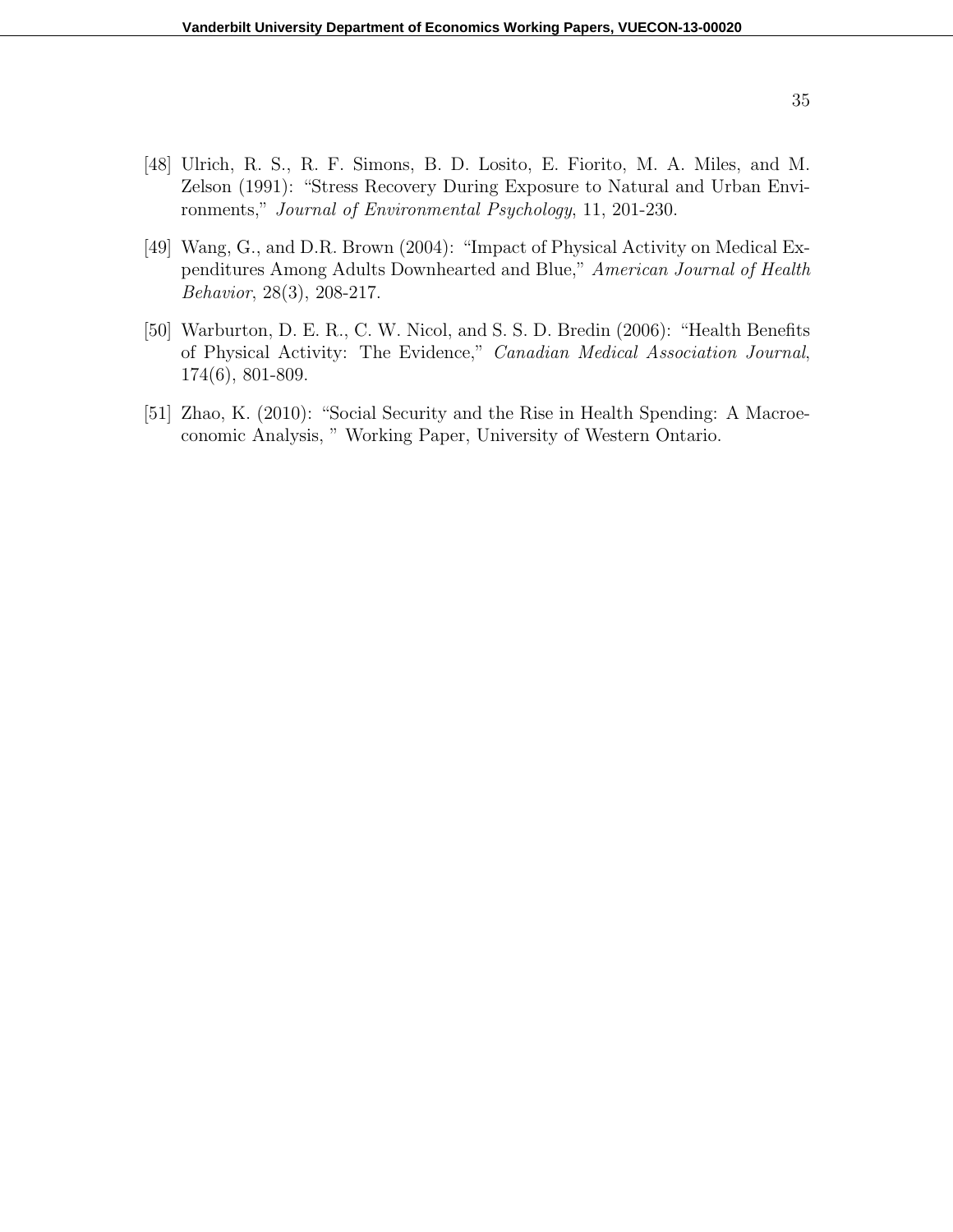[48] Ulrich, R. S., R. F. Simons, B. D. Losito, E. Fiorito, M. A. Miles, and M. Zelson (1991): "Stress Recovery During Exposure to Natural and Urban Environments," *Journal of Environmental Psychology*, 11, 201-230.

[49] Wang, G., and D.R. Brown (2004): "Impact of Physical Activity on Medical Expenditures Among Adults Downhearted and Blue," *American Journal of Health Behavior*, 28(3), 208-217.

[50] Warburton, D. E. R., C. W. Nicol, and S. S. D. Bredin (2006): "Health Benefits of Physical Activity: The Evidence," *Canadian Medical Association Journal*, 174(6), 801-809.

[51] Zhao, K. (2010): "Social Security and the Rise in Health Spending: A Macroeconomic Analysis, " Working Paper, University of Western Ontario.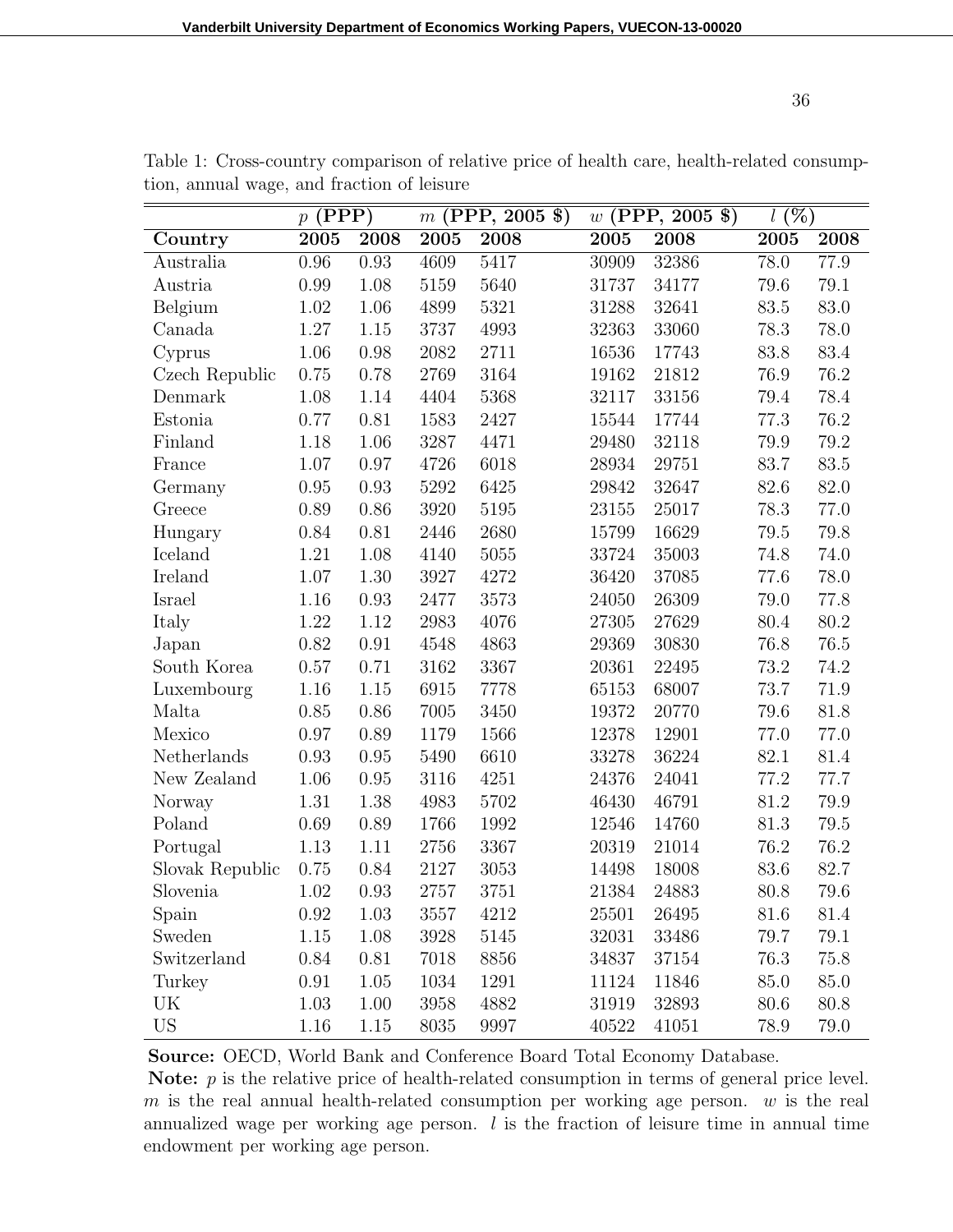Table 1: Cross-country comparison of relative price of health care, health-related consumption, annual wage, and fraction of leisure

| | $p$ (PPP) | | $m$ (PPP, 2005 \$) | | $w$ (PPP, 2005 \$) | | $l$ (%) | |
|---|---|---|---|---|---|---|---|---|
| **Country** | **2005** | **2008** | **2005** | **2008** | **2005** | **2008** | **2005** | **2008** |
| Australia | 0.96 | 0.93 | 4609 | 5417 | 30909 | 32386 | 78.0 | 77.9 |
| Austria | 0.99 | 1.08 | 5159 | 5640 | 31737 | 34177 | 79.6 | 79.1 |
| Belgium | 1.02 | 1.06 | 4899 | 5321 | 31288 | 32641 | 83.5 | 83.0 |
| Canada | 1.27 | 1.15 | 3737 | 4993 | 32363 | 33060 | 78.3 | 78.0 |
| Cyprus | 1.06 | 0.98 | 2082 | 2711 | 16536 | 17743 | 83.8 | 83.4 |
| Czech Republic | 0.75 | 0.78 | 2769 | 3164 | 19162 | 21812 | 76.9 | 76.2 |
| Denmark | 1.08 | 1.14 | 4404 | 5368 | 32117 | 33156 | 79.4 | 78.4 |
| Estonia | 0.77 | 0.81 | 1583 | 2427 | 15544 | 17744 | 77.3 | 76.2 |
| Finland | 1.18 | 1.06 | 3287 | 4471 | 29480 | 32118 | 79.9 | 79.2 |
| France | 1.07 | 0.97 | 4726 | 6018 | 28934 | 29751 | 83.7 | 83.5 |
| Germany | 0.95 | 0.93 | 5292 | 6425 | 29842 | 32647 | 82.6 | 82.0 |
| Greece | 0.89 | 0.86 | 3920 | 5195 | 23155 | 25017 | 78.3 | 77.0 |
| Hungary | 0.84 | 0.81 | 2446 | 2680 | 15799 | 16629 | 79.5 | 79.8 |
| Iceland | 1.21 | 1.08 | 4140 | 5055 | 33724 | 35003 | 74.8 | 74.0 |
| Ireland | 1.07 | 1.30 | 3927 | 4272 | 36420 | 37085 | 77.6 | 78.0 |
| Israel | 1.16 | 0.93 | 2477 | 3573 | 24050 | 26309 | 79.0 | 77.8 |
| Italy | 1.22 | 1.12 | 2983 | 4076 | 27305 | 27629 | 80.4 | 80.2 |
| Japan | 0.82 | 0.91 | 4548 | 4863 | 29369 | 30830 | 76.8 | 76.5 |
| South Korea | 0.57 | 0.71 | 3162 | 3367 | 20361 | 22495 | 73.2 | 74.2 |
| Luxembourg | 1.16 | 1.15 | 6915 | 7778 | 65153 | 68007 | 73.7 | 71.9 |
| Malta | 0.85 | 0.86 | 7005 | 3450 | 19372 | 20770 | 79.6 | 81.8 |
| Mexico | 0.97 | 0.89 | 1179 | 1566 | 12378 | 12901 | 77.0 | 77.0 |
| Netherlands | 0.93 | 0.95 | 5490 | 6610 | 33278 | 36224 | 82.1 | 81.4 |
| New Zealand | 1.06 | 0.95 | 3116 | 4251 | 24376 | 24041 | 77.2 | 77.7 |
| Norway | 1.31 | 1.38 | 4983 | 5702 | 46430 | 46791 | 81.2 | 79.9 |
| Poland | 0.69 | 0.89 | 1766 | 1992 | 12546 | 14760 | 81.3 | 79.5 |
| Portugal | 1.13 | 1.11 | 2756 | 3367 | 20319 | 21014 | 76.2 | 76.2 |
| Slovak Republic | 0.75 | 0.84 | 2127 | 3053 | 14498 | 18008 | 83.6 | 82.7 |
| Slovenia | 1.02 | 0.93 | 2757 | 3751 | 21384 | 24883 | 80.8 | 79.6 |
| Spain | 0.92 | 1.03 | 3557 | 4212 | 25501 | 26495 | 81.6 | 81.4 |
| Sweden | 1.15 | 1.08 | 3928 | 5145 | 32031 | 33486 | 79.7 | 79.1 |
| Switzerland | 0.84 | 0.81 | 7018 | 8856 | 34837 | 37154 | 76.3 | 75.8 |
| Turkey | 0.91 | 1.05 | 1034 | 1291 | 11124 | 11846 | 85.0 | 85.0 |
| UK | 1.03 | 1.00 | 3958 | 4882 | 31919 | 32893 | 80.6 | 80.8 |
| US | 1.16 | 1.15 | 8035 | 9997 | 40522 | 41051 | 78.9 | 79.0 |

**Source:** OECD, World Bank and Conference Board Total Economy Database.

**Note:** $p$ is the relative price of health-related consumption in terms of general price level. $m$ is the real annual health-related consumption per working age person. $w$ is the real annualized wage per working age person. $l$ is the fraction of leisure time in annual time endowment per working age person.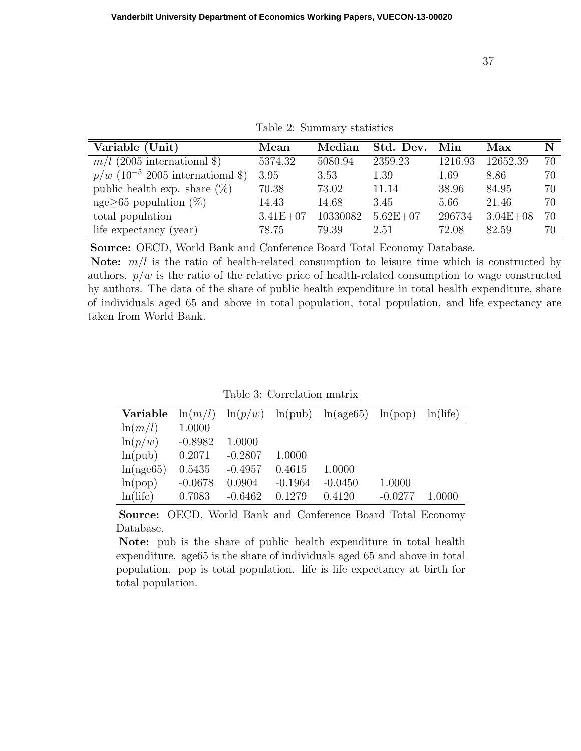Table 2: Summary statistics

| **Variable (Unit)** | **Mean** | **Median** | **Std. Dev.** | **Min** | **Max** | **N** |
|---|---|---|---|---|---|---|
| $m/l$ (2005 international \$) | 5374.32 | 5080.94 | 2359.23 | 1216.93 | 12652.39 | 70 |
| $p/w$ ($10^{-5}$ 2005 international \$) | 3.95 | 3.53 | 1.39 | 1.69 | 8.86 | 70 |
| public health exp. share (%) | 70.38 | 73.02 | 11.14 | 38.96 | 84.95 | 70 |
| age≥65 population (%) | 14.43 | 14.68 | 3.45 | 5.66 | 21.46 | 70 |
| total population | 3.41E+07 | 10330082 | 5.62E+07 | 296734 | 3.04E+08 | 70 |
| life expectancy (year) | 78.75 | 79.39 | 2.51 | 72.08 | 82.59 | 70 |

**Source:** OECD, World Bank and Conference Board Total Economy Database.

**Note:** $m/l$ is the ratio of health-related consumption to leisure time which is constructed by authors. $p/w$ is the ratio of the relative price of health-related consumption to wage constructed by authors. The data of the share of public health expenditure in total health expenditure, share of individuals aged 65 and above in total population, total population, and life expectancy are taken from World Bank.

Table 3: Correlation matrix

| **Variable** | $\ln(m/l)$ | $\ln(p/w)$ | ln(pub) | ln(age65) | ln(pop) | ln(life) |
|---|---|---|---|---|---|---|
| $\ln(m/l)$ | 1.0000 | | | | | |
| $\ln(p/w)$ | -0.8982 | 1.0000 | | | | |
| ln(pub) | 0.2071 | -0.2807 | 1.0000 | | | |
| ln(age65) | 0.5435 | -0.4957 | 0.4615 | 1.0000 | | |
| ln(pop) | -0.0678 | 0.0904 | -0.1964 | -0.0450 | 1.0000 | |
| ln(life) | 0.7083 | -0.6462 | 0.1279 | 0.4120 | -0.0277 | 1.0000 |

**Source:** OECD, World Bank and Conference Board Total Economy Database.

**Note:** pub is the share of public health expenditure in total health expenditure. age65 is the share of individuals aged 65 and above in total population. pop is total population. life is life expectancy at birth for total population.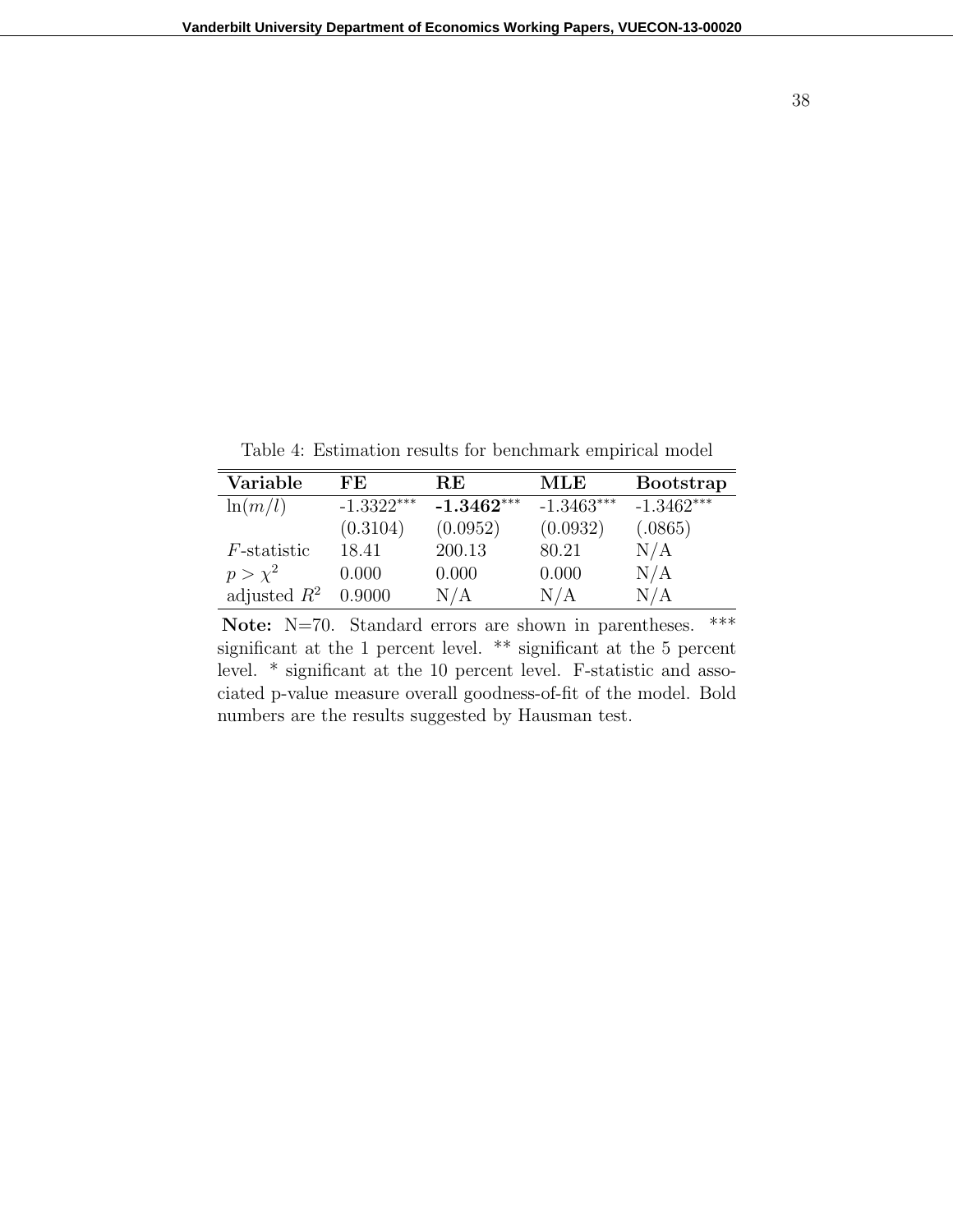Table 4: Estimation results for benchmark empirical model

| Variable | FE | RE | MLE | Bootstrap |
|---|---|---|---|---|
| $\ln(m/l)$ | -1.3322*** | **-1.3462***** | -1.3463*** | -1.3462*** |
| | (0.3104) | (0.0952) | (0.0932) | (.0865) |
| $F$-statistic | 18.41 | 200.13 | 80.21 | N/A |
| $p > \chi^2$ | 0.000 | 0.000 | 0.000 | N/A |
| adjusted $R^2$ | 0.9000 | N/A | N/A | N/A |

**Note:** N=70. Standard errors are shown in parentheses. *** significant at the 1 percent level. ** significant at the 5 percent level. * significant at the 10 percent level. F-statistic and associated p-value measure overall goodness-of-fit of the model. Bold numbers are the results suggested by Hausman test.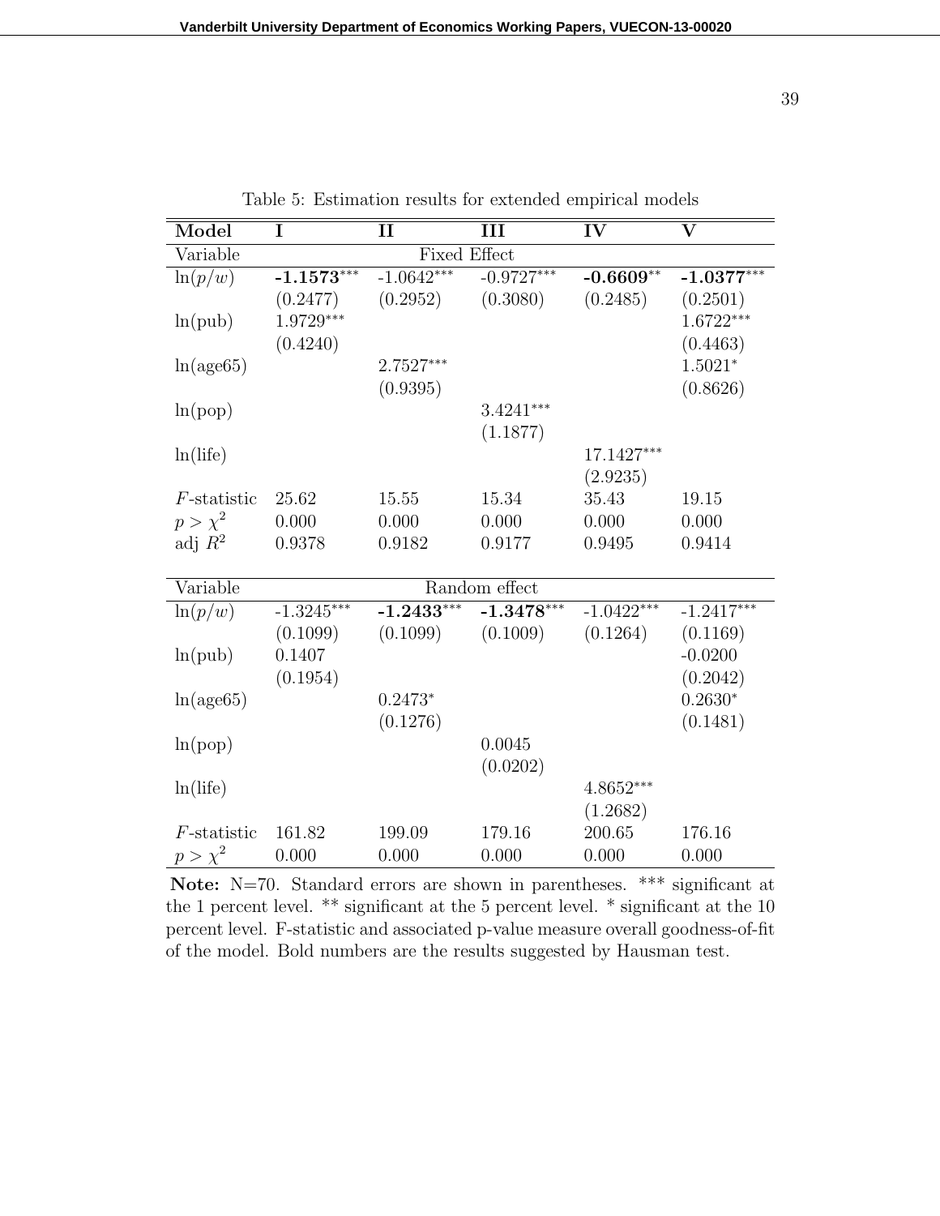Table 5: Estimation results for extended empirical models

| Model | I | II | III | IV | V |
|---|---|---|---|---|---|
| Variable | | | Fixed Effect | | |
| $\ln(p/w)$ | **-1.1573**$^{***}$ | -1.0642$^{***}$ | -0.9727$^{***}$ | **-0.6609**$^{**}$ | **-1.0377**$^{***}$ |
| | (0.2477) | (0.2952) | (0.3080) | (0.2485) | (0.2501) |
| $\ln(\text{pub})$ | 1.9729$^{***}$ | | | | 1.6722$^{***}$ |
| | (0.4240) | | | | (0.4463) |
| $\ln(\text{age65})$ | | 2.7527$^{***}$ | | | 1.5021$^{*}$ |
| | | (0.9395) | | | (0.8626) |
| $\ln(\text{pop})$ | | | 3.4241$^{***}$ | | |
| | | | (1.1877) | | |
| $\ln(\text{life})$ | | | | 17.1427$^{***}$ | |
| | | | | (2.9235) | |
| $F$-statistic | 25.62 | 15.55 | 15.34 | 35.43 | 19.15 |
| $p > \chi^2$ | 0.000 | 0.000 | 0.000 | 0.000 | 0.000 |
| adj $R^2$ | 0.9378 | 0.9182 | 0.9177 | 0.9495 | 0.9414 |
| Variable | | | Random effect | | |
| $\ln(p/w)$ | -1.3245$^{***}$ | **-1.2433**$^{***}$ | **-1.3478**$^{***}$ | -1.0422$^{***}$ | -1.2417$^{***}$ |
| | (0.1099) | (0.1099) | (0.1009) | (0.1264) | (0.1169) |
| $\ln(\text{pub})$ | 0.1407 | | | | -0.0200 |
| | (0.1954) | | | | (0.2042) |
| $\ln(\text{age65})$ | | 0.2473$^{*}$ | | | 0.2630$^{*}$ |
| | | (0.1276) | | | (0.1481) |
| $\ln(\text{pop})$ | | | 0.0045 | | |
| | | | (0.0202) | | |
| $\ln(\text{life})$ | | | | 4.8652$^{***}$ | |
| | | | | (1.2682) | |
| $F$-statistic | 161.82 | 199.09 | 179.16 | 200.65 | 176.16 |
| $p > \chi^2$ | 0.000 | 0.000 | 0.000 | 0.000 | 0.000 |

**Note:** N=70. Standard errors are shown in parentheses. *** significant at the 1 percent level. ** significant at the 5 percent level. * significant at the 10 percent level. F-statistic and associated p-value measure overall goodness-of-fit of the model. Bold numbers are the results suggested by Hausman test.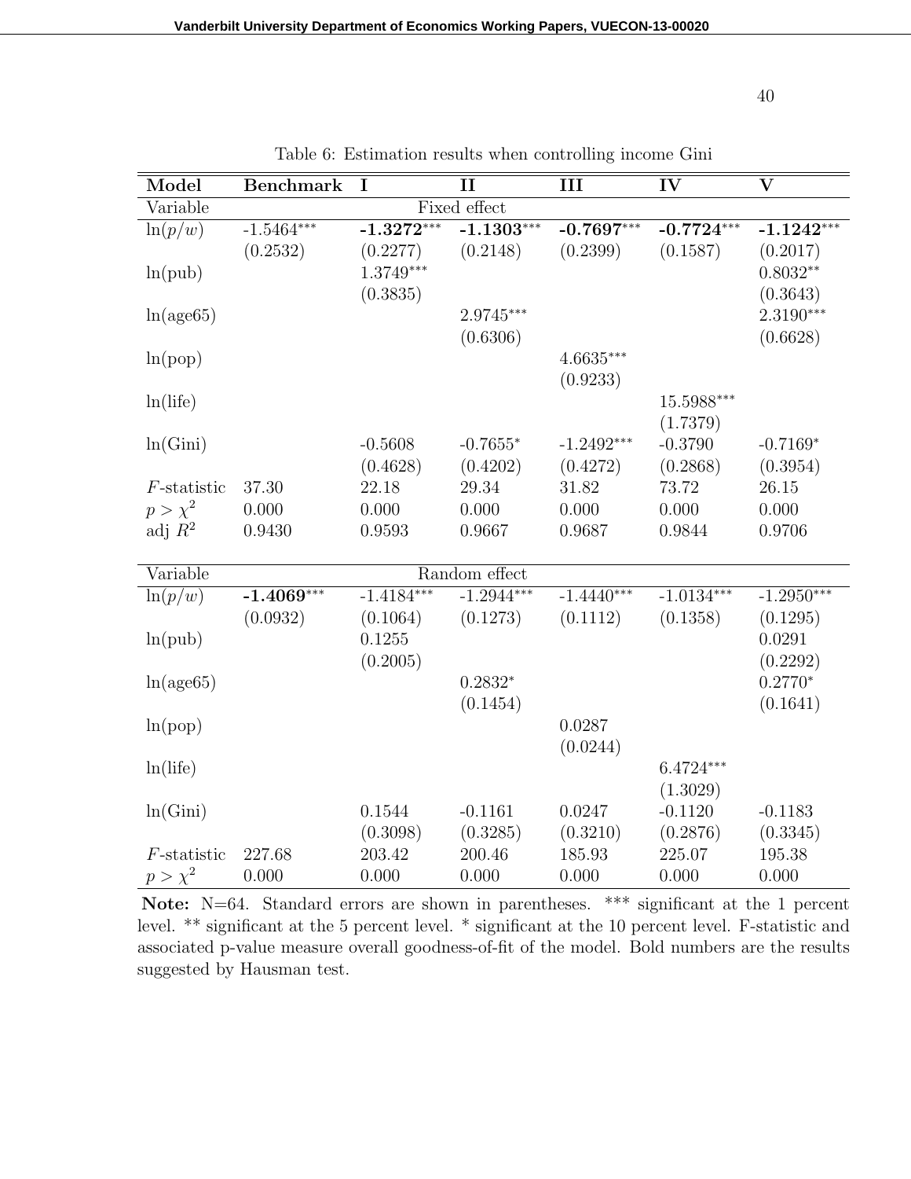Table 6: Estimation results when controlling income Gini

| **Model** | **Benchmark** | **I** | **II** | **III** | **IV** | **V** |
|---|---|---|---|---|---|---|
| Variable | | | Fixed effect | | | |
| $\ln(p/w)$ | -1.5464*** | **-1.3272***\*\*\* | **-1.1303***\*\*\* | **-0.7697***\*\*\* | **-0.7724***\*\*\* | **-1.1242***\*\*\* |
| | (0.2532) | (0.2277) | (0.2148) | (0.2399) | (0.1587) | (0.2017) |
| ln(pub) | | 1.3749*** | | | | 0.8032** |
| | | (0.3835) | | | | (0.3643) |
| ln(age65) | | | 2.9745*** | | | 2.3190*** |
| | | | (0.6306) | | | (0.6628) |
| ln(pop) | | | | 4.6635*** | | |
| | | | | (0.9233) | | |
| ln(life) | | | | | 15.5988*** | |
| | | | | | (1.7379) | |
| ln(Gini) | | -0.5608 | -0.7655* | -1.2492*** | -0.3790 | -0.7169* |
| | | (0.4628) | (0.4202) | (0.4272) | (0.2868) | (0.3954) |
| $F$-statistic | 37.30 | 22.18 | 29.34 | 31.82 | 73.72 | 26.15 |
| $p > \chi^2$ | 0.000 | 0.000 | 0.000 | 0.000 | 0.000 | 0.000 |
| adj $R^2$ | 0.9430 | 0.9593 | 0.9667 | 0.9687 | 0.9844 | 0.9706 |
| Variable | | | Random effect | | | |
| $\ln(p/w)$ | **-1.4069***\*\*\* | -1.4184*** | -1.2944*** | -1.4440*** | -1.0134*** | -1.2950*** |
| | (0.0932) | (0.1064) | (0.1273) | (0.1112) | (0.1358) | (0.1295) |
| ln(pub) | | 0.1255 | | | | 0.0291 |
| | | (0.2005) | | | | (0.2292) |
| ln(age65) | | | 0.2832* | | | 0.2770* |
| | | | (0.1454) | | | (0.1641) |
| ln(pop) | | | | 0.0287 | | |
| | | | | (0.0244) | | |
| ln(life) | | | | | 6.4724*** | |
| | | | | | (1.3029) | |
| ln(Gini) | | 0.1544 | -0.1161 | 0.0247 | -0.1120 | -0.1183 |
| | | (0.3098) | (0.3285) | (0.3210) | (0.2876) | (0.3345) |
| $F$-statistic | 227.68 | 203.42 | 200.46 | 185.93 | 225.07 | 195.38 |
| $p > \chi^2$ | 0.000 | 0.000 | 0.000 | 0.000 | 0.000 | 0.000 |

**Note:** N=64. Standard errors are shown in parentheses. *** significant at the 1 percent level. ** significant at the 5 percent level. * significant at the 10 percent level. F-statistic and associated p-value measure overall goodness-of-fit of the model. Bold numbers are the results suggested by Hausman test.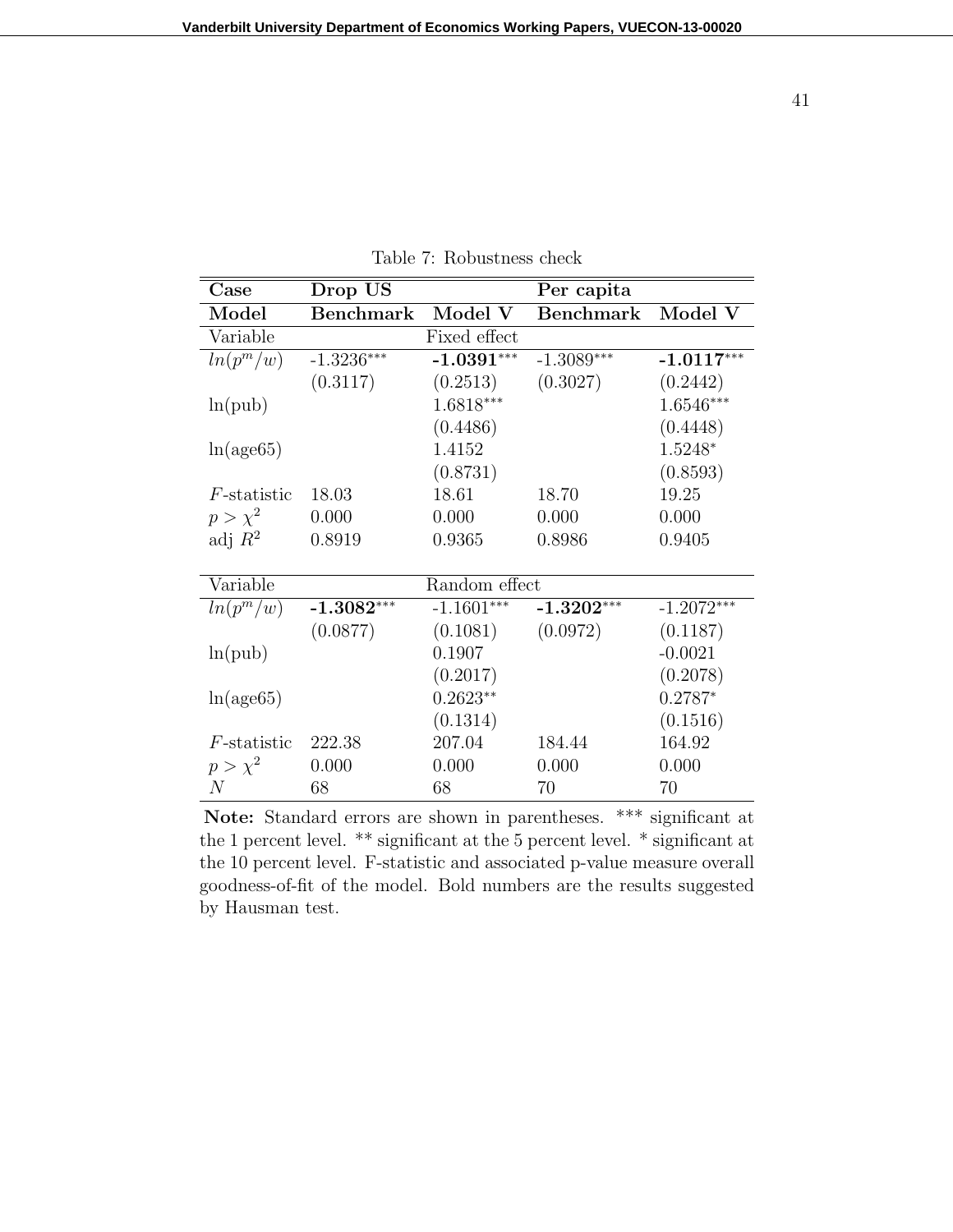Table 7: Robustness check

| Case | Drop US | | Per capita | |
|---|---|---|---|---|
| **Model** | **Benchmark** | **Model V** | **Benchmark** | **Model V** |
| Variable | | Fixed effect | | |
| $ln(p^m/w)$ | -1.3236*** | **-1.0391*** | -1.3089*** | **-1.0117*** |
| | (0.3117) | (0.2513) | (0.3027) | (0.2442) |
| ln(pub) | | 1.6818*** | | 1.6546*** |
| | | (0.4486) | | (0.4448) |
| ln(age65) | | 1.4152 | | 1.5248* |
| | | (0.8731) | | (0.8593) |
| $F$-statistic | 18.03 | 18.61 | 18.70 | 19.25 |
| $p > \chi^2$ | 0.000 | 0.000 | 0.000 | 0.000 |
| adj $R^2$ | 0.8919 | 0.9365 | 0.8986 | 0.9405 |
| Variable | | Random effect | | |
| $ln(p^m/w)$ | **-1.3082*** | -1.1601*** | **-1.3202*** | -1.2072*** |
| | (0.0877) | (0.1081) | (0.0972) | (0.1187) |
| ln(pub) | | 0.1907 | | -0.0021 |
| | | (0.2017) | | (0.2078) |
| ln(age65) | | 0.2623** | | 0.2787* |
| | | (0.1314) | | (0.1516) |
| $F$-statistic | 222.38 | 207.04 | 184.44 | 164.92 |
| $p > \chi^2$ | 0.000 | 0.000 | 0.000 | 0.000 |
| $N$ | 68 | 68 | 70 | 70 |

**Note:** Standard errors are shown in parentheses. *** significant at the 1 percent level. ** significant at the 5 percent level. * significant at the 10 percent level. F-statistic and associated p-value measure overall goodness-of-fit of the model. Bold numbers are the results suggested by Hausman test.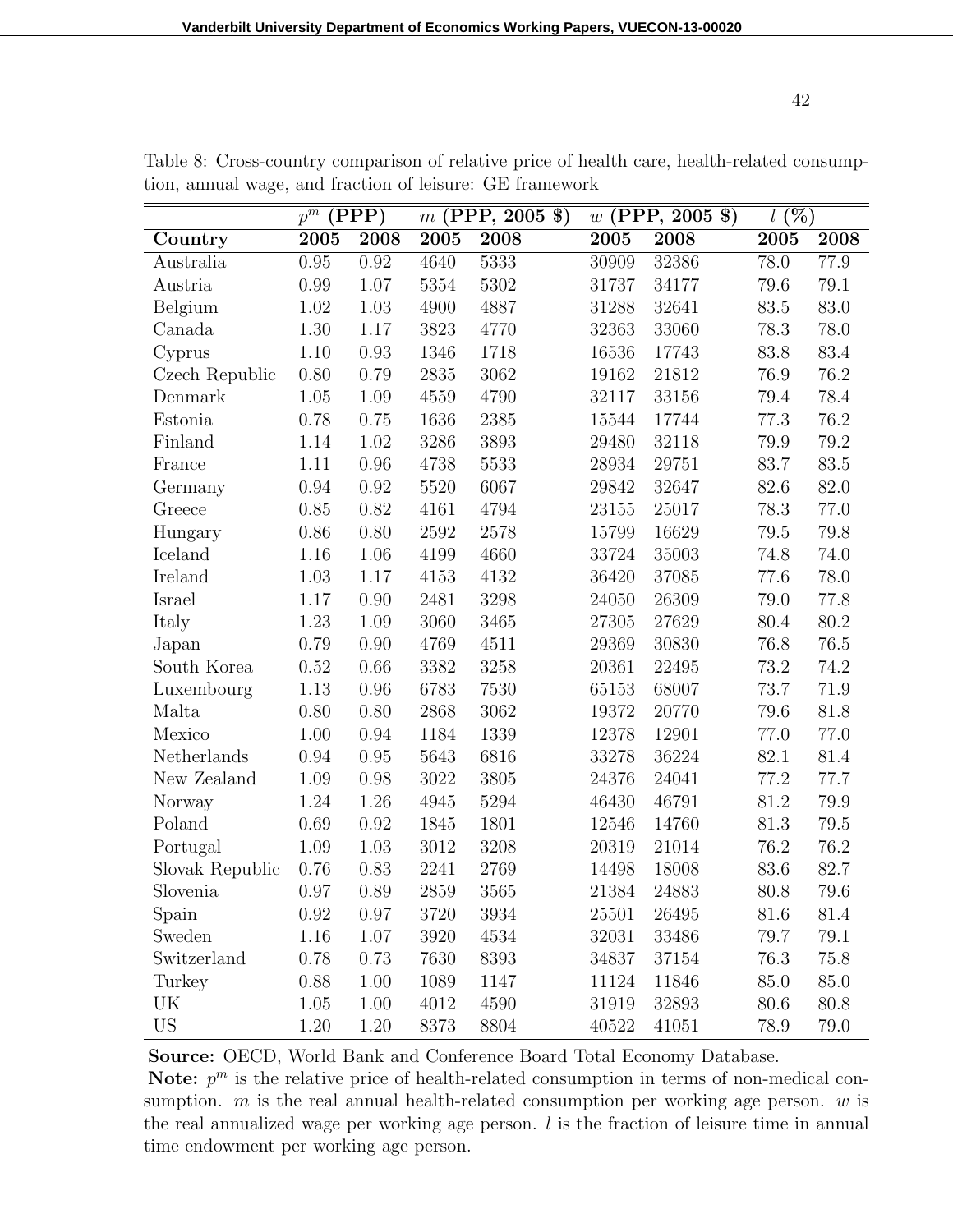Table 8: Cross-country comparison of relative price of health care, health-related consumption, annual wage, and fraction of leisure: GE framework

| | $p^m$ (PPP) | | $m$ (PPP, 2005 \$) | | $w$ (PPP, 2005 \$) | | $l$ (%) | |
|---|---|---|---|---|---|---|---|---|
| **Country** | **2005** | **2008** | **2005** | **2008** | **2005** | **2008** | **2005** | **2008** |
| Australia | 0.95 | 0.92 | 4640 | 5333 | 30909 | 32386 | 78.0 | 77.9 |
| Austria | 0.99 | 1.07 | 5354 | 5302 | 31737 | 34177 | 79.6 | 79.1 |
| Belgium | 1.02 | 1.03 | 4900 | 4887 | 31288 | 32641 | 83.5 | 83.0 |
| Canada | 1.30 | 1.17 | 3823 | 4770 | 32363 | 33060 | 78.3 | 78.0 |
| Cyprus | 1.10 | 0.93 | 1346 | 1718 | 16536 | 17743 | 83.8 | 83.4 |
| Czech Republic | 0.80 | 0.79 | 2835 | 3062 | 19162 | 21812 | 76.9 | 76.2 |
| Denmark | 1.05 | 1.09 | 4559 | 4790 | 32117 | 33156 | 79.4 | 78.4 |
| Estonia | 0.78 | 0.75 | 1636 | 2385 | 15544 | 17744 | 77.3 | 76.2 |
| Finland | 1.14 | 1.02 | 3286 | 3893 | 29480 | 32118 | 79.9 | 79.2 |
| France | 1.11 | 0.96 | 4738 | 5533 | 28934 | 29751 | 83.7 | 83.5 |
| Germany | 0.94 | 0.92 | 5520 | 6067 | 29842 | 32647 | 82.6 | 82.0 |
| Greece | 0.85 | 0.82 | 4161 | 4794 | 23155 | 25017 | 78.3 | 77.0 |
| Hungary | 0.86 | 0.80 | 2592 | 2578 | 15799 | 16629 | 79.5 | 79.8 |
| Iceland | 1.16 | 1.06 | 4199 | 4660 | 33724 | 35003 | 74.8 | 74.0 |
| Ireland | 1.03 | 1.17 | 4153 | 4132 | 36420 | 37085 | 77.6 | 78.0 |
| Israel | 1.17 | 0.90 | 2481 | 3298 | 24050 | 26309 | 79.0 | 77.8 |
| Italy | 1.23 | 1.09 | 3060 | 3465 | 27305 | 27629 | 80.4 | 80.2 |
| Japan | 0.79 | 0.90 | 4769 | 4511 | 29369 | 30830 | 76.8 | 76.5 |
| South Korea | 0.52 | 0.66 | 3382 | 3258 | 20361 | 22495 | 73.2 | 74.2 |
| Luxembourg | 1.13 | 0.96 | 6783 | 7530 | 65153 | 68007 | 73.7 | 71.9 |
| Malta | 0.80 | 0.80 | 2868 | 3062 | 19372 | 20770 | 79.6 | 81.8 |
| Mexico | 1.00 | 0.94 | 1184 | 1339 | 12378 | 12901 | 77.0 | 77.0 |
| Netherlands | 0.94 | 0.95 | 5643 | 6816 | 33278 | 36224 | 82.1 | 81.4 |
| New Zealand | 1.09 | 0.98 | 3022 | 3805 | 24376 | 24041 | 77.2 | 77.7 |
| Norway | 1.24 | 1.26 | 4945 | 5294 | 46430 | 46791 | 81.2 | 79.9 |
| Poland | 0.69 | 0.92 | 1845 | 1801 | 12546 | 14760 | 81.3 | 79.5 |
| Portugal | 1.09 | 1.03 | 3012 | 3208 | 20319 | 21014 | 76.2 | 76.2 |
| Slovak Republic | 0.76 | 0.83 | 2241 | 2769 | 14498 | 18008 | 83.6 | 82.7 |
| Slovenia | 0.97 | 0.89 | 2859 | 3565 | 21384 | 24883 | 80.8 | 79.6 |
| Spain | 0.92 | 0.97 | 3720 | 3934 | 25501 | 26495 | 81.6 | 81.4 |
| Sweden | 1.16 | 1.07 | 3920 | 4534 | 32031 | 33486 | 79.7 | 79.1 |
| Switzerland | 0.78 | 0.73 | 7630 | 8393 | 34837 | 37154 | 76.3 | 75.8 |
| Turkey | 0.88 | 1.00 | 1089 | 1147 | 11124 | 11846 | 85.0 | 85.0 |
| UK | 1.05 | 1.00 | 4012 | 4590 | 31919 | 32893 | 80.6 | 80.8 |
| US | 1.20 | 1.20 | 8373 | 8804 | 40522 | 41051 | 78.9 | 79.0 |

**Source:** OECD, World Bank and Conference Board Total Economy Database.

**Note:** $p^m$ is the relative price of health-related consumption in terms of non-medical consumption. $m$ is the real annual health-related consumption per working age person. $w$ is the real annualized wage per working age person. $l$ is the fraction of leisure time in annual time endowment per working age person.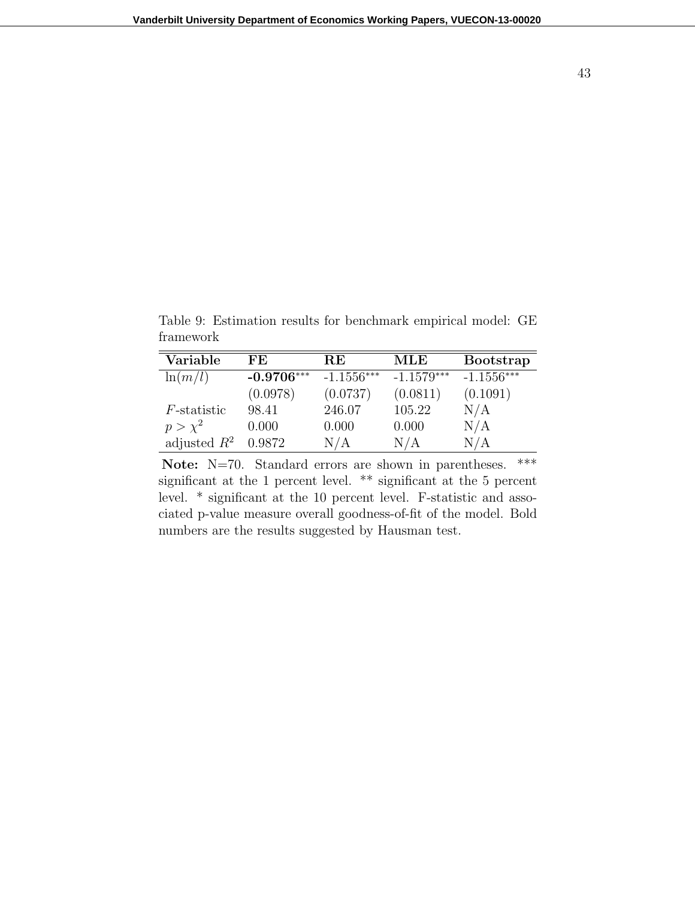Table 9: Estimation results for benchmark empirical model: GE framework

| Variable | FE | RE | MLE | Bootstrap |
|---|---|---|---|---|
| $\ln(m/l)$ | **-0.9706**$^{***}$ | -1.1556$^{***}$ | -1.1579$^{***}$ | -1.1556$^{***}$ |
| | (0.0978) | (0.0737) | (0.0811) | (0.1091) |
| $F$-statistic | 98.41 | 246.07 | 105.22 | N/A |
| $p > \chi^2$ | 0.000 | 0.000 | 0.000 | N/A |
| adjusted $R^2$ | 0.9872 | N/A | N/A | N/A |

**Note:** N=70. Standard errors are shown in parentheses. *** significant at the 1 percent level. ** significant at the 5 percent level. * significant at the 10 percent level. F-statistic and associated p-value measure overall goodness-of-fit of the model. Bold numbers are the results suggested by Hausman test.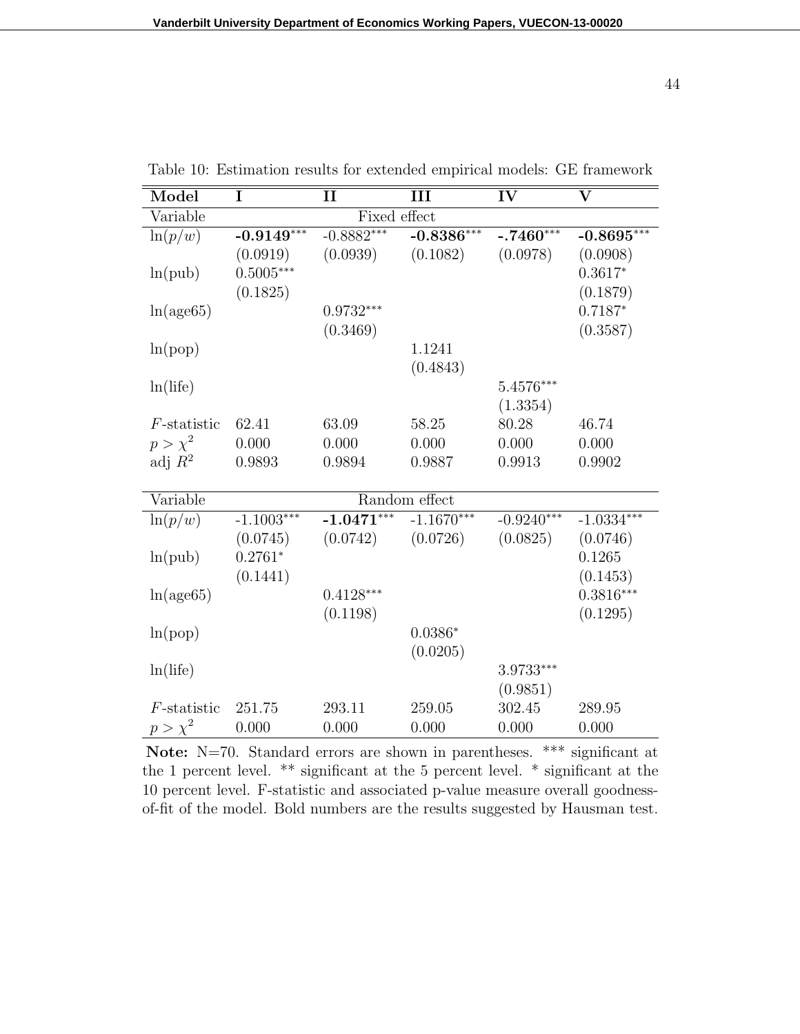Table 10: Estimation results for extended empirical models: GE framework

| Model | I | II | III | IV | V |
|---|---|---|---|---|---|
| Variable | | | Fixed effect | | |
| $\ln(p/w)$ | **-0.9149**$^{***}$ | -0.8882$^{***}$ | **-0.8386**$^{***}$ | **-.7460**$^{***}$ | **-0.8695**$^{***}$ |
| | (0.0919) | (0.0939) | (0.1082) | (0.0978) | (0.0908) |
| ln(pub) | 0.5005$^{***}$ | | | | 0.3617$^{*}$ |
| | (0.1825) | | | | (0.1879) |
| ln(age65) | | 0.9732$^{***}$ | | | 0.7187$^{*}$ |
| | | (0.3469) | | | (0.3587) |
| ln(pop) | | | 1.1241 | | |
| | | | (0.4843) | | |
| ln(life) | | | | 5.4576$^{***}$ | |
| | | | | (1.3354) | |
| $F$-statistic | 62.41 | 63.09 | 58.25 | 80.28 | 46.74 |
| $p > \chi^2$ | 0.000 | 0.000 | 0.000 | 0.000 | 0.000 |
| adj $R^2$ | 0.9893 | 0.9894 | 0.9887 | 0.9913 | 0.9902 |
| Variable | | | Random effect | | |
| $\ln(p/w)$ | -1.1003$^{***}$ | **-1.0471**$^{***}$ | -1.1670$^{***}$ | -0.9240$^{***}$ | -1.0334$^{***}$ |
| | (0.0745) | (0.0742) | (0.0726) | (0.0825) | (0.0746) |
| ln(pub) | 0.2761$^{*}$ | | | | 0.1265 |
| | (0.1441) | | | | (0.1453) |
| ln(age65) | | 0.4128$^{***}$ | | | 0.3816$^{***}$ |
| | | (0.1198) | | | (0.1295) |
| ln(pop) | | | 0.0386$^{*}$ | | |
| | | | (0.0205) | | |
| ln(life) | | | | 3.9733$^{***}$ | |
| | | | | (0.9851) | |
| $F$-statistic | 251.75 | 293.11 | 259.05 | 302.45 | 289.95 |
| $p > \chi^2$ | 0.000 | 0.000 | 0.000 | 0.000 | 0.000 |

**Note:** N=70. Standard errors are shown in parentheses. *** significant at the 1 percent level. ** significant at the 5 percent level. * significant at the 10 percent level. F-statistic and associated p-value measure overall goodness-of-fit of the model. Bold numbers are the results suggested by Hausman test.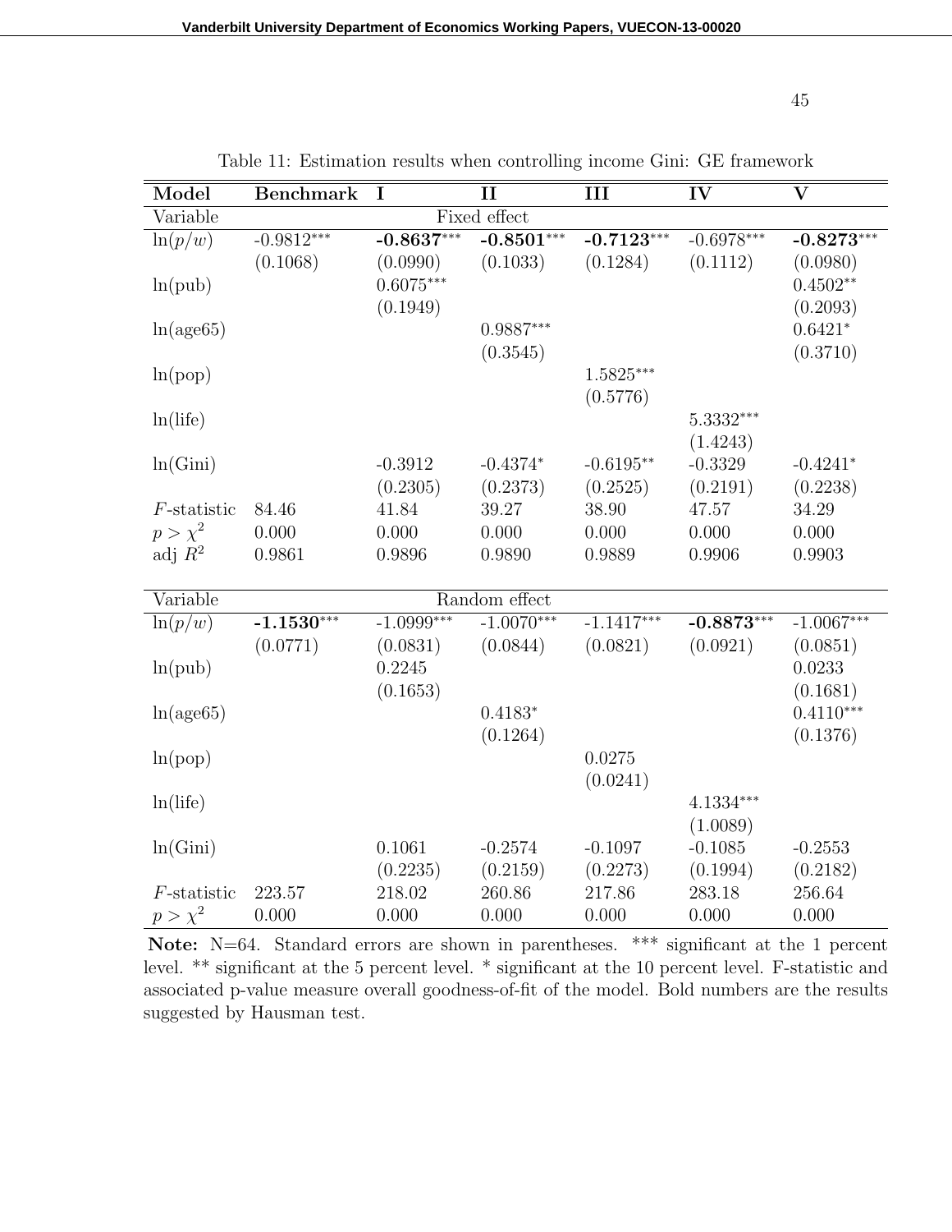Table 11: Estimation results when controlling income Gini: GE framework

| Model | Benchmark | I | II | III | IV | V |
|---|---|---|---|---|---|---|
| Variable | | | Fixed effect | | | |
| $\ln(p/w)$ | -0.9812*** | **-0.8637*** | **-0.8501*** | **-0.7123*** | -0.6978*** | **-0.8273*** |
| | (0.1068) | (0.0990) | (0.1033) | (0.1284) | (0.1112) | (0.0980) |
| ln(pub) | | 0.6075*** | | | | 0.4502** |
| | | (0.1949) | | | | (0.2093) |
| ln(age65) | | | 0.9887*** | | | 0.6421* |
| | | | (0.3545) | | | (0.3710) |
| ln(pop) | | | | 1.5825*** | | |
| | | | | (0.5776) | | |
| ln(life) | | | | | 5.3332*** | |
| | | | | | (1.4243) | |
| ln(Gini) | | -0.3912 | -0.4374* | -0.6195** | -0.3329 | -0.4241* |
| | | (0.2305) | (0.2373) | (0.2525) | (0.2191) | (0.2238) |
| $F$-statistic | 84.46 | 41.84 | 39.27 | 38.90 | 47.57 | 34.29 |
| $p > \chi^2$ | 0.000 | 0.000 | 0.000 | 0.000 | 0.000 | 0.000 |
| adj $R^2$ | 0.9861 | 0.9896 | 0.9890 | 0.9889 | 0.9906 | 0.9903 |
| Variable | | | Random effect | | | |
| $\ln(p/w)$ | **-1.1530*** | -1.0999*** | -1.0070*** | -1.1417*** | **-0.8873*** | -1.0067*** |
| | (0.0771) | (0.0831) | (0.0844) | (0.0821) | (0.0921) | (0.0851) |
| ln(pub) | | 0.2245 | | | | 0.0233 |
| | | (0.1653) | | | | (0.1681) |
| ln(age65) | | | 0.4183* | | | 0.4110*** |
| | | | (0.1264) | | | (0.1376) |
| ln(pop) | | | | 0.0275 | | |
| | | | | (0.0241) | | |
| ln(life) | | | | | 4.1334*** | |
| | | | | | (1.0089) | |
| ln(Gini) | | 0.1061 | -0.2574 | -0.1097 | -0.1085 | -0.2553 |
| | | (0.2235) | (0.2159) | (0.2273) | (0.1994) | (0.2182) |
| $F$-statistic | 223.57 | 218.02 | 260.86 | 217.86 | 283.18 | 256.64 |
| $p > \chi^2$ | 0.000 | 0.000 | 0.000 | 0.000 | 0.000 | 0.000 |

**Note:** N=64. Standard errors are shown in parentheses. *** significant at the 1 percent level. ** significant at the 5 percent level. * significant at the 10 percent level. F-statistic and associated p-value measure overall goodness-of-fit of the model. Bold numbers are the results suggested by Hausman test.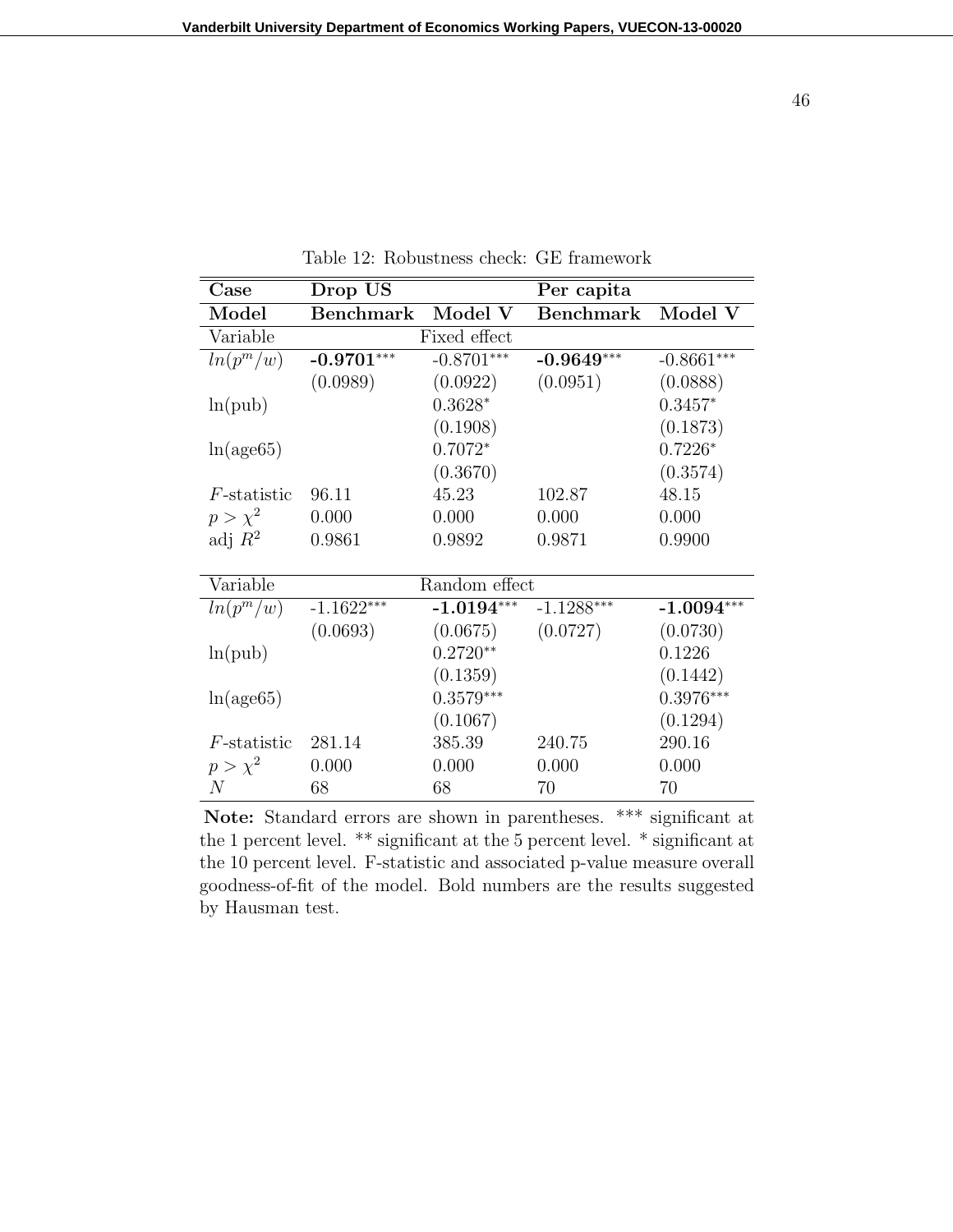Table 12: Robustness check: GE framework

| **Case** | **Drop US** | | **Per capita** | |
|---|---|---|---|---|
| **Model** | **Benchmark** | **Model V** | **Benchmark** | **Model V** |
| Variable | | Fixed effect | | |
| $ln(p^m/w)$ | **-0.9701**$^{***}$ | -0.8701$^{***}$ | **-0.9649**$^{***}$ | -0.8661$^{***}$ |
| | (0.0989) | (0.0922) | (0.0951) | (0.0888) |
| ln(pub) | | 0.3628$^{*}$ | | 0.3457$^{*}$ |
| | | (0.1908) | | (0.1873) |
| ln(age65) | | 0.7072$^{*}$ | | 0.7226$^{*}$ |
| | | (0.3670) | | (0.3574) |
| $F$-statistic | 96.11 | 45.23 | 102.87 | 48.15 |
| $p > \chi^2$ | 0.000 | 0.000 | 0.000 | 0.000 |
| adj $R^2$ | 0.9861 | 0.9892 | 0.9871 | 0.9900 |
| Variable | | Random effect | | |
| $ln(p^m/w)$ | -1.1622$^{***}$ | **-1.0194**$^{***}$ | -1.1288$^{***}$ | **-1.0094**$^{***}$ |
| | (0.0693) | (0.0675) | (0.0727) | (0.0730) |
| ln(pub) | | 0.2720$^{**}$ | | 0.1226 |
| | | (0.1359) | | (0.1442) |
| ln(age65) | | 0.3579$^{***}$ | | 0.3976$^{***}$ |
| | | (0.1067) | | (0.1294) |
| $F$-statistic | 281.14 | 385.39 | 240.75 | 290.16 |
| $p > \chi^2$ | 0.000 | 0.000 | 0.000 | 0.000 |
| $N$ | 68 | 68 | 70 | 70 |

**Note:** Standard errors are shown in parentheses. *** significant at the 1 percent level. ** significant at the 5 percent level. * significant at the 10 percent level. F-statistic and associated p-value measure overall goodness-of-fit of the model. Bold numbers are the results suggested by Hausman test.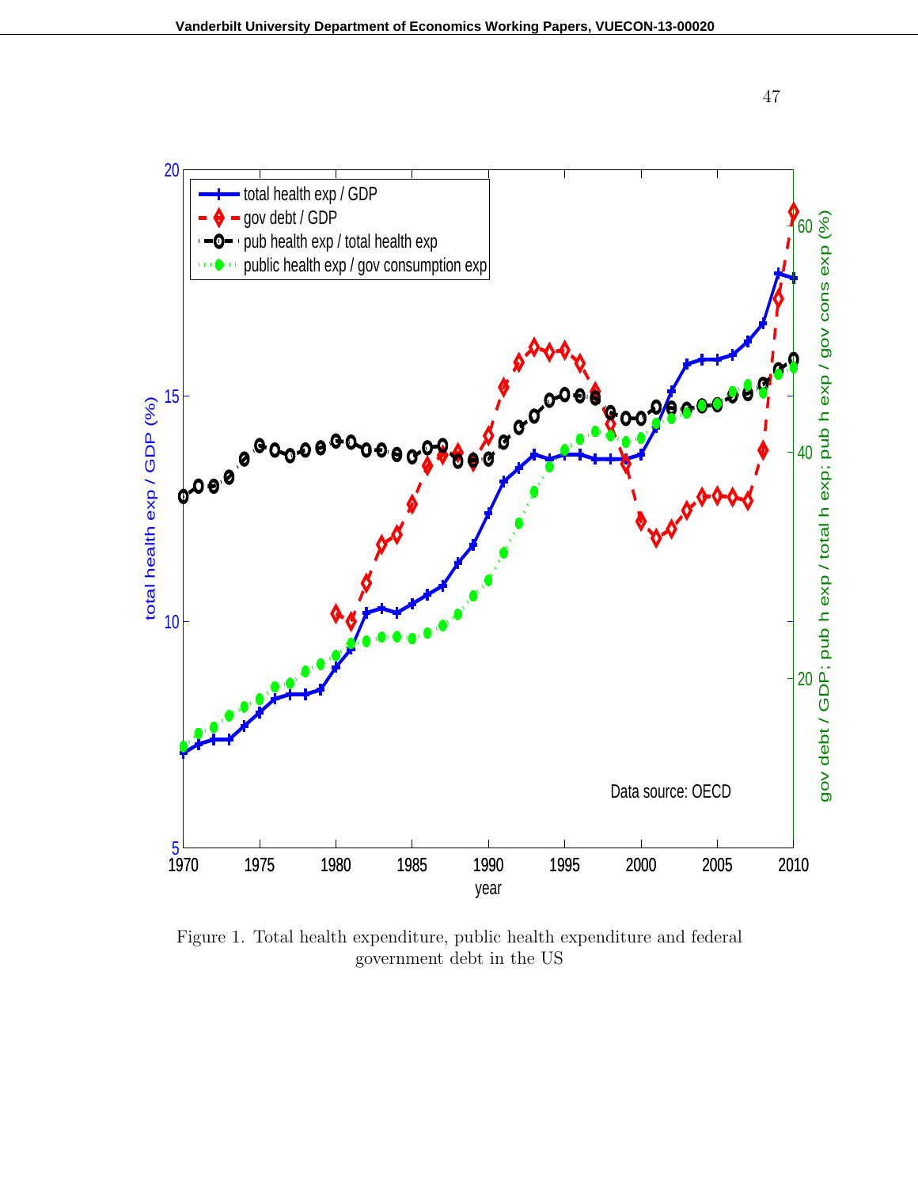Figure 1. Total health expenditure, public health expenditure and federal government debt in the US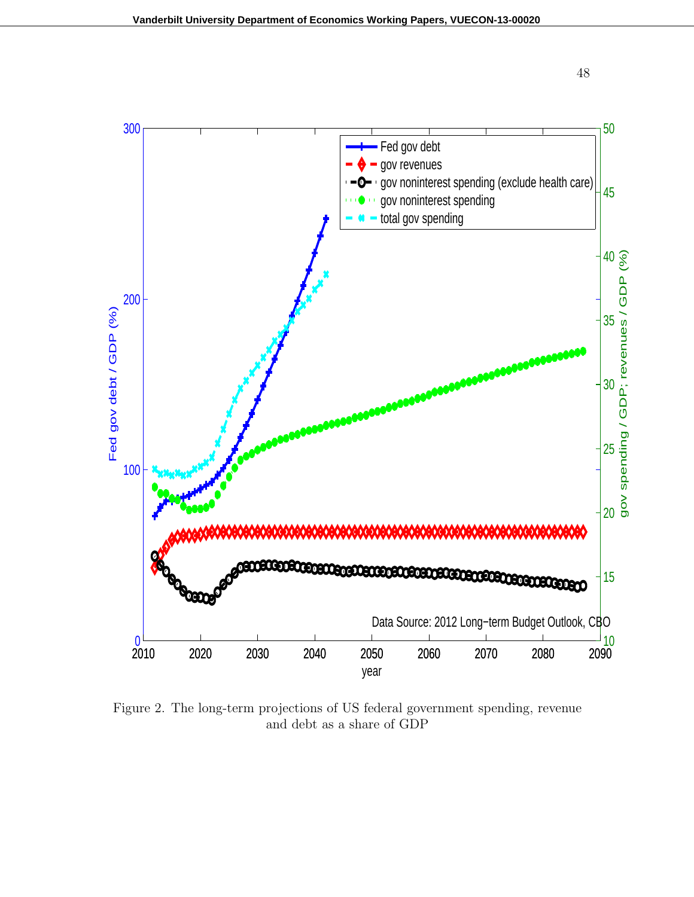Fed gov debt / GDP (%)

300

200

100

0

2010 2020 2030 2040 2050 2060 2070 2080 2090

year

gov spending / GDP; revenues / GDP (%)

50

45

40

35

30

25

20

15

10

Fed gov debt

gov revenues

gov noninterest spending (exclude health care)

gov noninterest spending

total gov spending

Data Source: 2012 Long−term Budget Outlook, CBO

Figure 2. The long-term projections of US federal government spending, revenue and debt as a share of GDP